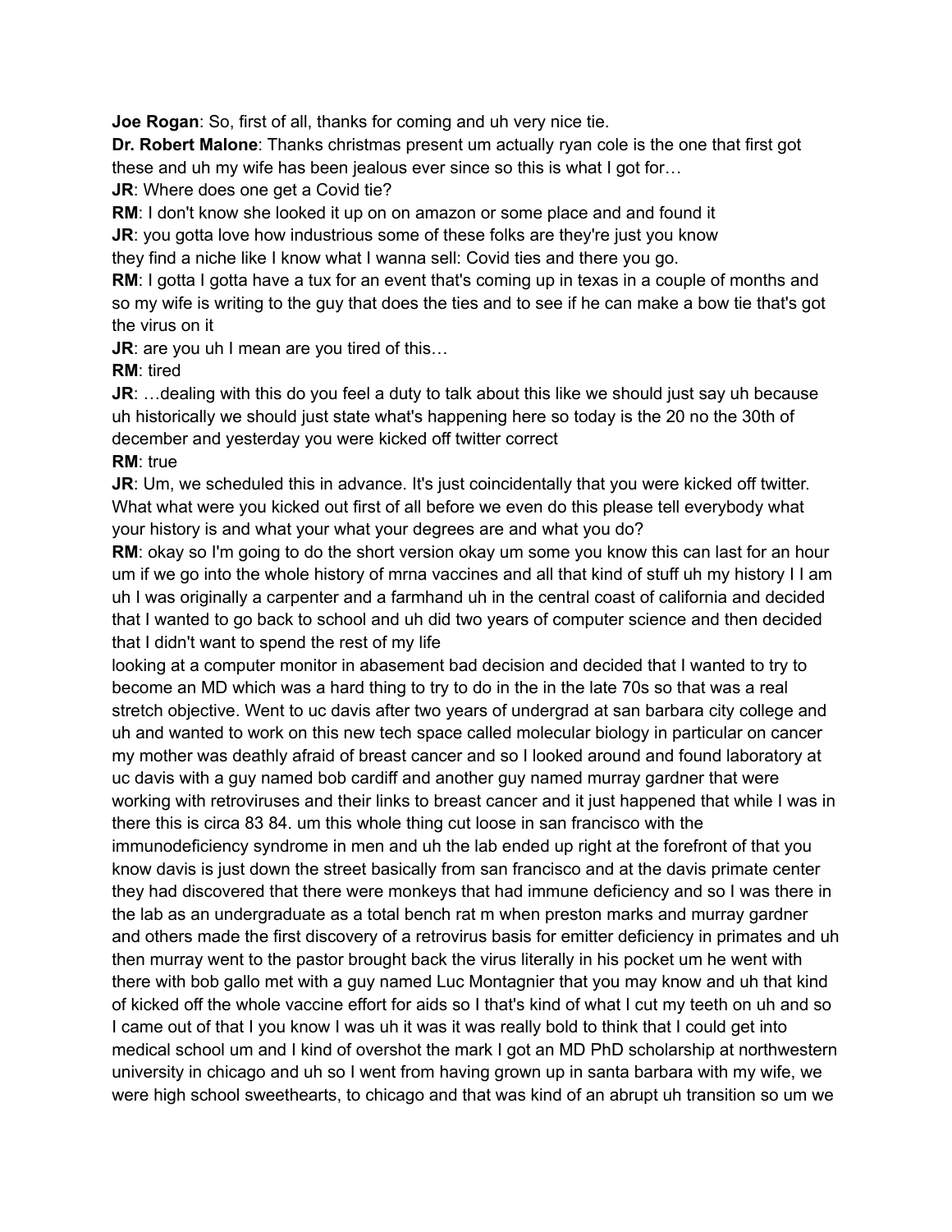**Joe Rogan**: So, first of all, thanks for coming and uh very nice tie.

**Dr. Robert Malone**: Thanks christmas present um actually ryan cole is the one that first got these and uh my wife has been jealous ever since so this is what I got for…

**JR**: Where does one get a Covid tie?

**RM**: I don't know she looked it up on on amazon or some place and and found it

**JR**: you gotta love how industrious some of these folks are they're just you know they find a niche like I know what I wanna sell: Covid ties and there you go.

**RM**: I gotta I gotta have a tux for an event that's coming up in texas in a couple of months and so my wife is writing to the guy that does the ties and to see if he can make a bow tie that's got the virus on it

**JR**: are you uh I mean are you tired of this…

**RM**: tired

**JR**: …dealing with this do you feel a duty to talk about this like we should just say uh because uh historically we should just state what's happening here so today is the 20 no the 30th of december and yesterday you were kicked off twitter correct

**RM**: true

**JR**: Um, we scheduled this in advance. It's just coincidentally that you were kicked off twitter. What what were you kicked out first of all before we even do this please tell everybody what your history is and what your what your degrees are and what you do?

**RM**: okay so I'm going to do the short version okay um some you know this can last for an hour um if we go into the whole history of mrna vaccines and all that kind of stuff uh my history I I am uh I was originally a carpenter and a farmhand uh in the central coast of california and decided that I wanted to go back to school and uh did two years of computer science and then decided that I didn't want to spend the rest of my life looking at a computer monitor in abasement bad decision and decided that I wanted to try to become an MD which was a hard thing to try to do in the in the late 70s so that was a real stretch objective. Went to uc davis after two years of undergrad at san barbara city college and uh and wanted to work on this new tech space called molecular biology in particular on cancer my mother was deathly afraid of breast cancer and so I looked around and found laboratory at uc davis with a guy named bob cardiff and another guy named murray gardner that were working with retroviruses and their links to breast cancer and it just happened that while I was in there this is circa 83 84. um this whole thing cut loose in san francisco with the immunodeficiency syndrome in men and uh the lab ended up right at the forefront of that you know davis is just down the street basically from san francisco and at the davis primate center they had discovered that there were monkeys that had immune deficiency and so I was there in the lab as an undergraduate as a total bench rat m when preston marks and murray gardner and others made the first discovery of a retrovirus basis for emitter deficiency in primates and uh then murray went to the pastor brought back the virus literally in his pocket um he went with there with bob gallo met with a guy named Luc Montagnier that you may know and uh that kind of kicked off the whole vaccine effort for aids so I that's kind of what I cut my teeth on uh and so I came out of that I you know I was uh it was it was really bold to think that I could get into medical school um and I kind of overshot the mark I got an MD PhD scholarship at northwestern university in chicago and uh so I went from having grown up in santa barbara with my wife, we were high school sweethearts, to chicago and that was kind of an abrupt uh transition so um we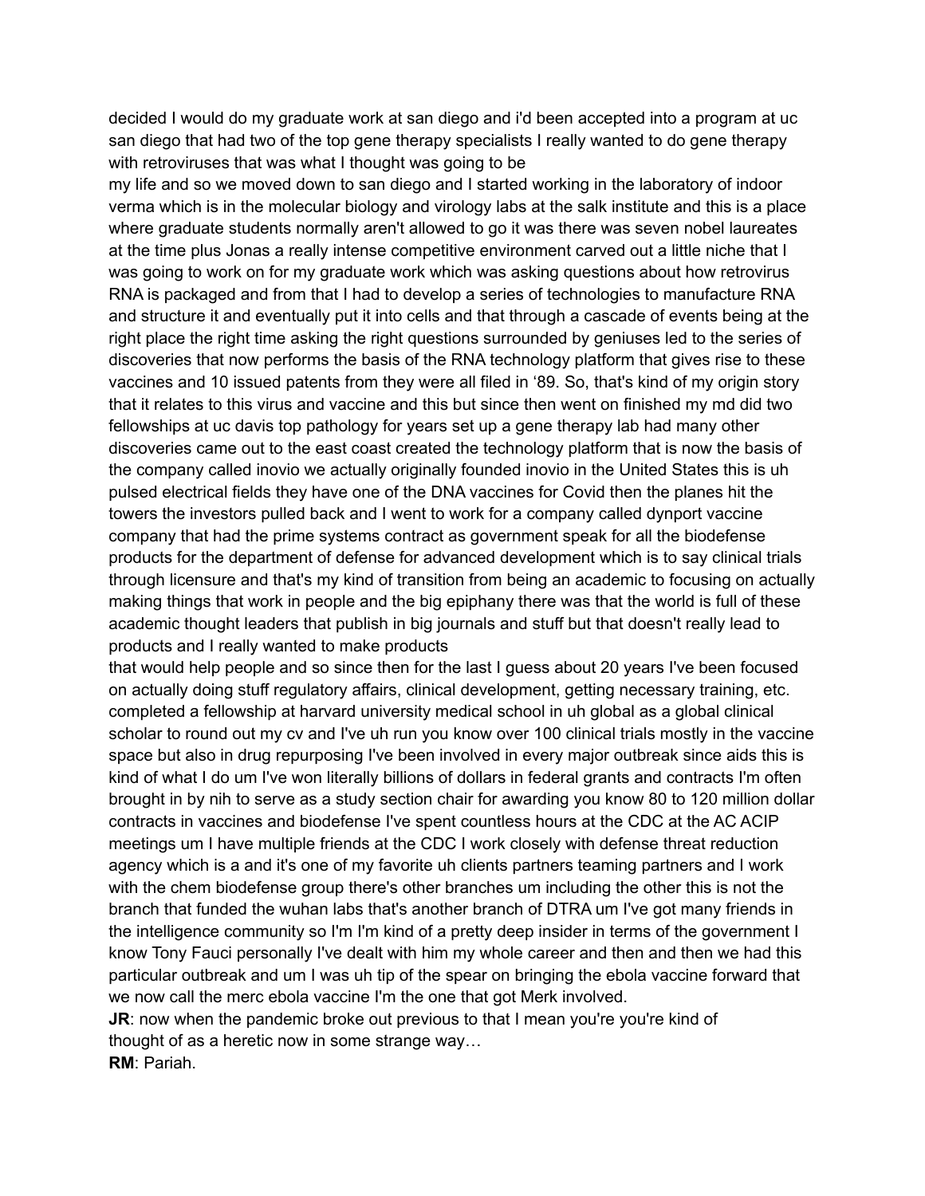decided I would do my graduate work at san diego and i'd been accepted into a program at uc san diego that had two of the top gene therapy specialists I really wanted to do gene therapy with retroviruses that was what I thought was going to be
my life and so we moved down to san diego and I started working in the laboratory of indoor verma which is in the molecular biology and virology labs at the salk institute and this is a place where graduate students normally aren't allowed to go it was there was seven nobel laureates at the time plus Jonas a really intense competitive environment carved out a little niche that I was going to work on for my graduate work which was asking questions about how retrovirus RNA is packaged and from that I had to develop a series of technologies to manufacture RNA and structure it and eventually put it into cells and that through a cascade of events being at the right place the right time asking the right questions surrounded by geniuses led to the series of discoveries that now performs the basis of the RNA technology platform that gives rise to these vaccines and 10 issued patents from they were all filed in '89. So, that's kind of my origin story that it relates to this virus and vaccine and this but since then went on finished my md did two fellowships at uc davis top pathology for years set up a gene therapy lab had many other discoveries came out to the east coast created the technology platform that is now the basis of the company called inovio we actually originally founded inovio in the United States this is uh pulsed electrical fields they have one of the DNA vaccines for Covid then the planes hit the towers the investors pulled back and I went to work for a company called dynport vaccine company that had the prime systems contract as government speak for all the biodefense products for the department of defense for advanced development which is to say clinical trials through licensure and that's my kind of transition from being an academic to focusing on actually making things that work in people and the big epiphany there was that the world is full of these academic thought leaders that publish in big journals and stuff but that doesn't really lead to products and I really wanted to make products
that would help people and so since then for the last I guess about 20 years I've been focused on actually doing stuff regulatory affairs, clinical development, getting necessary training, etc. completed a fellowship at harvard university medical school in uh global as a global clinical scholar to round out my cv and I've uh run you know over 100 clinical trials mostly in the vaccine space but also in drug repurposing I've been involved in every major outbreak since aids this is kind of what I do um I've won literally billions of dollars in federal grants and contracts I'm often brought in by nih to serve as a study section chair for awarding you know 80 to 120 million dollar contracts in vaccines and biodefense I've spent countless hours at the CDC at the AC ACIP meetings um I have multiple friends at the CDC I work closely with defense threat reduction agency which is a and it's one of my favorite uh clients partners teaming partners and I work with the chem biodefense group there's other branches um including the other this is not the branch that funded the wuhan labs that's another branch of DTRA um I've got many friends in the intelligence community so I'm I'm kind of a pretty deep insider in terms of the government I know Tony Fauci personally I've dealt with him my whole career and then and then we had this particular outbreak and um I was uh tip of the spear on bringing the ebola vaccine forward that we now call the merc ebola vaccine I'm the one that got Merk involved.

**JR**: now when the pandemic broke out previous to that I mean you're you're kind of thought of as a heretic now in some strange way…

**RM**: Pariah.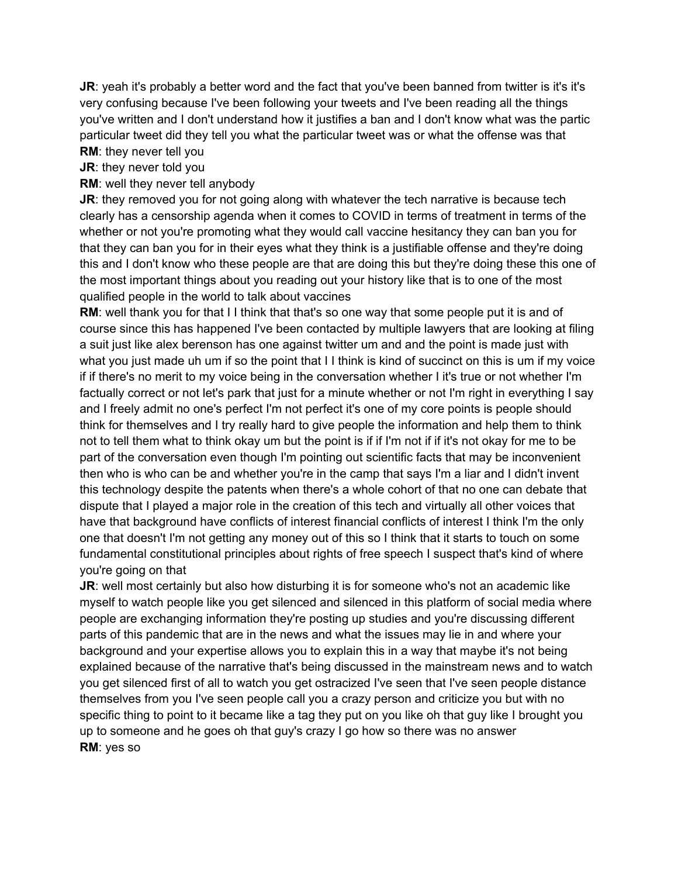**JR**: yeah it's probably a better word and the fact that you've been banned from twitter is it's it's very confusing because I've been following your tweets and I've been reading all the things you've written and I don't understand how it justifies a ban and I don't know what was the partic particular tweet did they tell you what the particular tweet was or what the offense was that

**RM**: they never tell you

**JR**: they never told you

**RM**: well they never tell anybody

**JR**: they removed you for not going along with whatever the tech narrative is because tech clearly has a censorship agenda when it comes to COVID in terms of treatment in terms of the whether or not you're promoting what they would call vaccine hesitancy they can ban you for that they can ban you for in their eyes what they think is a justifiable offense and they're doing this and I don't know who these people are that are doing this but they're doing these this one of the most important things about you reading out your history like that is to one of the most qualified people in the world to talk about vaccines

**RM**: well thank you for that I I think that that's so one way that some people put it is and of course since this has happened I've been contacted by multiple lawyers that are looking at filing a suit just like alex berenson has one against twitter um and and the point is made just with what you just made uh um if so the point that I I think is kind of succinct on this is um if my voice if if there's no merit to my voice being in the conversation whether I it's true or not whether I'm factually correct or not let's park that just for a minute whether or not I'm right in everything I say and I freely admit no one's perfect I'm not perfect it's one of my core points is people should think for themselves and I try really hard to give people the information and help them to think not to tell them what to think okay um but the point is if if I'm not if if it's not okay for me to be part of the conversation even though I'm pointing out scientific facts that may be inconvenient then who is who can be and whether you're in the camp that says I'm a liar and I didn't invent this technology despite the patents when there's a whole cohort of that no one can debate that dispute that I played a major role in the creation of this tech and virtually all other voices that have that background have conflicts of interest financial conflicts of interest I think I'm the only one that doesn't I'm not getting any money out of this so I think that it starts to touch on some fundamental constitutional principles about rights of free speech I suspect that's kind of where you're going on that

**JR**: well most certainly but also how disturbing it is for someone who's not an academic like myself to watch people like you get silenced and silenced in this platform of social media where people are exchanging information they're posting up studies and you're discussing different parts of this pandemic that are in the news and what the issues may lie in and where your background and your expertise allows you to explain this in a way that maybe it's not being explained because of the narrative that's being discussed in the mainstream news and to watch you get silenced first of all to watch you get ostracized I've seen that I've seen people distance themselves from you I've seen people call you a crazy person and criticize you but with no specific thing to point to it became like a tag they put on you like oh that guy like I brought you up to someone and he goes oh that guy's crazy I go how so there was no answer

**RM**: yes so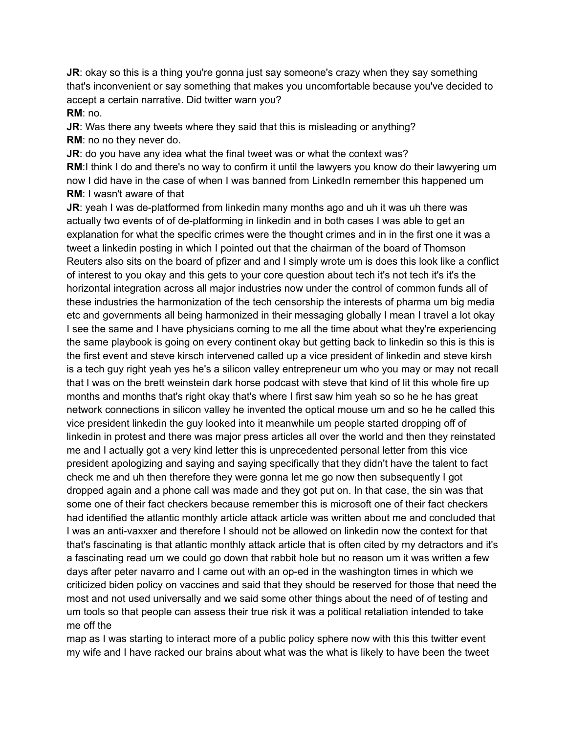**JR**: okay so this is a thing you're gonna just say someone's crazy when they say something that's inconvenient or say something that makes you uncomfortable because you've decided to accept a certain narrative. Did twitter warn you?

**RM**: no.

**JR**: Was there any tweets where they said that this is misleading or anything?

**RM**: no no they never do.

**JR**: do you have any idea what the final tweet was or what the context was?

**RM**:I think I do and there's no way to confirm it until the lawyers you know do their lawyering um now I did have in the case of when I was banned from LinkedIn remember this happened um

**RM**: I wasn't aware of that

**JR**: yeah I was de-platformed from linkedin many months ago and uh it was uh there was actually two events of of de-platforming in linkedin and in both cases I was able to get an explanation for what the specific crimes were the thought crimes and in in the first one it was a tweet a linkedin posting in which I pointed out that the chairman of the board of Thomson Reuters also sits on the board of pfizer and and I simply wrote um is does this look like a conflict of interest to you okay and this gets to your core question about tech it's not tech it's it's the horizontal integration across all major industries now under the control of common funds all of these industries the harmonization of the tech censorship the interests of pharma um big media etc and governments all being harmonized in their messaging globally I mean I travel a lot okay I see the same and I have physicians coming to me all the time about what they're experiencing the same playbook is going on every continent okay but getting back to linkedin so this is this is the first event and steve kirsch intervened called up a vice president of linkedin and steve kirsh is a tech guy right yeah yes he's a silicon valley entrepreneur um who you may or may not recall that I was on the brett weinstein dark horse podcast with steve that kind of lit this whole fire up months and months that's right okay that's where I first saw him yeah so so he he has great network connections in silicon valley he invented the optical mouse um and so he he called this vice president linkedin the guy looked into it meanwhile um people started dropping off of linkedin in protest and there was major press articles all over the world and then they reinstated me and I actually got a very kind letter this is unprecedented personal letter from this vice president apologizing and saying and saying specifically that they didn't have the talent to fact check me and uh then therefore they were gonna let me go now then subsequently I got dropped again and a phone call was made and they got put on. In that case, the sin was that some one of their fact checkers because remember this is microsoft one of their fact checkers had identified the atlantic monthly article attack article was written about me and concluded that I was an anti-vaxxer and therefore I should not be allowed on linkedin now the context for that that's fascinating is that atlantic monthly attack article that is often cited by my detractors and it's a fascinating read um we could go down that rabbit hole but no reason um it was written a few days after peter navarro and I came out with an op-ed in the washington times in which we criticized biden policy on vaccines and said that they should be reserved for those that need the most and not used universally and we said some other things about the need of of testing and um tools so that people can assess their true risk it was a political retaliation intended to take me off the map as I was starting to interact more of a public policy sphere now with this this twitter event my wife and I have racked our brains about what was the what is likely to have been the tweet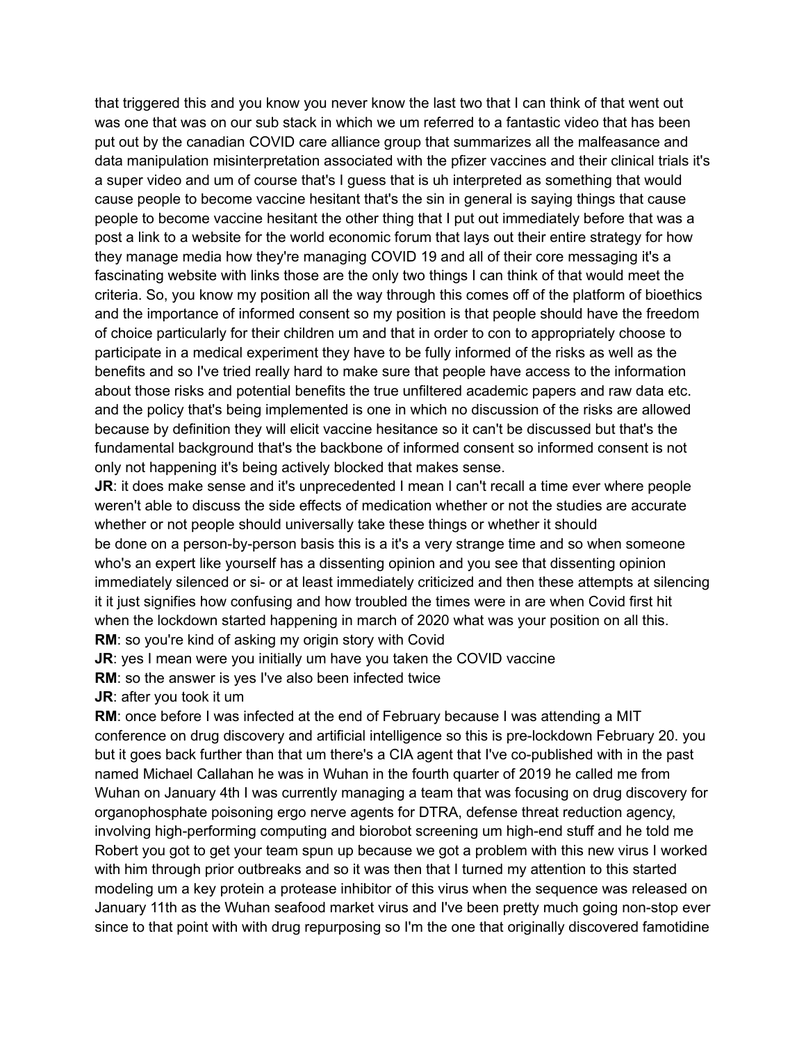that triggered this and you know you never know the last two that I can think of that went out was one that was on our sub stack in which we um referred to a fantastic video that has been put out by the canadian COVID care alliance group that summarizes all the malfeasance and data manipulation misinterpretation associated with the pfizer vaccines and their clinical trials it's a super video and um of course that's I guess that is uh interpreted as something that would cause people to become vaccine hesitant that's the sin in general is saying things that cause people to become vaccine hesitant the other thing that I put out immediately before that was a post a link to a website for the world economic forum that lays out their entire strategy for how they manage media how they're managing COVID 19 and all of their core messaging it's a fascinating website with links those are the only two things I can think of that would meet the criteria. So, you know my position all the way through this comes off of the platform of bioethics and the importance of informed consent so my position is that people should have the freedom of choice particularly for their children um and that in order to con to appropriately choose to participate in a medical experiment they have to be fully informed of the risks as well as the benefits and so I've tried really hard to make sure that people have access to the information about those risks and potential benefits the true unfiltered academic papers and raw data etc. and the policy that's being implemented is one in which no discussion of the risks are allowed because by definition they will elicit vaccine hesitance so it can't be discussed but that's the fundamental background that's the backbone of informed consent so informed consent is not only not happening it's being actively blocked that makes sense.

**JR**: it does make sense and it's unprecedented I mean I can't recall a time ever where people weren't able to discuss the side effects of medication whether or not the studies are accurate whether or not people should universally take these things or whether it should be done on a person-by-person basis this is a it's a very strange time and so when someone who's an expert like yourself has a dissenting opinion and you see that dissenting opinion immediately silenced or si- or at least immediately criticized and then these attempts at silencing it it just signifies how confusing and how troubled the times were in are when Covid first hit when the lockdown started happening in march of 2020 what was your position on all this.

**RM**: so you're kind of asking my origin story with Covid

**JR**: yes I mean were you initially um have you taken the COVID vaccine

**RM**: so the answer is yes I've also been infected twice

**JR**: after you took it um

**RM**: once before I was infected at the end of February because I was attending a MIT conference on drug discovery and artificial intelligence so this is pre-lockdown February 20. you but it goes back further than that um there's a CIA agent that I've co-published with in the past named Michael Callahan he was in Wuhan in the fourth quarter of 2019 he called me from Wuhan on January 4th I was currently managing a team that was focusing on drug discovery for organophosphate poisoning ergo nerve agents for DTRA, defense threat reduction agency, involving high-performing computing and biorobot screening um high-end stuff and he told me Robert you got to get your team spun up because we got a problem with this new virus I worked with him through prior outbreaks and so it was then that I turned my attention to this started modeling um a key protein a protease inhibitor of this virus when the sequence was released on January 11th as the Wuhan seafood market virus and I've been pretty much going non-stop ever since to that point with with drug repurposing so I'm the one that originally discovered famotidine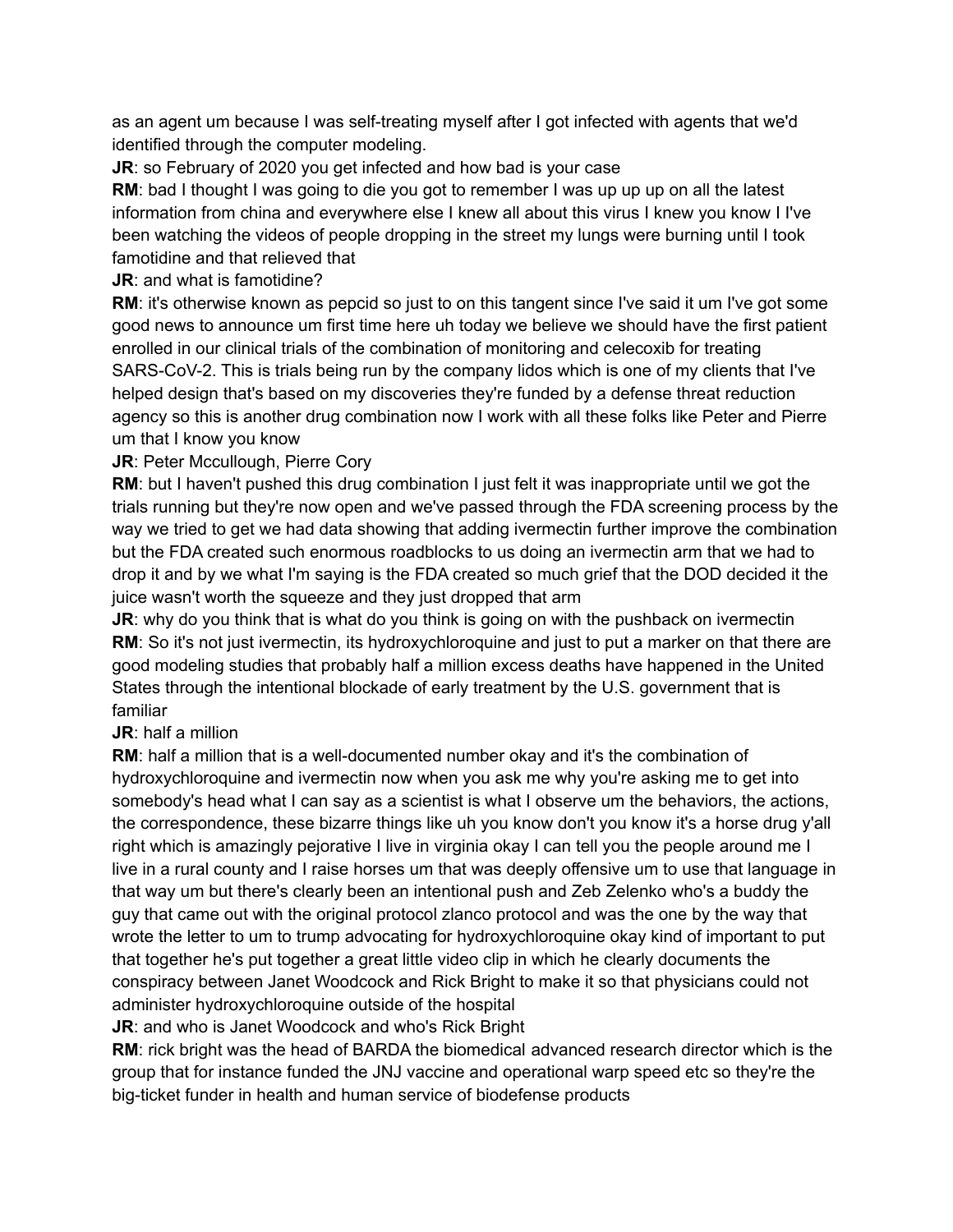as an agent um because I was self-treating myself after I got infected with agents that we'd identified through the computer modeling.

**JR**: so February of 2020 you get infected and how bad is your case

**RM**: bad I thought I was going to die you got to remember I was up up up on all the latest information from china and everywhere else I knew all about this virus I knew you know I I've been watching the videos of people dropping in the street my lungs were burning until I took famotidine and that relieved that

**JR**: and what is famotidine?

**RM**: it's otherwise known as pepcid so just to on this tangent since I've said it um I've got some good news to announce um first time here uh today we believe we should have the first patient enrolled in our clinical trials of the combination of monitoring and celecoxib for treating SARS-CoV-2. This is trials being run by the company lidos which is one of my clients that I've helped design that's based on my discoveries they're funded by a defense threat reduction agency so this is another drug combination now I work with all these folks like Peter and Pierre um that I know you know

**JR**: Peter Mccullough, Pierre Cory

**RM**: but I haven't pushed this drug combination I just felt it was inappropriate until we got the trials running but they're now open and we've passed through the FDA screening process by the way we tried to get we had data showing that adding ivermectin further improve the combination but the FDA created such enormous roadblocks to us doing an ivermectin arm that we had to drop it and by we what I'm saying is the FDA created so much grief that the DOD decided it the juice wasn't worth the squeeze and they just dropped that arm

**JR**: why do you think that is what do you think is going on with the pushback on ivermectin

**RM**: So it's not just ivermectin, its hydroxychloroquine and just to put a marker on that there are good modeling studies that probably half a million excess deaths have happened in the United States through the intentional blockade of early treatment by the U.S. government that is familiar

**JR**: half a million

**RM**: half a million that is a well-documented number okay and it's the combination of hydroxychloroquine and ivermectin now when you ask me why you're asking me to get into somebody's head what I can say as a scientist is what I observe um the behaviors, the actions, the correspondence, these bizarre things like uh you know don't you know it's a horse drug y'all right which is amazingly pejorative I live in virginia okay I can tell you the people around me I live in a rural county and I raise horses um that was deeply offensive um to use that language in that way um but there's clearly been an intentional push and Zeb Zelenko who's a buddy the guy that came out with the original protocol zlanco protocol and was the one by the way that wrote the letter to um to trump advocating for hydroxychloroquine okay kind of important to put that together he's put together a great little video clip in which he clearly documents the conspiracy between Janet Woodcock and Rick Bright to make it so that physicians could not administer hydroxychloroquine outside of the hospital

**JR**: and who is Janet Woodcock and who's Rick Bright

**RM**: rick bright was the head of BARDA the biomedical advanced research director which is the group that for instance funded the JNJ vaccine and operational warp speed etc so they're the big-ticket funder in health and human service of biodefense products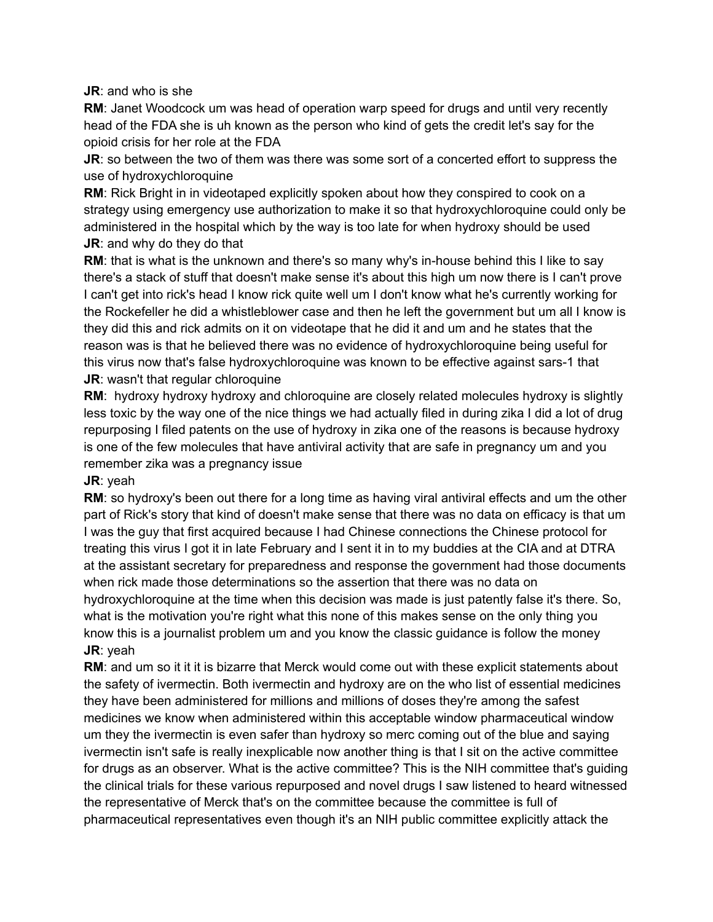**JR**: and who is she

**RM**: Janet Woodcock um was head of operation warp speed for drugs and until very recently head of the FDA she is uh known as the person who kind of gets the credit let's say for the opioid crisis for her role at the FDA

**JR**: so between the two of them was there was some sort of a concerted effort to suppress the use of hydroxychloroquine

**RM**: Rick Bright in in videotaped explicitly spoken about how they conspired to cook on a strategy using emergency use authorization to make it so that hydroxychloroquine could only be administered in the hospital which by the way is too late for when hydroxy should be used

**JR**: and why do they do that

**RM**: that is what is the unknown and there's so many why's in-house behind this I like to say there's a stack of stuff that doesn't make sense it's about this high um now there is I can't prove I can't get into rick's head I know rick quite well um I don't know what he's currently working for the Rockefeller he did a whistleblower case and then he left the government but um all I know is they did this and rick admits on it on videotape that he did it and um and he states that the reason was is that he believed there was no evidence of hydroxychloroquine being useful for this virus now that's false hydroxychloroquine was known to be effective against sars-1 that

**JR**: wasn't that regular chloroquine

**RM**: hydroxy hydroxy hydroxy and chloroquine are closely related molecules hydroxy is slightly less toxic by the way one of the nice things we had actually filed in during zika I did a lot of drug repurposing I filed patents on the use of hydroxy in zika one of the reasons is because hydroxy is one of the few molecules that have antiviral activity that are safe in pregnancy um and you remember zika was a pregnancy issue

**JR**: yeah

**RM**: so hydroxy's been out there for a long time as having viral antiviral effects and um the other part of Rick's story that kind of doesn't make sense that there was no data on efficacy is that um I was the guy that first acquired because I had Chinese connections the Chinese protocol for treating this virus I got it in late February and I sent it in to my buddies at the CIA and at DTRA at the assistant secretary for preparedness and response the government had those documents when rick made those determinations so the assertion that there was no data on hydroxychloroquine at the time when this decision was made is just patently false it's there. So, what is the motivation you're right what this none of this makes sense on the only thing you know this is a journalist problem um and you know the classic guidance is follow the money

**JR**: yeah

**RM**: and um so it it it is bizarre that Merck would come out with these explicit statements about the safety of ivermectin. Both ivermectin and hydroxy are on the who list of essential medicines they have been administered for millions and millions of doses they're among the safest medicines we know when administered within this acceptable window pharmaceutical window um they the ivermectin is even safer than hydroxy so merc coming out of the blue and saying ivermectin isn't safe is really inexplicable now another thing is that I sit on the active committee for drugs as an observer. What is the active committee? This is the NIH committee that's guiding the clinical trials for these various repurposed and novel drugs I saw listened to heard witnessed the representative of Merck that's on the committee because the committee is full of pharmaceutical representatives even though it's an NIH public committee explicitly attack the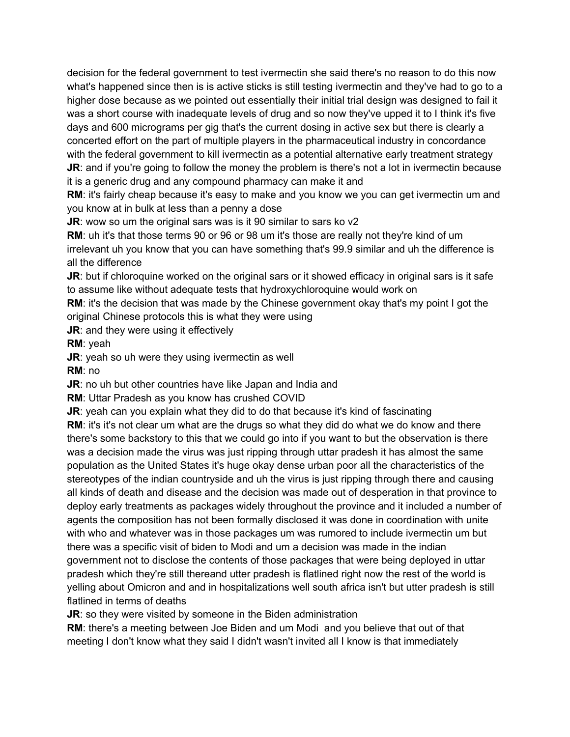decision for the federal government to test ivermectin she said there's no reason to do this now what's happened since then is is active sticks is still testing ivermectin and they've had to go to a higher dose because as we pointed out essentially their initial trial design was designed to fail it was a short course with inadequate levels of drug and so now they've upped it to I think it's five days and 600 micrograms per gig that's the current dosing in active sex but there is clearly a concerted effort on the part of multiple players in the pharmaceutical industry in concordance with the federal government to kill ivermectin as a potential alternative early treatment strategy

**JR**: and if you're going to follow the money the problem is there's not a lot in ivermectin because it is a generic drug and any compound pharmacy can make it and

**RM**: it's fairly cheap because it's easy to make and you know we you can get ivermectin um and you know at in bulk at less than a penny a dose

**JR**: wow so um the original sars was is it 90 similar to sars ko v2

**RM**: uh it's that those terms 90 or 96 or 98 um it's those are really not they're kind of um irrelevant uh you know that you can have something that's 99.9 similar and uh the difference is all the difference

**JR**: but if chloroquine worked on the original sars or it showed efficacy in original sars is it safe to assume like without adequate tests that hydroxychloroquine would work on

**RM**: it's the decision that was made by the Chinese government okay that's my point I got the original Chinese protocols this is what they were using

**JR**: and they were using it effectively

**RM**: yeah

**JR**: yeah so uh were they using ivermectin as well

**RM**: no

**JR**: no uh but other countries have like Japan and India and

**RM**: Uttar Pradesh as you know has crushed COVID

**JR**: yeah can you explain what they did to do that because it's kind of fascinating

**RM**: it's it's not clear um what are the drugs so what they did do what we do know and there there's some backstory to this that we could go into if you want to but the observation is there was a decision made the virus was just ripping through uttar pradesh it has almost the same population as the United States it's huge okay dense urban poor all the characteristics of the stereotypes of the indian countryside and uh the virus is just ripping through there and causing all kinds of death and disease and the decision was made out of desperation in that province to deploy early treatments as packages widely throughout the province and it included a number of agents the composition has not been formally disclosed it was done in coordination with unite with who and whatever was in those packages um was rumored to include ivermectin um but there was a specific visit of biden to Modi and um a decision was made in the indian government not to disclose the contents of those packages that were being deployed in uttar pradesh which they're still thereand utter pradesh is flatlined right now the rest of the world is yelling about Omicron and and in hospitalizations well south africa isn't but utter pradesh is still flatlined in terms of deaths

**JR**: so they were visited by someone in the Biden administration

**RM**: there's a meeting between Joe Biden and um Modi  and you believe that out of that meeting I don't know what they said I didn't wasn't invited all I know is that immediately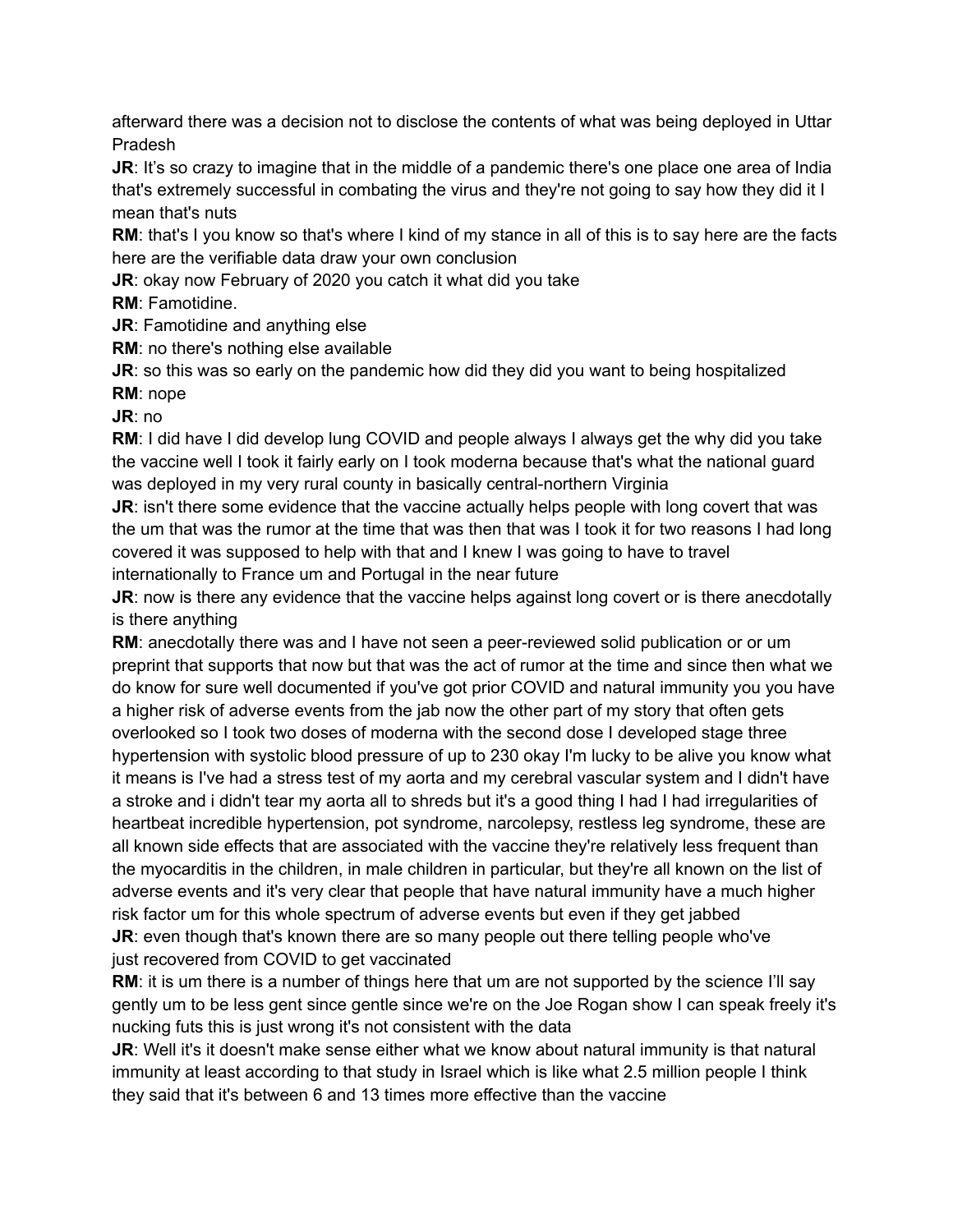afterward there was a decision not to disclose the contents of what was being deployed in Uttar Pradesh

**JR**: It's so crazy to imagine that in the middle of a pandemic there's one place one area of India that's extremely successful in combating the virus and they're not going to say how they did it I mean that's nuts

**RM**: that's I you know so that's where I kind of my stance in all of this is to say here are the facts here are the verifiable data draw your own conclusion

**JR**: okay now February of 2020 you catch it what did you take

**RM**: Famotidine.

**JR**: Famotidine and anything else

**RM**: no there's nothing else available

**JR**: so this was so early on the pandemic how did they did you want to being hospitalized

**RM**: nope

**JR**: no

**RM**: I did have I did develop lung COVID and people always I always get the why did you take the vaccine well I took it fairly early on I took moderna because that's what the national guard was deployed in my very rural county in basically central-northern Virginia

**JR**: isn't there some evidence that the vaccine actually helps people with long covert that was the um that was the rumor at the time that was then that was I took it for two reasons I had long covered it was supposed to help with that and I knew I was going to have to travel internationally to France um and Portugal in the near future

**JR**: now is there any evidence that the vaccine helps against long covert or is there anecdotally is there anything

**RM**: anecdotally there was and I have not seen a peer-reviewed solid publication or or um preprint that supports that now but that was the act of rumor at the time and since then what we do know for sure well documented if you've got prior COVID and natural immunity you you have a higher risk of adverse events from the jab now the other part of my story that often gets overlooked so I took two doses of moderna with the second dose I developed stage three hypertension with systolic blood pressure of up to 230 okay I'm lucky to be alive you know what it means is I've had a stress test of my aorta and my cerebral vascular system and I didn't have a stroke and i didn't tear my aorta all to shreds but it's a good thing I had I had irregularities of heartbeat incredible hypertension, pot syndrome, narcolepsy, restless leg syndrome, these are all known side effects that are associated with the vaccine they're relatively less frequent than the myocarditis in the children, in male children in particular, but they're all known on the list of adverse events and it's very clear that people that have natural immunity have a much higher risk factor um for this whole spectrum of adverse events but even if they get jabbed

**JR**: even though that's known there are so many people out there telling people who've just recovered from COVID to get vaccinated

**RM**: it is um there is a number of things here that um are not supported by the science I'll say gently um to be less gent since gentle since we're on the Joe Rogan show I can speak freely it's nucking futs this is just wrong it's not consistent with the data

**JR**: Well it's it doesn't make sense either what we know about natural immunity is that natural immunity at least according to that study in Israel which is like what 2.5 million people I think they said that it's between 6 and 13 times more effective than the vaccine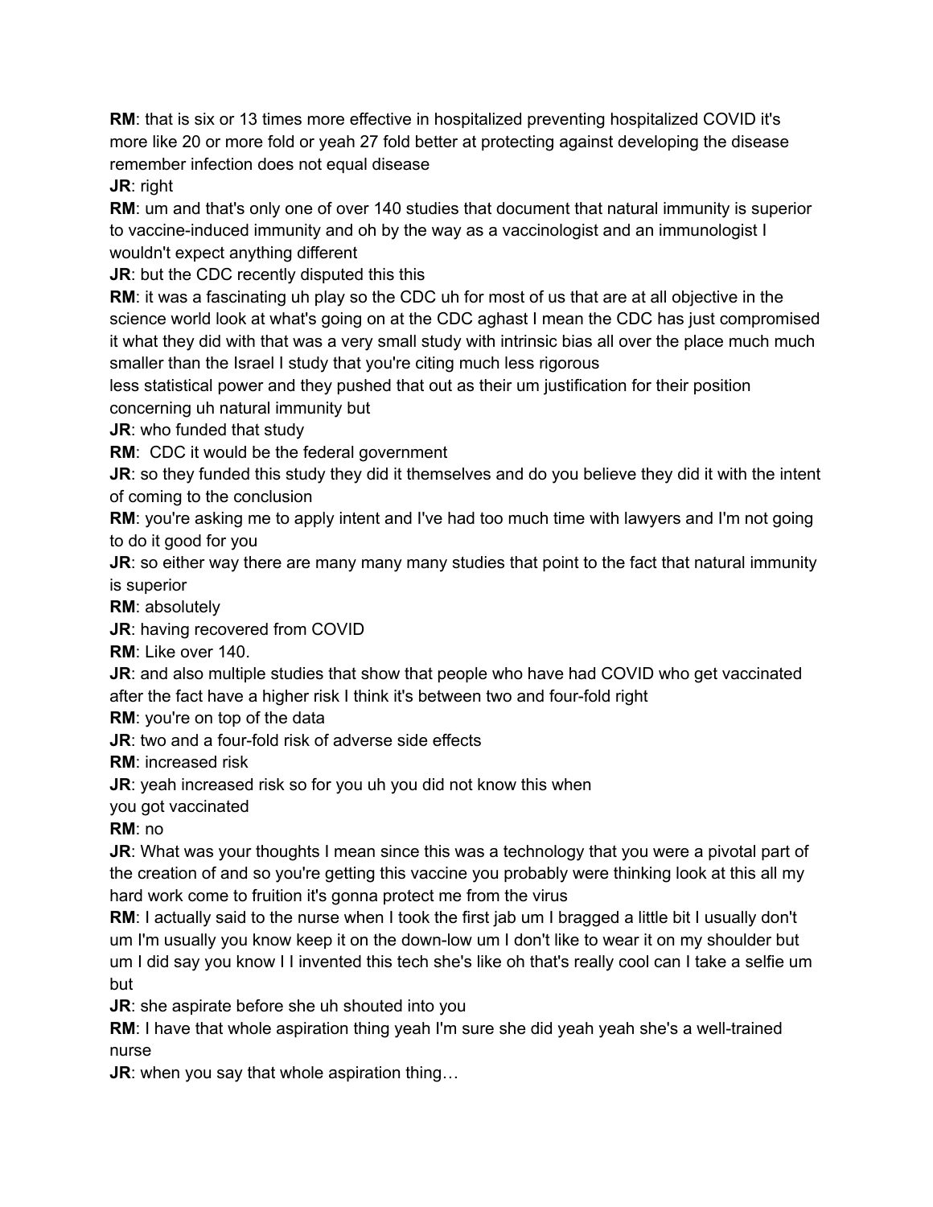**RM**: that is six or 13 times more effective in hospitalized preventing hospitalized COVID it's more like 20 or more fold or yeah 27 fold better at protecting against developing the disease remember infection does not equal disease

**JR**: right

**RM**: um and that's only one of over 140 studies that document that natural immunity is superior to vaccine-induced immunity and oh by the way as a vaccinologist and an immunologist I wouldn't expect anything different

**JR**: but the CDC recently disputed this this

**RM**: it was a fascinating uh play so the CDC uh for most of us that are at all objective in the science world look at what's going on at the CDC aghast I mean the CDC has just compromised it what they did with that was a very small study with intrinsic bias all over the place much much smaller than the Israel I study that you're citing much less rigorous
less statistical power and they pushed that out as their um justification for their position concerning uh natural immunity but

**JR**: who funded that study

**RM**: CDC it would be the federal government

**JR**: so they funded this study they did it themselves and do you believe they did it with the intent of coming to the conclusion

**RM**: you're asking me to apply intent and I've had too much time with lawyers and I'm not going to do it good for you

**JR**: so either way there are many many many studies that point to the fact that natural immunity is superior

**RM**: absolutely

**JR**: having recovered from COVID

**RM**: Like over 140.

**JR**: and also multiple studies that show that people who have had COVID who get vaccinated after the fact have a higher risk I think it's between two and four-fold right

**RM**: you're on top of the data

**JR**: two and a four-fold risk of adverse side effects

**RM**: increased risk

**JR**: yeah increased risk so for you uh you did not know this when
you got vaccinated

**RM**: no

**JR**: What was your thoughts I mean since this was a technology that you were a pivotal part of the creation of and so you're getting this vaccine you probably were thinking look at this all my hard work come to fruition it's gonna protect me from the virus

**RM**: I actually said to the nurse when I took the first jab um I bragged a little bit I usually don't um I'm usually you know keep it on the down-low um I don't like to wear it on my shoulder but um I did say you know I I invented this tech she's like oh that's really cool can I take a selfie um but

**JR**: she aspirate before she uh shouted into you

**RM**: I have that whole aspiration thing yeah I'm sure she did yeah yeah she's a well-trained nurse

**JR**: when you say that whole aspiration thing…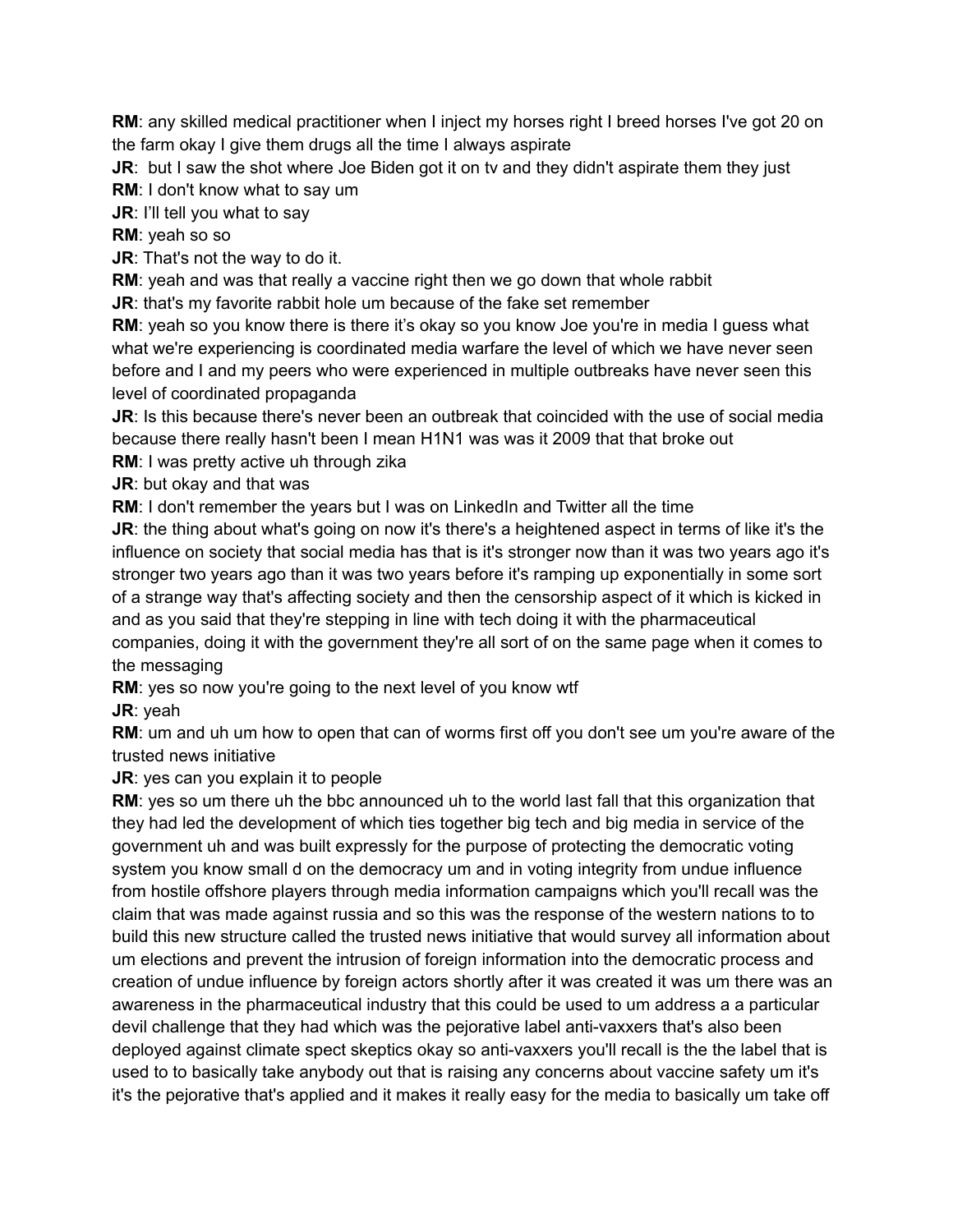**RM**: any skilled medical practitioner when I inject my horses right I breed horses I've got 20 on the farm okay I give them drugs all the time I always aspirate

**JR**: but I saw the shot where Joe Biden got it on tv and they didn't aspirate them they just

**RM**: I don't know what to say um

**JR**: I'll tell you what to say

**RM**: yeah so so

**JR**: That's not the way to do it.

**RM**: yeah and was that really a vaccine right then we go down that whole rabbit

**JR**: that's my favorite rabbit hole um because of the fake set remember

**RM**: yeah so you know there is there it's okay so you know Joe you're in media I guess what what we're experiencing is coordinated media warfare the level of which we have never seen before and I and my peers who were experienced in multiple outbreaks have never seen this level of coordinated propaganda

**JR**: Is this because there's never been an outbreak that coincided with the use of social media because there really hasn't been I mean H1N1 was was it 2009 that that broke out

**RM**: I was pretty active uh through zika

**JR**: but okay and that was

**RM**: I don't remember the years but I was on LinkedIn and Twitter all the time

**JR**: the thing about what's going on now it's there's a heightened aspect in terms of like it's the influence on society that social media has that is it's stronger now than it was two years ago it's stronger two years ago than it was two years before it's ramping up exponentially in some sort of a strange way that's affecting society and then the censorship aspect of it which is kicked in and as you said that they're stepping in line with tech doing it with the pharmaceutical companies, doing it with the government they're all sort of on the same page when it comes to the messaging

**RM**: yes so now you're going to the next level of you know wtf

**JR**: yeah

**RM**: um and uh um how to open that can of worms first off you don't see um you're aware of the trusted news initiative

**JR**: yes can you explain it to people

**RM**: yes so um there uh the bbc announced uh to the world last fall that this organization that they had led the development of which ties together big tech and big media in service of the government uh and was built expressly for the purpose of protecting the democratic voting system you know small d on the democracy um and in voting integrity from undue influence from hostile offshore players through media information campaigns which you'll recall was the claim that was made against russia and so this was the response of the western nations to to build this new structure called the trusted news initiative that would survey all information about um elections and prevent the intrusion of foreign information into the democratic process and creation of undue influence by foreign actors shortly after it was created it was um there was an awareness in the pharmaceutical industry that this could be used to um address a a particular devil challenge that they had which was the pejorative label anti-vaxxers that's also been deployed against climate spect skeptics okay so anti-vaxxers you'll recall is the the label that is used to to basically take anybody out that is raising any concerns about vaccine safety um it's it's the pejorative that's applied and it makes it really easy for the media to basically um take off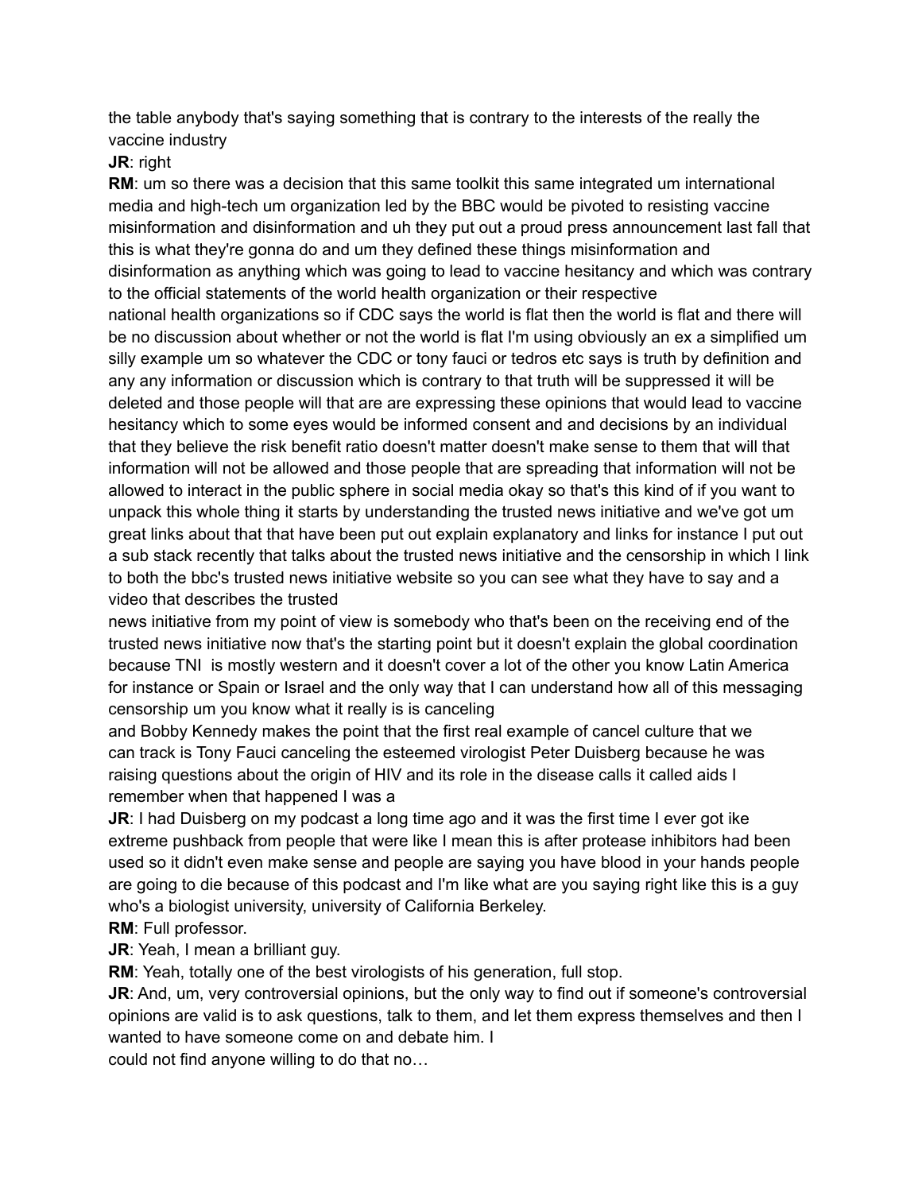the table anybody that's saying something that is contrary to the interests of the really the vaccine industry

**JR**: right

**RM**: um so there was a decision that this same toolkit this same integrated um international media and high-tech um organization led by the BBC would be pivoted to resisting vaccine misinformation and disinformation and uh they put out a proud press announcement last fall that this is what they're gonna do and um they defined these things misinformation and disinformation as anything which was going to lead to vaccine hesitancy and which was contrary to the official statements of the world health organization or their respective national health organizations so if CDC says the world is flat then the world is flat and there will be no discussion about whether or not the world is flat I'm using obviously an ex a simplified um silly example um so whatever the CDC or tony fauci or tedros etc says is truth by definition and any any information or discussion which is contrary to that truth will be suppressed it will be deleted and those people will that are are expressing these opinions that would lead to vaccine hesitancy which to some eyes would be informed consent and and decisions by an individual that they believe the risk benefit ratio doesn't matter doesn't make sense to them that will that information will not be allowed and those people that are spreading that information will not be allowed to interact in the public sphere in social media okay so that's this kind of if you want to unpack this whole thing it starts by understanding the trusted news initiative and we've got um great links about that that have been put out explain explanatory and links for instance I put out a sub stack recently that talks about the trusted news initiative and the censorship in which I link to both the bbc's trusted news initiative website so you can see what they have to say and a video that describes the trusted news initiative from my point of view is somebody who that's been on the receiving end of the trusted news initiative now that's the starting point but it doesn't explain the global coordination because TNI is mostly western and it doesn't cover a lot of the other you know Latin America for instance or Spain or Israel and the only way that I can understand how all of this messaging censorship um you know what it really is is canceling and Bobby Kennedy makes the point that the first real example of cancel culture that we can track is Tony Fauci canceling the esteemed virologist Peter Duisberg because he was raising questions about the origin of HIV and its role in the disease calls it called aids I remember when that happened I was a

**JR**: I had Duisberg on my podcast a long time ago and it was the first time I ever got ike extreme pushback from people that were like I mean this is after protease inhibitors had been used so it didn't even make sense and people are saying you have blood in your hands people are going to die because of this podcast and I'm like what are you saying right like this is a guy who's a biologist university, university of California Berkeley.

**RM**: Full professor.

**JR**: Yeah, I mean a brilliant guy.

**RM**: Yeah, totally one of the best virologists of his generation, full stop.

**JR**: And, um, very controversial opinions, but the only way to find out if someone's controversial opinions are valid is to ask questions, talk to them, and let them express themselves and then I wanted to have someone come on and debate him. I could not find anyone willing to do that no…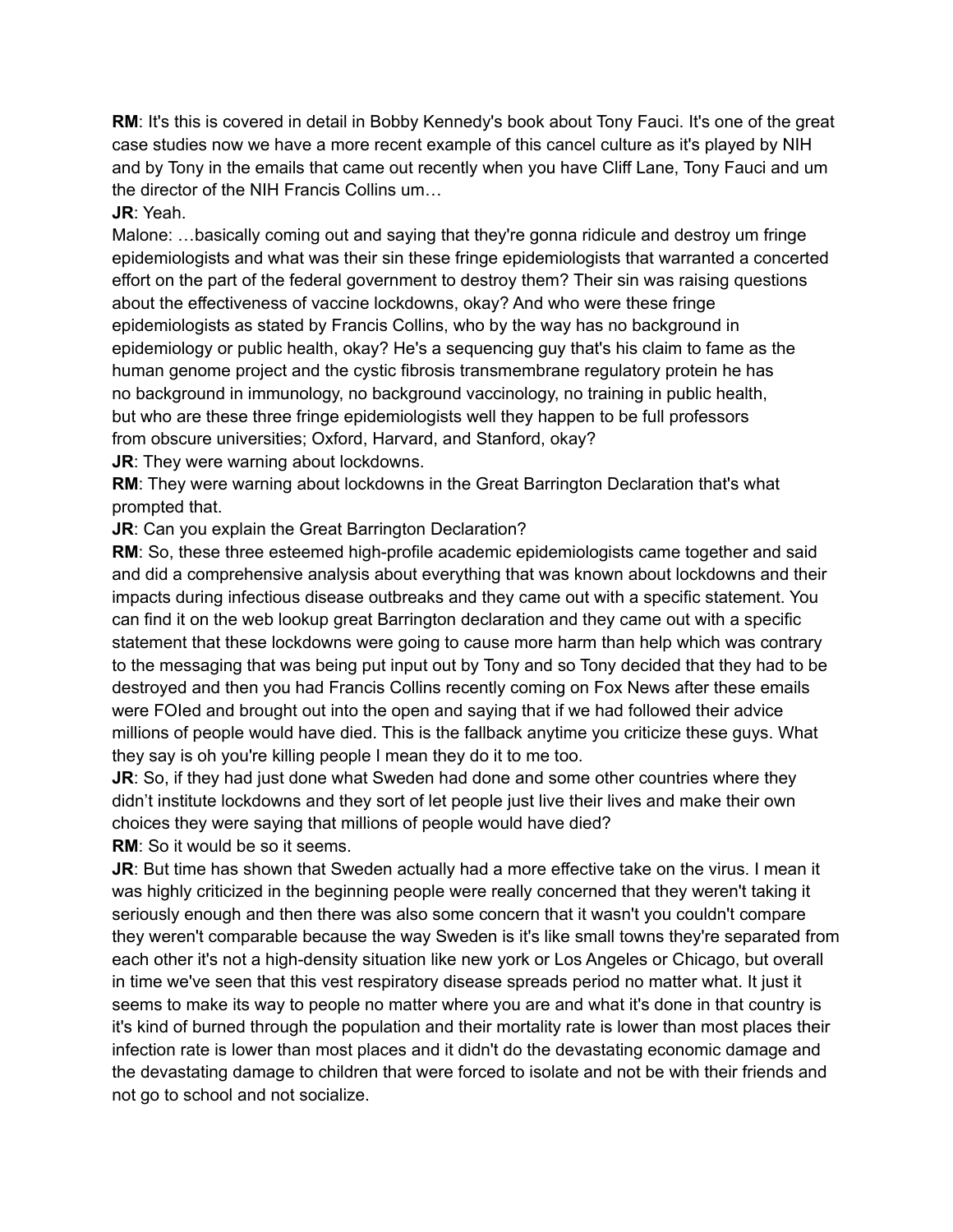**RM**: It's this is covered in detail in Bobby Kennedy's book about Tony Fauci. It's one of the great case studies now we have a more recent example of this cancel culture as it's played by NIH and by Tony in the emails that came out recently when you have Cliff Lane, Tony Fauci and um the director of the NIH Francis Collins um…

**JR**: Yeah.

Malone: …basically coming out and saying that they're gonna ridicule and destroy um fringe epidemiologists and what was their sin these fringe epidemiologists that warranted a concerted effort on the part of the federal government to destroy them? Their sin was raising questions about the effectiveness of vaccine lockdowns, okay? And who were these fringe epidemiologists as stated by Francis Collins, who by the way has no background in epidemiology or public health, okay? He's a sequencing guy that's his claim to fame as the human genome project and the cystic fibrosis transmembrane regulatory protein he has no background in immunology, no background vaccinology, no training in public health, but who are these three fringe epidemiologists well they happen to be full professors from obscure universities; Oxford, Harvard, and Stanford, okay?

**JR**: They were warning about lockdowns.

**RM**: They were warning about lockdowns in the Great Barrington Declaration that's what prompted that.

**JR**: Can you explain the Great Barrington Declaration?

**RM**: So, these three esteemed high-profile academic epidemiologists came together and said and did a comprehensive analysis about everything that was known about lockdowns and their impacts during infectious disease outbreaks and they came out with a specific statement. You can find it on the web lookup great Barrington declaration and they came out with a specific statement that these lockdowns were going to cause more harm than help which was contrary to the messaging that was being put input out by Tony and so Tony decided that they had to be destroyed and then you had Francis Collins recently coming on Fox News after these emails were FOIed and brought out into the open and saying that if we had followed their advice millions of people would have died. This is the fallback anytime you criticize these guys. What they say is oh you're killing people I mean they do it to me too.

**JR**: So, if they had just done what Sweden had done and some other countries where they didn't institute lockdowns and they sort of let people just live their lives and make their own choices they were saying that millions of people would have died?

**RM**: So it would be so it seems.

**JR**: But time has shown that Sweden actually had a more effective take on the virus. I mean it was highly criticized in the beginning people were really concerned that they weren't taking it seriously enough and then there was also some concern that it wasn't you couldn't compare they weren't comparable because the way Sweden is it's like small towns they're separated from each other it's not a high-density situation like new york or Los Angeles or Chicago, but overall in time we've seen that this vest respiratory disease spreads period no matter what. It just it seems to make its way to people no matter where you are and what it's done in that country is it's kind of burned through the population and their mortality rate is lower than most places their infection rate is lower than most places and it didn't do the devastating economic damage and the devastating damage to children that were forced to isolate and not be with their friends and not go to school and not socialize.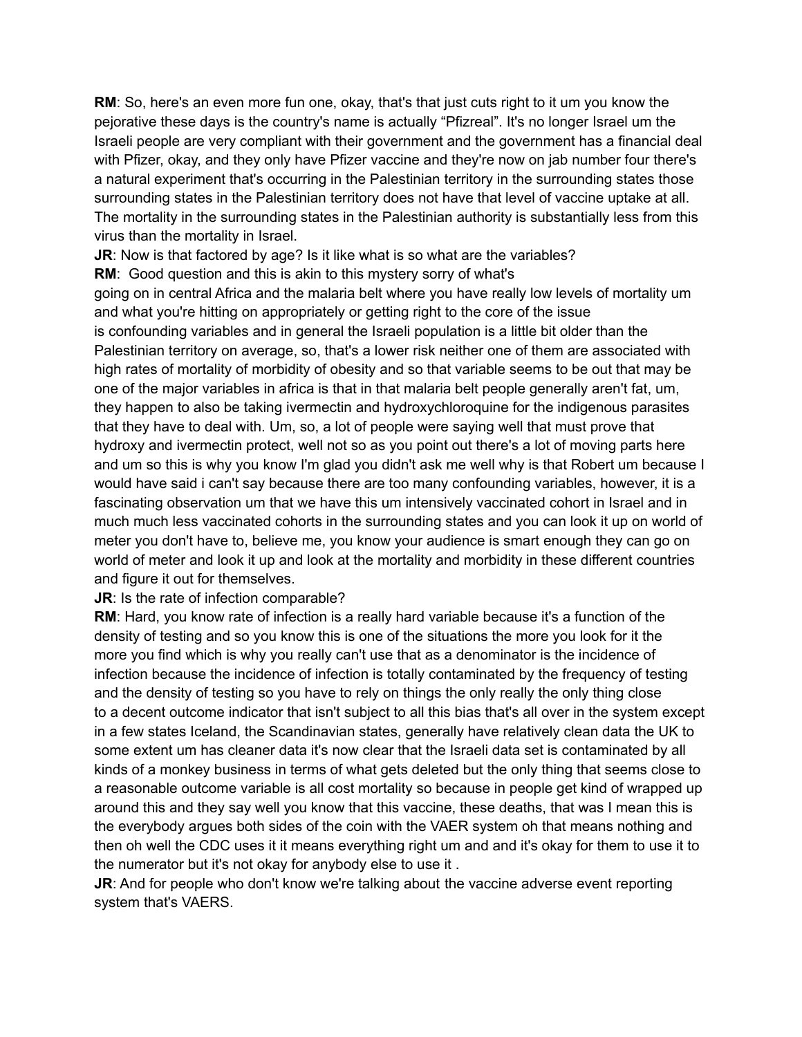**RM**: So, here's an even more fun one, okay, that's that just cuts right to it um you know the pejorative these days is the country's name is actually "Pfizreal". It's no longer Israel um the Israeli people are very compliant with their government and the government has a financial deal with Pfizer, okay, and they only have Pfizer vaccine and they're now on jab number four there's a natural experiment that's occurring in the Palestinian territory in the surrounding states those surrounding states in the Palestinian territory does not have that level of vaccine uptake at all. The mortality in the surrounding states in the Palestinian authority is substantially less from this virus than the mortality in Israel.

**JR**: Now is that factored by age? Is it like what is so what are the variables?

**RM**: Good question and this is akin to this mystery sorry of what's going on in central Africa and the malaria belt where you have really low levels of mortality um and what you're hitting on appropriately or getting right to the core of the issue is confounding variables and in general the Israeli population is a little bit older than the Palestinian territory on average, so, that's a lower risk neither one of them are associated with high rates of mortality of morbidity of obesity and so that variable seems to be out that may be one of the major variables in africa is that in that malaria belt people generally aren't fat, um, they happen to also be taking ivermectin and hydroxychloroquine for the indigenous parasites that they have to deal with. Um, so, a lot of people were saying well that must prove that hydroxy and ivermectin protect, well not so as you point out there's a lot of moving parts here and um so this is why you know I'm glad you didn't ask me well why is that Robert um because I would have said i can't say because there are too many confounding variables, however, it is a fascinating observation um that we have this um intensively vaccinated cohort in Israel and in much much less vaccinated cohorts in the surrounding states and you can look it up on world of meter you don't have to, believe me, you know your audience is smart enough they can go on world of meter and look it up and look at the mortality and morbidity in these different countries and figure it out for themselves.

**JR**: Is the rate of infection comparable?

**RM**: Hard, you know rate of infection is a really hard variable because it's a function of the density of testing and so you know this is one of the situations the more you look for it the more you find which is why you really can't use that as a denominator is the incidence of infection because the incidence of infection is totally contaminated by the frequency of testing and the density of testing so you have to rely on things the only really the only thing close to a decent outcome indicator that isn't subject to all this bias that's all over in the system except in a few states Iceland, the Scandinavian states, generally have relatively clean data the UK to some extent um has cleaner data it's now clear that the Israeli data set is contaminated by all kinds of a monkey business in terms of what gets deleted but the only thing that seems close to a reasonable outcome variable is all cost mortality so because in people get kind of wrapped up around this and they say well you know that this vaccine, these deaths, that was I mean this is the everybody argues both sides of the coin with the VAER system oh that means nothing and then oh well the CDC uses it it means everything right um and and it's okay for them to use it to the numerator but it's not okay for anybody else to use it .

**JR**: And for people who don't know we're talking about the vaccine adverse event reporting system that's VAERS.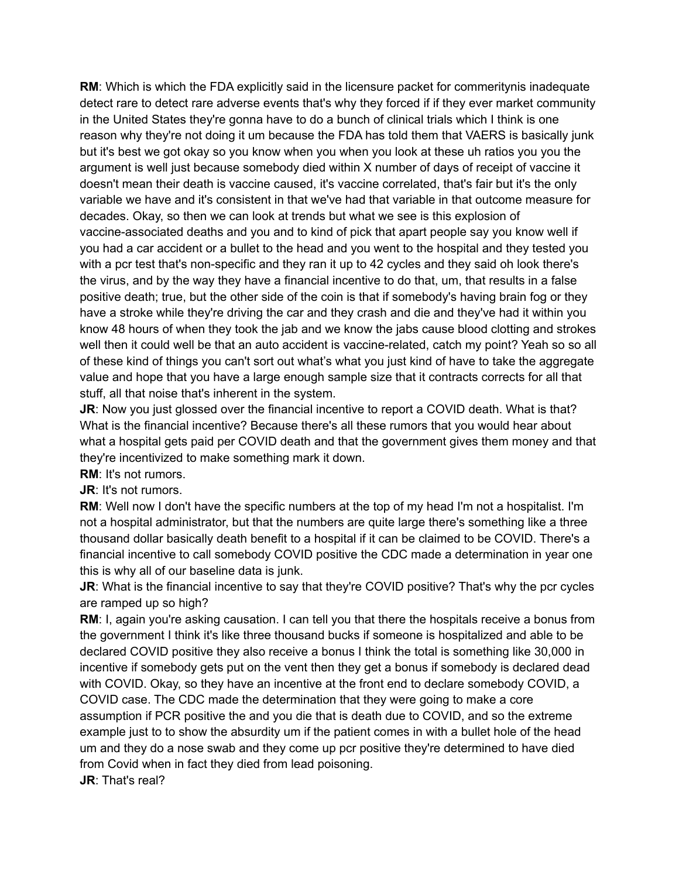**RM**: Which is which the FDA explicitly said in the licensure packet for commeritynis inadequate detect rare to detect rare adverse events that's why they forced if if they ever market community in the United States they're gonna have to do a bunch of clinical trials which I think is one reason why they're not doing it um because the FDA has told them that VAERS is basically junk but it's best we got okay so you know when you when you look at these uh ratios you you the argument is well just because somebody died within X number of days of receipt of vaccine it doesn't mean their death is vaccine caused, it's vaccine correlated, that's fair but it's the only variable we have and it's consistent in that we've had that variable in that outcome measure for decades. Okay, so then we can look at trends but what we see is this explosion of vaccine-associated deaths and you and to kind of pick that apart people say you know well if you had a car accident or a bullet to the head and you went to the hospital and they tested you with a pcr test that's non-specific and they ran it up to 42 cycles and they said oh look there's the virus, and by the way they have a financial incentive to do that, um, that results in a false positive death; true, but the other side of the coin is that if somebody's having brain fog or they have a stroke while they're driving the car and they crash and die and they've had it within you know 48 hours of when they took the jab and we know the jabs cause blood clotting and strokes well then it could well be that an auto accident is vaccine-related, catch my point? Yeah so so all of these kind of things you can't sort out what's what you just kind of have to take the aggregate value and hope that you have a large enough sample size that it contracts corrects for all that stuff, all that noise that's inherent in the system.

**JR**: Now you just glossed over the financial incentive to report a COVID death. What is that? What is the financial incentive? Because there's all these rumors that you would hear about what a hospital gets paid per COVID death and that the government gives them money and that they're incentivized to make something mark it down.

**RM**: It's not rumors.

**JR**: It's not rumors.

**RM**: Well now I don't have the specific numbers at the top of my head I'm not a hospitalist. I'm not a hospital administrator, but that the numbers are quite large there's something like a three thousand dollar basically death benefit to a hospital if it can be claimed to be COVID. There's a financial incentive to call somebody COVID positive the CDC made a determination in year one this is why all of our baseline data is junk.

**JR**: What is the financial incentive to say that they're COVID positive? That's why the pcr cycles are ramped up so high?

**RM**: I, again you're asking causation. I can tell you that there the hospitals receive a bonus from the government I think it's like three thousand bucks if someone is hospitalized and able to be declared COVID positive they also receive a bonus I think the total is something like 30,000 in incentive if somebody gets put on the vent then they get a bonus if somebody is declared dead with COVID. Okay, so they have an incentive at the front end to declare somebody COVID, a COVID case. The CDC made the determination that they were going to make a core assumption if PCR positive the and you die that is death due to COVID, and so the extreme example just to to show the absurdity um if the patient comes in with a bullet hole of the head um and they do a nose swab and they come up pcr positive they're determined to have died from Covid when in fact they died from lead poisoning.

**JR**: That's real?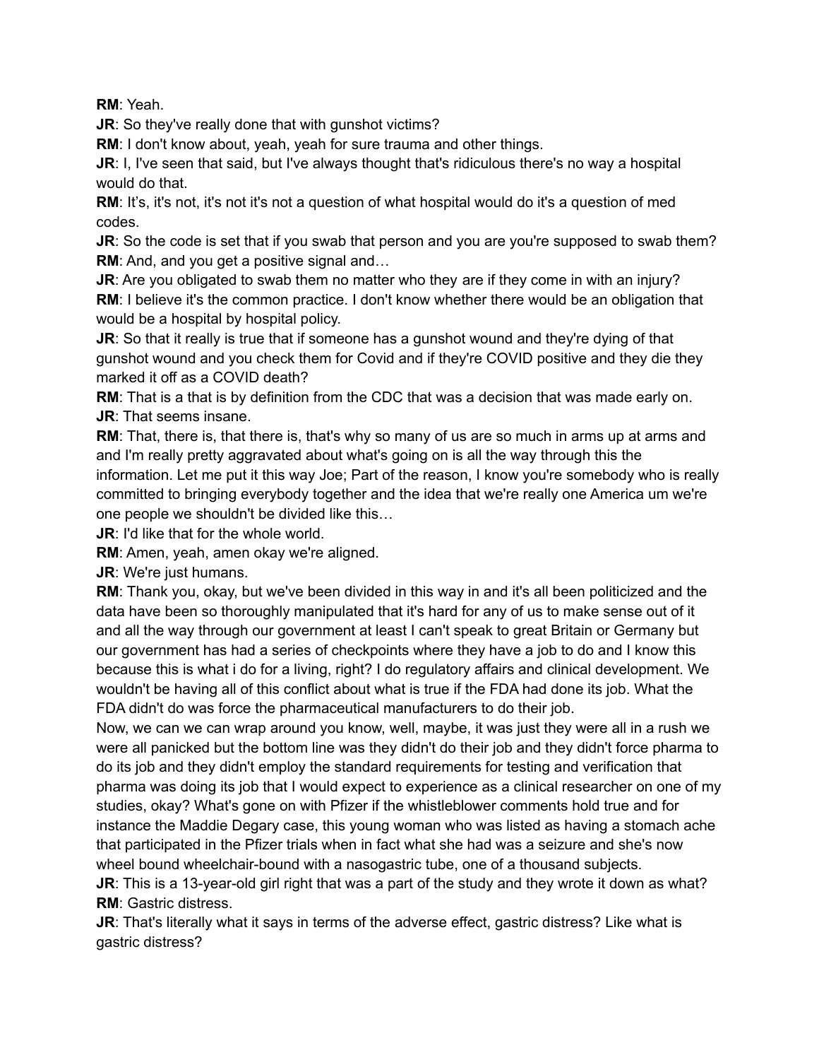**RM**: Yeah.

**JR**: So they've really done that with gunshot victims?

**RM**: I don't know about, yeah, yeah for sure trauma and other things.

**JR**: I, I've seen that said, but I've always thought that's ridiculous there's no way a hospital would do that.

**RM**: It's, it's not, it's not it's not a question of what hospital would do it's a question of med codes.

**JR**: So the code is set that if you swab that person and you are you're supposed to swab them?

**RM**: And, and you get a positive signal and…

**JR**: Are you obligated to swab them no matter who they are if they come in with an injury?

**RM**: I believe it's the common practice. I don't know whether there would be an obligation that would be a hospital by hospital policy.

**JR**: So that it really is true that if someone has a gunshot wound and they're dying of that gunshot wound and you check them for Covid and if they're COVID positive and they die they marked it off as a COVID death?

**RM**: That is a that is by definition from the CDC that was a decision that was made early on.

**JR**: That seems insane.

**RM**: That, there is, that there is, that's why so many of us are so much in arms up at arms and and I'm really pretty aggravated about what's going on is all the way through this the information. Let me put it this way Joe; Part of the reason, I know you're somebody who is really committed to bringing everybody together and the idea that we're really one America um we're one people we shouldn't be divided like this…

**JR**: I'd like that for the whole world.

**RM**: Amen, yeah, amen okay we're aligned.

**JR**: We're just humans.

**RM**: Thank you, okay, but we've been divided in this way in and it's all been politicized and the data have been so thoroughly manipulated that it's hard for any of us to make sense out of it and all the way through our government at least I can't speak to great Britain or Germany but our government has had a series of checkpoints where they have a job to do and I know this because this is what i do for a living, right? I do regulatory affairs and clinical development. We wouldn't be having all of this conflict about what is true if the FDA had done its job. What the FDA didn't do was force the pharmaceutical manufacturers to do their job.

Now, we can we can wrap around you know, well, maybe, it was just they were all in a rush we were all panicked but the bottom line was they didn't do their job and they didn't force pharma to do its job and they didn't employ the standard requirements for testing and verification that pharma was doing its job that I would expect to experience as a clinical researcher on one of my studies, okay? What's gone on with Pfizer if the whistleblower comments hold true and for instance the Maddie Degary case, this young woman who was listed as having a stomach ache that participated in the Pfizer trials when in fact what she had was a seizure and she's now wheel bound wheelchair-bound with a nasogastric tube, one of a thousand subjects.

**JR**: This is a 13-year-old girl right that was a part of the study and they wrote it down as what?

**RM**: Gastric distress.

**JR**: That's literally what it says in terms of the adverse effect, gastric distress? Like what is gastric distress?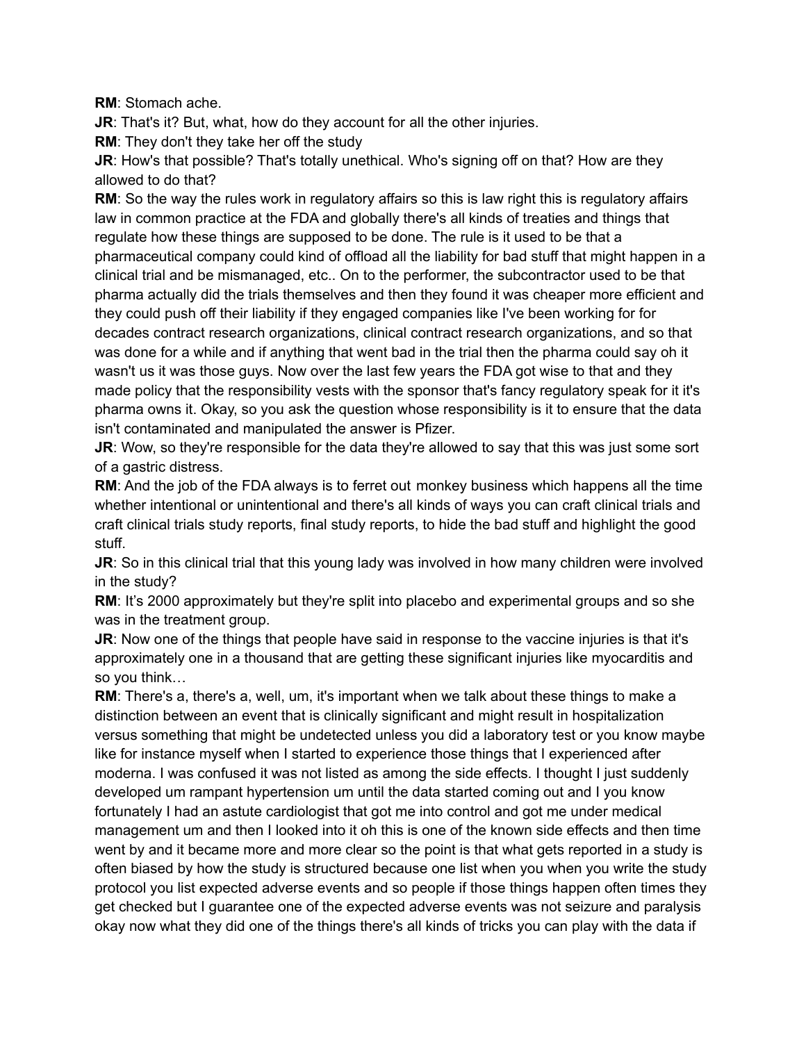**RM**: Stomach ache.

**JR**: That's it? But, what, how do they account for all the other injuries.

**RM**: They don't they take her off the study

**JR**: How's that possible? That's totally unethical. Who's signing off on that? How are they allowed to do that?

**RM**: So the way the rules work in regulatory affairs so this is law right this is regulatory affairs law in common practice at the FDA and globally there's all kinds of treaties and things that regulate how these things are supposed to be done. The rule is it used to be that a pharmaceutical company could kind of offload all the liability for bad stuff that might happen in a clinical trial and be mismanaged, etc.. On to the performer, the subcontractor used to be that pharma actually did the trials themselves and then they found it was cheaper more efficient and they could push off their liability if they engaged companies like I've been working for for decades contract research organizations, clinical contract research organizations, and so that was done for a while and if anything that went bad in the trial then the pharma could say oh it wasn't us it was those guys. Now over the last few years the FDA got wise to that and they made policy that the responsibility vests with the sponsor that's fancy regulatory speak for it it's pharma owns it. Okay, so you ask the question whose responsibility is it to ensure that the data isn't contaminated and manipulated the answer is Pfizer.

**JR**: Wow, so they're responsible for the data they're allowed to say that this was just some sort of a gastric distress.

**RM**: And the job of the FDA always is to ferret out monkey business which happens all the time whether intentional or unintentional and there's all kinds of ways you can craft clinical trials and craft clinical trials study reports, final study reports, to hide the bad stuff and highlight the good stuff.

**JR**: So in this clinical trial that this young lady was involved in how many children were involved in the study?

**RM**: It's 2000 approximately but they're split into placebo and experimental groups and so she was in the treatment group.

**JR**: Now one of the things that people have said in response to the vaccine injuries is that it's approximately one in a thousand that are getting these significant injuries like myocarditis and so you think…

**RM**: There's a, there's a, well, um, it's important when we talk about these things to make a distinction between an event that is clinically significant and might result in hospitalization versus something that might be undetected unless you did a laboratory test or you know maybe like for instance myself when I started to experience those things that I experienced after moderna. I was confused it was not listed as among the side effects. I thought I just suddenly developed um rampant hypertension um until the data started coming out and I you know fortunately I had an astute cardiologist that got me into control and got me under medical management um and then I looked into it oh this is one of the known side effects and then time went by and it became more and more clear so the point is that what gets reported in a study is often biased by how the study is structured because one list when you when you write the study protocol you list expected adverse events and so people if those things happen often times they get checked but I guarantee one of the expected adverse events was not seizure and paralysis okay now what they did one of the things there's all kinds of tricks you can play with the data if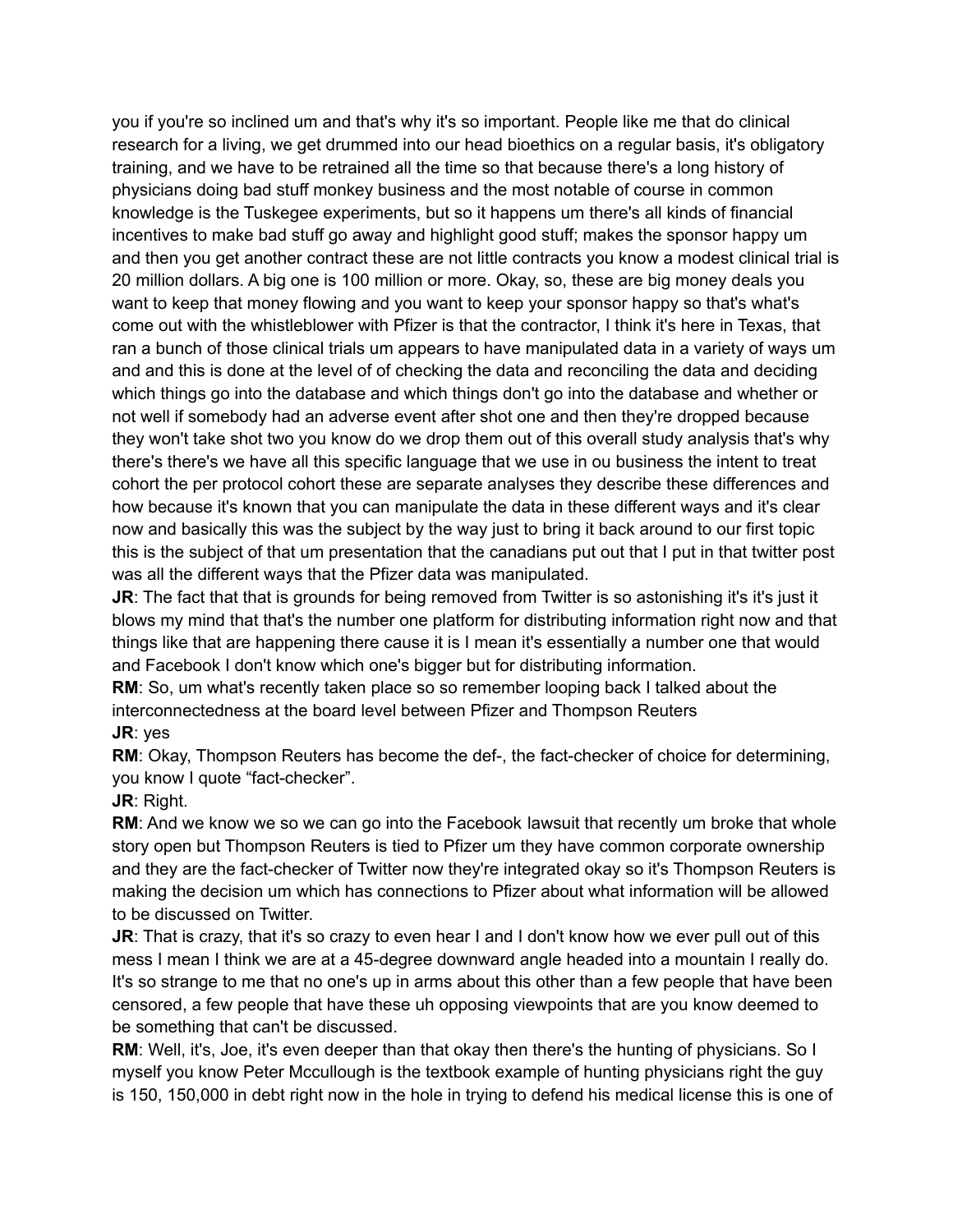you if you're so inclined um and that's why it's so important. People like me that do clinical research for a living, we get drummed into our head bioethics on a regular basis, it's obligatory training, and we have to be retrained all the time so that because there's a long history of physicians doing bad stuff monkey business and the most notable of course in common knowledge is the Tuskegee experiments, but so it happens um there's all kinds of financial incentives to make bad stuff go away and highlight good stuff; makes the sponsor happy um and then you get another contract these are not little contracts you know a modest clinical trial is 20 million dollars. A big one is 100 million or more. Okay, so, these are big money deals you want to keep that money flowing and you want to keep your sponsor happy so that's what's come out with the whistleblower with Pfizer is that the contractor, I think it's here in Texas, that ran a bunch of those clinical trials um appears to have manipulated data in a variety of ways um and and this is done at the level of of checking the data and reconciling the data and deciding which things go into the database and which things don't go into the database and whether or not well if somebody had an adverse event after shot one and then they're dropped because they won't take shot two you know do we drop them out of this overall study analysis that's why there's there's we have all this specific language that we use in ou business the intent to treat cohort the per protocol cohort these are separate analyses they describe these differences and how because it's known that you can manipulate the data in these different ways and it's clear now and basically this was the subject by the way just to bring it back around to our first topic this is the subject of that um presentation that the canadians put out that I put in that twitter post was all the different ways that the Pfizer data was manipulated.

**JR**: The fact that that is grounds for being removed from Twitter is so astonishing it's it's just it blows my mind that that's the number one platform for distributing information right now and that things like that are happening there cause it is I mean it's essentially a number one that would and Facebook I don't know which one's bigger but for distributing information.

**RM**: So, um what's recently taken place so so remember looping back I talked about the interconnectedness at the board level between Pfizer and Thompson Reuters

**JR**: yes

**RM**: Okay, Thompson Reuters has become the def-, the fact-checker of choice for determining, you know I quote "fact-checker".

**JR**: Right.

**RM**: And we know we so we can go into the Facebook lawsuit that recently um broke that whole story open but Thompson Reuters is tied to Pfizer um they have common corporate ownership and they are the fact-checker of Twitter now they're integrated okay so it's Thompson Reuters is making the decision um which has connections to Pfizer about what information will be allowed to be discussed on Twitter.

**JR**: That is crazy, that it's so crazy to even hear I and I don't know how we ever pull out of this mess I mean I think we are at a 45-degree downward angle headed into a mountain I really do. It's so strange to me that no one's up in arms about this other than a few people that have been censored, a few people that have these uh opposing viewpoints that are you know deemed to be something that can't be discussed.

**RM**: Well, it's, Joe, it's even deeper than that okay then there's the hunting of physicians. So I myself you know Peter Mccullough is the textbook example of hunting physicians right the guy is 150, 150,000 in debt right now in the hole in trying to defend his medical license this is one of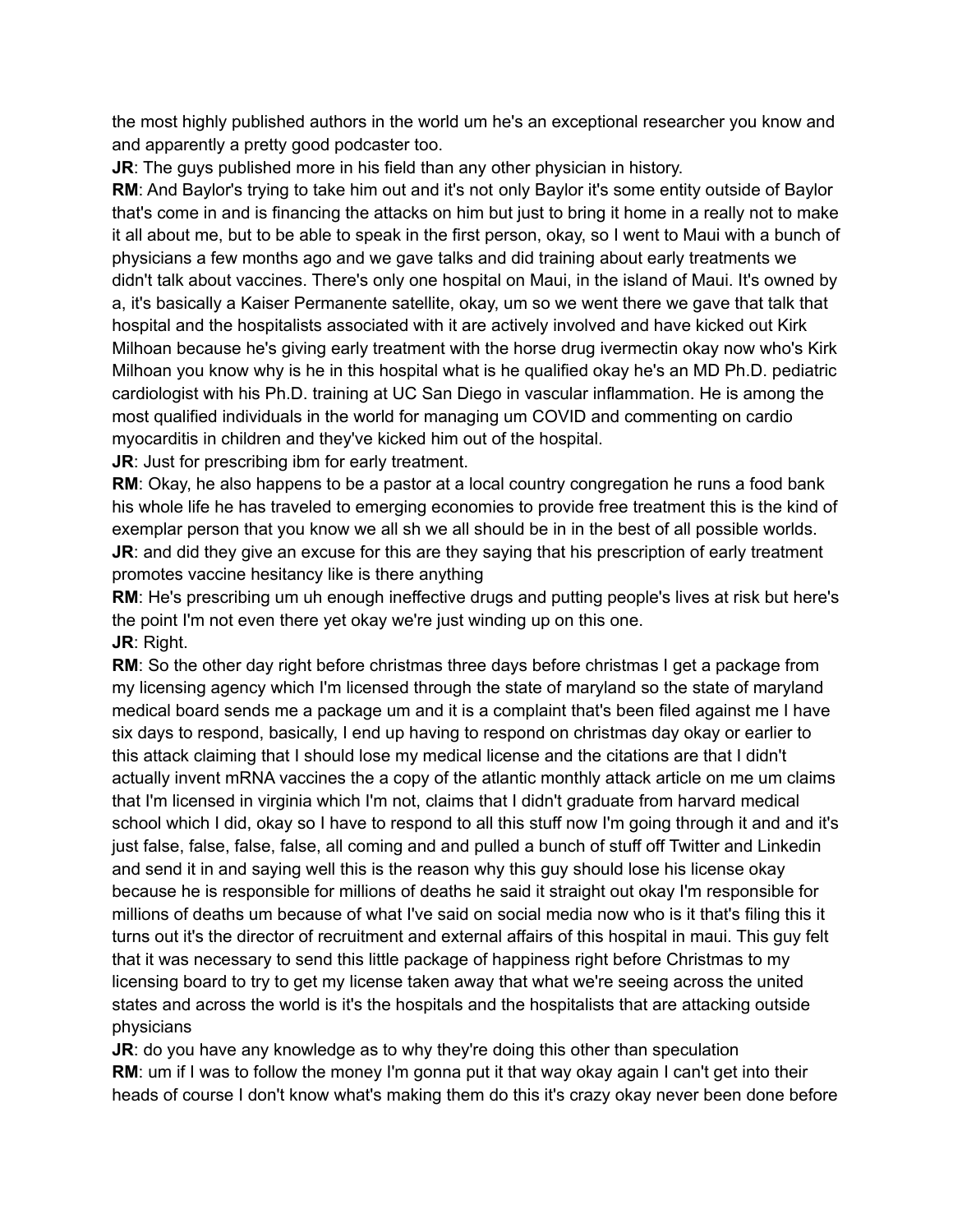the most highly published authors in the world um he's an exceptional researcher you know and and apparently a pretty good podcaster too.

**JR**: The guys published more in his field than any other physician in history.

**RM**: And Baylor's trying to take him out and it's not only Baylor it's some entity outside of Baylor that's come in and is financing the attacks on him but just to bring it home in a really not to make it all about me, but to be able to speak in the first person, okay, so I went to Maui with a bunch of physicians a few months ago and we gave talks and did training about early treatments we didn't talk about vaccines. There's only one hospital on Maui, in the island of Maui. It's owned by a, it's basically a Kaiser Permanente satellite, okay, um so we went there we gave that talk that hospital and the hospitalists associated with it are actively involved and have kicked out Kirk Milhoan because he's giving early treatment with the horse drug ivermectin okay now who's Kirk Milhoan you know why is he in this hospital what is he qualified okay he's an MD Ph.D. pediatric cardiologist with his Ph.D. training at UC San Diego in vascular inflammation. He is among the most qualified individuals in the world for managing um COVID and commenting on cardio myocarditis in children and they've kicked him out of the hospital.

**JR**: Just for prescribing ibm for early treatment.

**RM**: Okay, he also happens to be a pastor at a local country congregation he runs a food bank his whole life he has traveled to emerging economies to provide free treatment this is the kind of exemplar person that you know we all sh we all should be in in the best of all possible worlds.

**JR**: and did they give an excuse for this are they saying that his prescription of early treatment promotes vaccine hesitancy like is there anything

**RM**: He's prescribing um uh enough ineffective drugs and putting people's lives at risk but here's the point I'm not even there yet okay we're just winding up on this one.

**JR**: Right.

**RM**: So the other day right before christmas three days before christmas I get a package from my licensing agency which I'm licensed through the state of maryland so the state of maryland medical board sends me a package um and it is a complaint that's been filed against me I have six days to respond, basically, I end up having to respond on christmas day okay or earlier to this attack claiming that I should lose my medical license and the citations are that I didn't actually invent mRNA vaccines the a copy of the atlantic monthly attack article on me um claims that I'm licensed in virginia which I'm not, claims that I didn't graduate from harvard medical school which I did, okay so I have to respond to all this stuff now I'm going through it and and it's just false, false, false, false, all coming and and pulled a bunch of stuff off Twitter and Linkedin and send it in and saying well this is the reason why this guy should lose his license okay because he is responsible for millions of deaths he said it straight out okay I'm responsible for millions of deaths um because of what I've said on social media now who is it that's filing this it turns out it's the director of recruitment and external affairs of this hospital in maui. This guy felt that it was necessary to send this little package of happiness right before Christmas to my licensing board to try to get my license taken away that what we're seeing across the united states and across the world is it's the hospitals and the hospitalists that are attacking outside physicians

**JR**: do you have any knowledge as to why they're doing this other than speculation

**RM**: um if I was to follow the money I'm gonna put it that way okay again I can't get into their heads of course I don't know what's making them do this it's crazy okay never been done before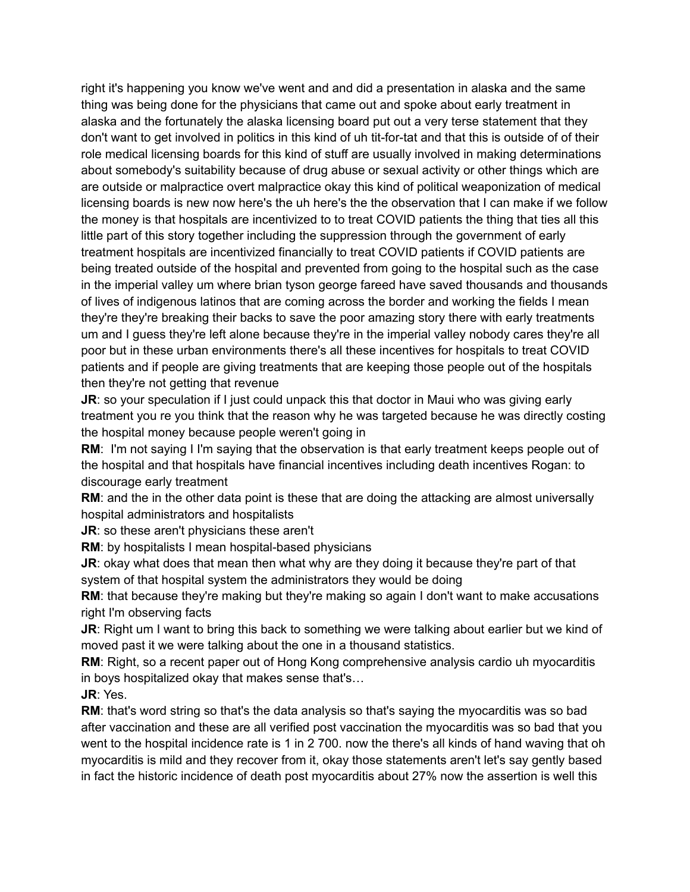right it's happening you know we've went and and did a presentation in alaska and the same thing was being done for the physicians that came out and spoke about early treatment in alaska and the fortunately the alaska licensing board put out a very terse statement that they don't want to get involved in politics in this kind of uh tit-for-tat and that this is outside of of their role medical licensing boards for this kind of stuff are usually involved in making determinations about somebody's suitability because of drug abuse or sexual activity or other things which are are outside or malpractice overt malpractice okay this kind of political weaponization of medical licensing boards is new now here's the uh here's the the observation that I can make if we follow the money is that hospitals are incentivized to to treat COVID patients the thing that ties all this little part of this story together including the suppression through the government of early treatment hospitals are incentivized financially to treat COVID patients if COVID patients are being treated outside of the hospital and prevented from going to the hospital such as the case in the imperial valley um where brian tyson george fareed have saved thousands and thousands of lives of indigenous latinos that are coming across the border and working the fields I mean they're they're breaking their backs to save the poor amazing story there with early treatments um and I guess they're left alone because they're in the imperial valley nobody cares they're all poor but in these urban environments there's all these incentives for hospitals to treat COVID patients and if people are giving treatments that are keeping those people out of the hospitals then they're not getting that revenue

**JR**: so your speculation if I just could unpack this that doctor in Maui who was giving early treatment you re you think that the reason why he was targeted because he was directly costing the hospital money because people weren't going in

**RM**: I'm not saying I I'm saying that the observation is that early treatment keeps people out of the hospital and that hospitals have financial incentives including death incentives Rogan: to discourage early treatment

**RM**: and the in the other data point is these that are doing the attacking are almost universally hospital administrators and hospitalists

**JR**: so these aren't physicians these aren't

**RM**: by hospitalists I mean hospital-based physicians

**JR**: okay what does that mean then what why are they doing it because they're part of that system of that hospital system the administrators they would be doing

**RM**: that because they're making but they're making so again I don't want to make accusations right I'm observing facts

**JR**: Right um I want to bring this back to something we were talking about earlier but we kind of moved past it we were talking about the one in a thousand statistics.

**RM**: Right, so a recent paper out of Hong Kong comprehensive analysis cardio uh myocarditis in boys hospitalized okay that makes sense that's…

**JR**: Yes.

**RM**: that's word string so that's the data analysis so that's saying the myocarditis was so bad after vaccination and these are all verified post vaccination the myocarditis was so bad that you went to the hospital incidence rate is 1 in 2 700. now the there's all kinds of hand waving that oh myocarditis is mild and they recover from it, okay those statements aren't let's say gently based in fact the historic incidence of death post myocarditis about 27% now the assertion is well this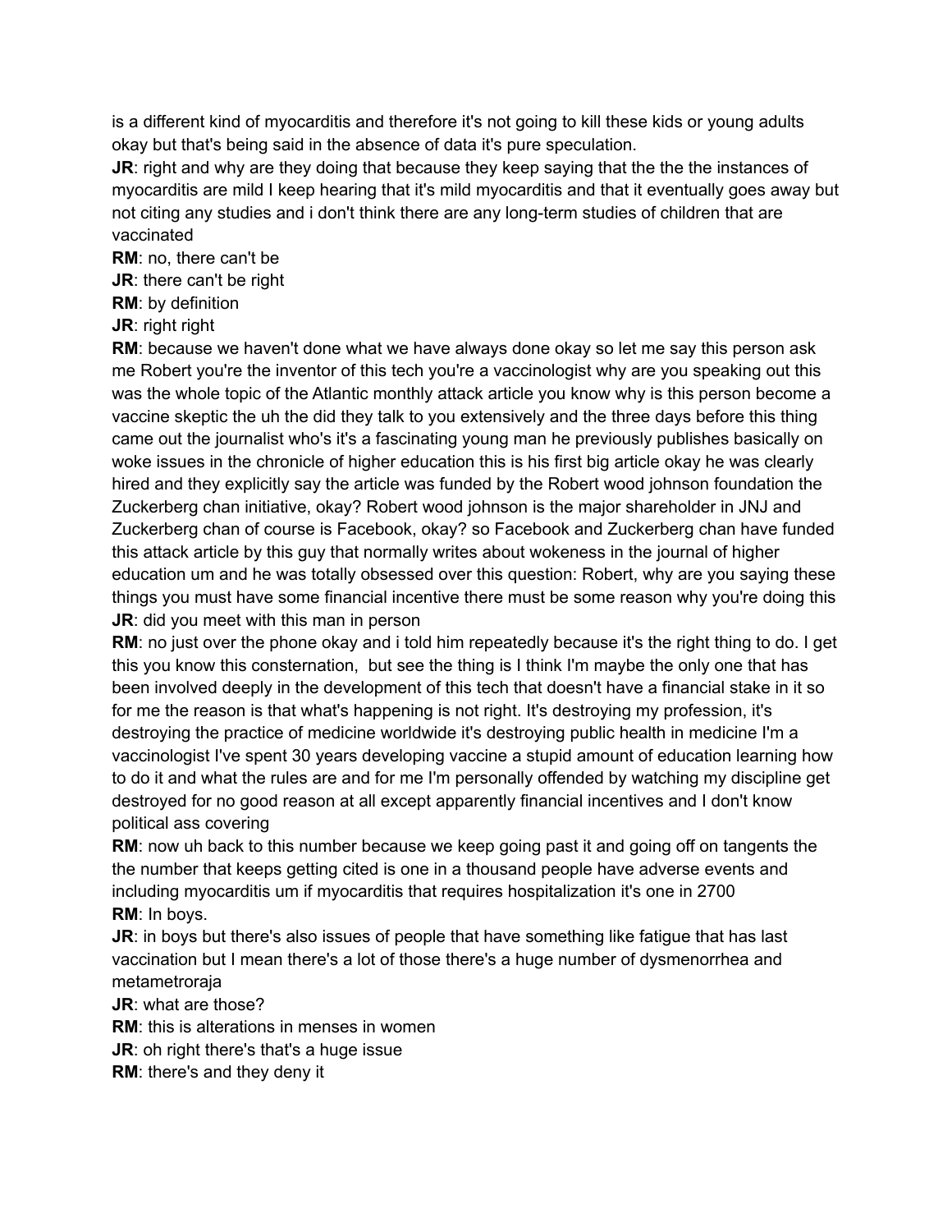is a different kind of myocarditis and therefore it's not going to kill these kids or young adults okay but that's being said in the absence of data it's pure speculation.

**JR**: right and why are they doing that because they keep saying that the the the instances of myocarditis are mild I keep hearing that it's mild myocarditis and that it eventually goes away but not citing any studies and i don't think there are any long-term studies of children that are vaccinated

**RM**: no, there can't be

**JR**: there can't be right

**RM**: by definition

**JR**: right right

**RM**: because we haven't done what we have always done okay so let me say this person ask me Robert you're the inventor of this tech you're a vaccinologist why are you speaking out this was the whole topic of the Atlantic monthly attack article you know why is this person become a vaccine skeptic the uh the did they talk to you extensively and the three days before this thing came out the journalist who's it's a fascinating young man he previously publishes basically on woke issues in the chronicle of higher education this is his first big article okay he was clearly hired and they explicitly say the article was funded by the Robert wood johnson foundation the Zuckerberg chan initiative, okay? Robert wood johnson is the major shareholder in JNJ and Zuckerberg chan of course is Facebook, okay? so Facebook and Zuckerberg chan have funded this attack article by this guy that normally writes about wokeness in the journal of higher education um and he was totally obsessed over this question: Robert, why are you saying these things you must have some financial incentive there must be some reason why you're doing this

**JR**: did you meet with this man in person

**RM**: no just over the phone okay and i told him repeatedly because it's the right thing to do. I get this you know this consternation, but see the thing is I think I'm maybe the only one that has been involved deeply in the development of this tech that doesn't have a financial stake in it so for me the reason is that what's happening is not right. It's destroying my profession, it's destroying the practice of medicine worldwide it's destroying public health in medicine I'm a vaccinologist I've spent 30 years developing vaccine a stupid amount of education learning how to do it and what the rules are and for me I'm personally offended by watching my discipline get destroyed for no good reason at all except apparently financial incentives and I don't know political ass covering

**RM**: now uh back to this number because we keep going past it and going off on tangents the the number that keeps getting cited is one in a thousand people have adverse events and including myocarditis um if myocarditis that requires hospitalization it's one in 2700

**RM**: In boys.

**JR**: in boys but there's also issues of people that have something like fatigue that has last vaccination but I mean there's a lot of those there's a huge number of dysmenorrhea and metametroraja

**JR**: what are those?

**RM**: this is alterations in menses in women

**JR**: oh right there's that's a huge issue

**RM**: there's and they deny it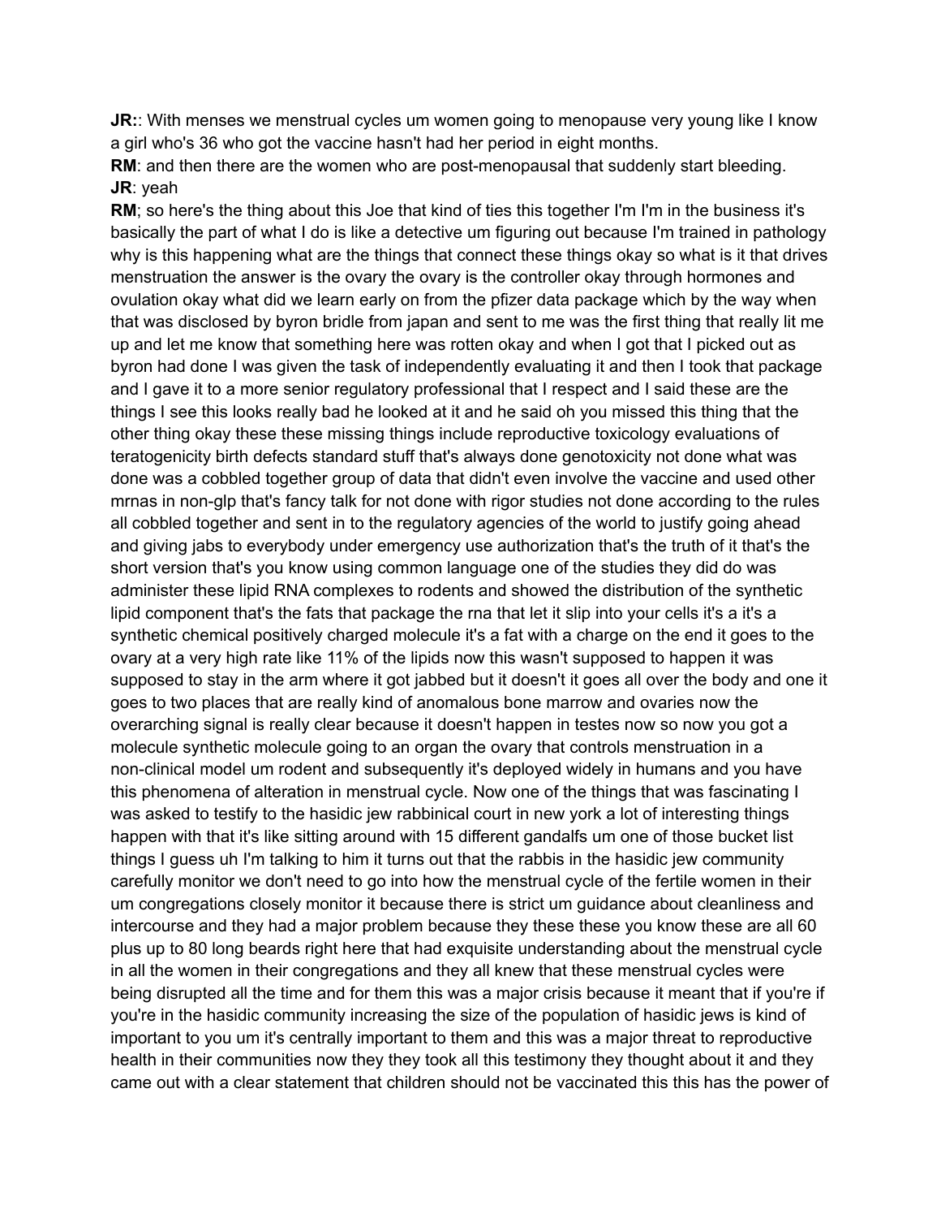**JR:**: With menses we menstrual cycles um women going to menopause very young like I know a girl who's 36 who got the vaccine hasn't had her period in eight months.

**RM**: and then there are the women who are post-menopausal that suddenly start bleeding.

**JR**: yeah

**RM**; so here's the thing about this Joe that kind of ties this together I'm I'm in the business it's basically the part of what I do is like a detective um figuring out because I'm trained in pathology why is this happening what are the things that connect these things okay so what is it that drives menstruation the answer is the ovary the ovary is the controller okay through hormones and ovulation okay what did we learn early on from the pfizer data package which by the way when that was disclosed by byron bridle from japan and sent to me was the first thing that really lit me up and let me know that something here was rotten okay and when I got that I picked out as byron had done I was given the task of independently evaluating it and then I took that package and I gave it to a more senior regulatory professional that I respect and I said these are the things I see this looks really bad he looked at it and he said oh you missed this thing that the other thing okay these these missing things include reproductive toxicology evaluations of teratogenicity birth defects standard stuff that's always done genotoxicity not done what was done was a cobbled together group of data that didn't even involve the vaccine and used other mrnas in non-glp that's fancy talk for not done with rigor studies not done according to the rules all cobbled together and sent in to the regulatory agencies of the world to justify going ahead and giving jabs to everybody under emergency use authorization that's the truth of it that's the short version that's you know using common language one of the studies they did do was administer these lipid RNA complexes to rodents and showed the distribution of the synthetic lipid component that's the fats that package the rna that let it slip into your cells it's a it's a synthetic chemical positively charged molecule it's a fat with a charge on the end it goes to the ovary at a very high rate like 11% of the lipids now this wasn't supposed to happen it was supposed to stay in the arm where it got jabbed but it doesn't it goes all over the body and one it goes to two places that are really kind of anomalous bone marrow and ovaries now the overarching signal is really clear because it doesn't happen in testes now so now you got a molecule synthetic molecule going to an organ the ovary that controls menstruation in a non-clinical model um rodent and subsequently it's deployed widely in humans and you have this phenomena of alteration in menstrual cycle. Now one of the things that was fascinating I was asked to testify to the hasidic jew rabbinical court in new york a lot of interesting things happen with that it's like sitting around with 15 different gandalfs um one of those bucket list things I guess uh I'm talking to him it turns out that the rabbis in the hasidic jew community carefully monitor we don't need to go into how the menstrual cycle of the fertile women in their um congregations closely monitor it because there is strict um guidance about cleanliness and intercourse and they had a major problem because they these these you know these are all 60 plus up to 80 long beards right here that had exquisite understanding about the menstrual cycle in all the women in their congregations and they all knew that these menstrual cycles were being disrupted all the time and for them this was a major crisis because it meant that if you're if you're in the hasidic community increasing the size of the population of hasidic jews is kind of important to you um it's centrally important to them and this was a major threat to reproductive health in their communities now they they took all this testimony they thought about it and they came out with a clear statement that children should not be vaccinated this this has the power of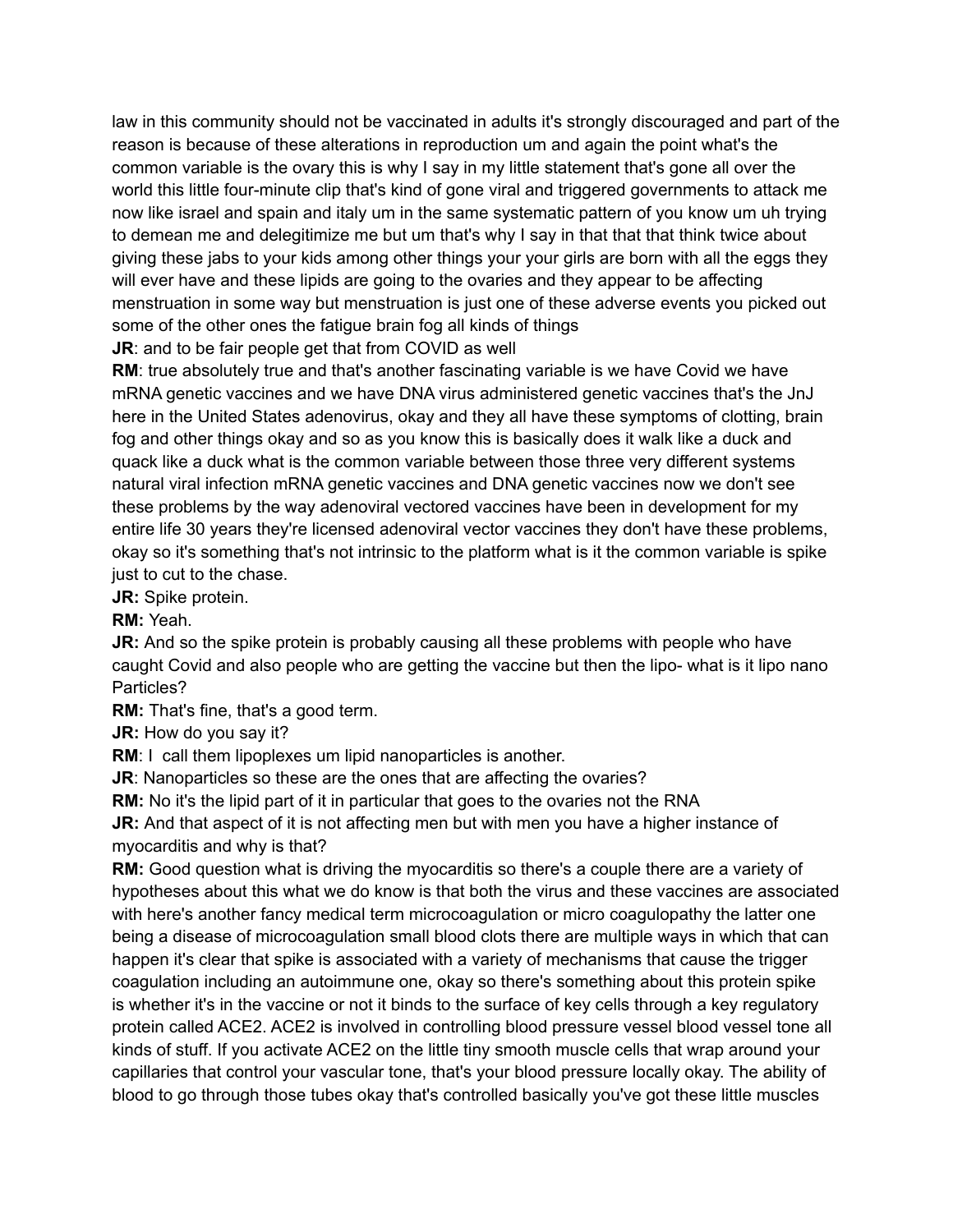law in this community should not be vaccinated in adults it's strongly discouraged and part of the reason is because of these alterations in reproduction um and again the point what's the common variable is the ovary this is why I say in my little statement that's gone all over the world this little four-minute clip that's kind of gone viral and triggered governments to attack me now like israel and spain and italy um in the same systematic pattern of you know um uh trying to demean me and delegitimize me but um that's why I say in that that that think twice about giving these jabs to your kids among other things your your girls are born with all the eggs they will ever have and these lipids are going to the ovaries and they appear to be affecting menstruation in some way but menstruation is just one of these adverse events you picked out some of the other ones the fatigue brain fog all kinds of things

**JR**: and to be fair people get that from COVID as well

**RM**: true absolutely true and that's another fascinating variable is we have Covid we have mRNA genetic vaccines and we have DNA virus administered genetic vaccines that's the JnJ here in the United States adenovirus, okay and they all have these symptoms of clotting, brain fog and other things okay and so as you know this is basically does it walk like a duck and quack like a duck what is the common variable between those three very different systems natural viral infection mRNA genetic vaccines and DNA genetic vaccines now we don't see these problems by the way adenoviral vectored vaccines have been in development for my entire life 30 years they're licensed adenoviral vector vaccines they don't have these problems, okay so it's something that's not intrinsic to the platform what is it the common variable is spike just to cut to the chase.

**JR:** Spike protein.

**RM:** Yeah.

**JR:** And so the spike protein is probably causing all these problems with people who have caught Covid and also people who are getting the vaccine but then the lipo- what is it lipo nano Particles?

**RM:** That's fine, that's a good term.

**JR:** How do you say it?

**RM**: I call them lipoplexes um lipid nanoparticles is another.

**JR**: Nanoparticles so these are the ones that are affecting the ovaries?

**RM:** No it's the lipid part of it in particular that goes to the ovaries not the RNA

**JR:** And that aspect of it is not affecting men but with men you have a higher instance of myocarditis and why is that?

**RM:** Good question what is driving the myocarditis so there's a couple there are a variety of hypotheses about this what we do know is that both the virus and these vaccines are associated with here's another fancy medical term microcoagulation or micro coagulopathy the latter one being a disease of microcoagulation small blood clots there are multiple ways in which that can happen it's clear that spike is associated with a variety of mechanisms that cause the trigger coagulation including an autoimmune one, okay so there's something about this protein spike is whether it's in the vaccine or not it binds to the surface of key cells through a key regulatory protein called ACE2. ACE2 is involved in controlling blood pressure vessel blood vessel tone all kinds of stuff. If you activate ACE2 on the little tiny smooth muscle cells that wrap around your capillaries that control your vascular tone, that's your blood pressure locally okay. The ability of blood to go through those tubes okay that's controlled basically you've got these little muscles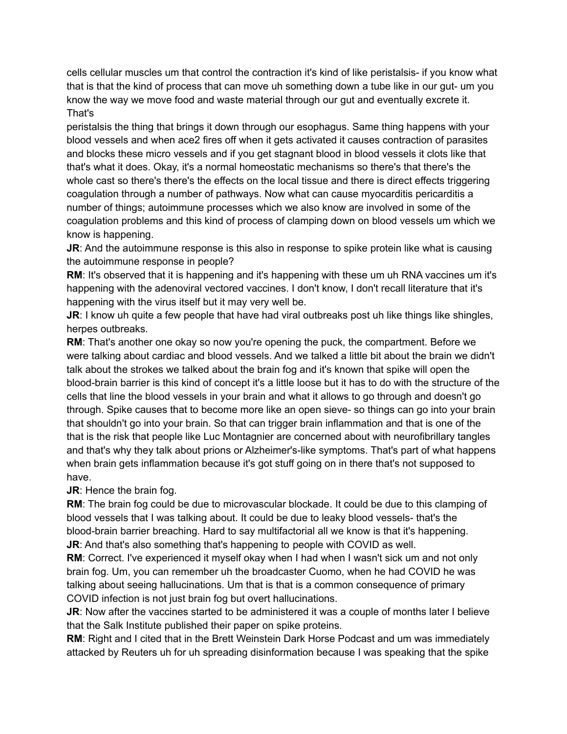cells cellular muscles um that control the contraction it's kind of like peristalsis- if you know what that is that the kind of process that can move uh something down a tube like in our gut- um you know the way we move food and waste material through our gut and eventually excrete it. That's
peristalsis the thing that brings it down through our esophagus. Same thing happens with your blood vessels and when ace2 fires off when it gets activated it causes contraction of parasites and blocks these micro vessels and if you get stagnant blood in blood vessels it clots like that that's what it does. Okay, it's a normal homeostatic mechanisms so there's that there's the whole cast so there's there's the effects on the local tissue and there is direct effects triggering coagulation through a number of pathways. Now what can cause myocarditis pericarditis a number of things; autoimmune processes which we also know are involved in some of the coagulation problems and this kind of process of clamping down on blood vessels um which we know is happening.

**JR**: And the autoimmune response is this also in response to spike protein like what is causing the autoimmune response in people?

**RM**: It's observed that it is happening and it's happening with these um uh RNA vaccines um it's happening with the adenoviral vectored vaccines. I don't know, I don't recall literature that it's happening with the virus itself but it may very well be.

**JR**: I know uh quite a few people that have had viral outbreaks post uh like things like shingles, herpes outbreaks.

**RM**: That's another one okay so now you're opening the puck, the compartment. Before we were talking about cardiac and blood vessels. And we talked a little bit about the brain we didn't talk about the strokes we talked about the brain fog and it's known that spike will open the blood-brain barrier is this kind of concept it's a little loose but it has to do with the structure of the cells that line the blood vessels in your brain and what it allows to go through and doesn't go through. Spike causes that to become more like an open sieve- so things can go into your brain that shouldn't go into your brain. So that can trigger brain inflammation and that is one of the that is the risk that people like Luc Montagnier are concerned about with neurofibrillary tangles and that's why they talk about prions or Alzheimer's-like symptoms. That's part of what happens when brain gets inflammation because it's got stuff going on in there that's not supposed to have.

**JR**: Hence the brain fog.

**RM**: The brain fog could be due to microvascular blockade. It could be due to this clamping of blood vessels that I was talking about. It could be due to leaky blood vessels- that's the blood-brain barrier breaching. Hard to say multifactorial all we know is that it's happening.

**JR**: And that's also something that's happening to people with COVID as well.

**RM**: Correct. I've experienced it myself okay when I had when I wasn't sick um and not only brain fog. Um, you can remember uh the broadcaster Cuomo, when he had COVID he was talking about seeing hallucinations. Um that is that is a common consequence of primary COVID infection is not just brain fog but overt hallucinations.

**JR**: Now after the vaccines started to be administered it was a couple of months later I believe that the Salk Institute published their paper on spike proteins.

**RM**: Right and I cited that in the Brett Weinstein Dark Horse Podcast and um was immediately attacked by Reuters uh for uh spreading disinformation because I was speaking that the spike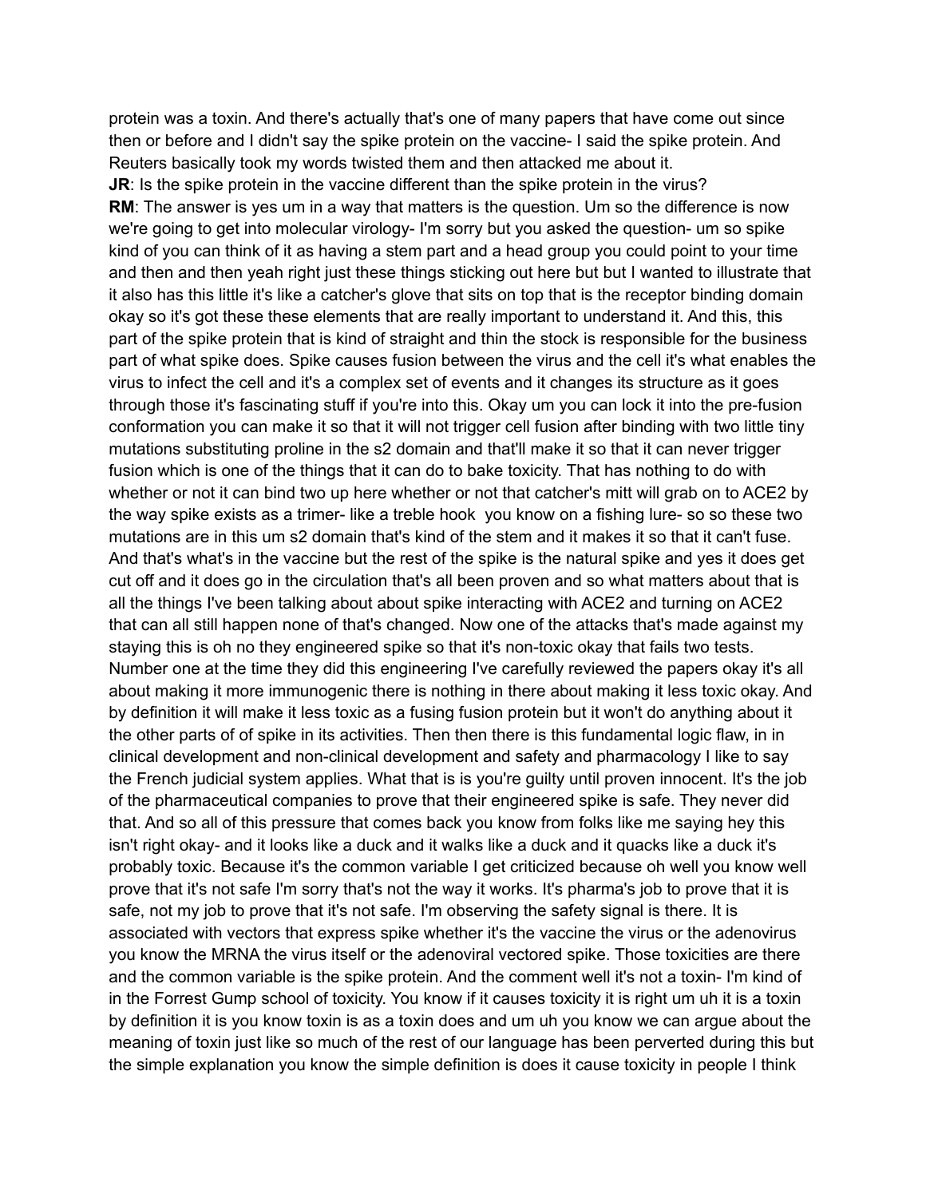protein was a toxin. And there's actually that's one of many papers that have come out since then or before and I didn't say the spike protein on the vaccine- I said the spike protein. And Reuters basically took my words twisted them and then attacked me about it.

**JR**: Is the spike protein in the vaccine different than the spike protein in the virus?

**RM**: The answer is yes um in a way that matters is the question. Um so the difference is now we're going to get into molecular virology- I'm sorry but you asked the question- um so spike kind of you can think of it as having a stem part and a head group you could point to your time and then and then yeah right just these things sticking out here but but I wanted to illustrate that it also has this little it's like a catcher's glove that sits on top that is the receptor binding domain okay so it's got these these elements that are really important to understand it. And this, this part of the spike protein that is kind of straight and thin the stock is responsible for the business part of what spike does. Spike causes fusion between the virus and the cell it's what enables the virus to infect the cell and it's a complex set of events and it changes its structure as it goes through those it's fascinating stuff if you're into this. Okay um you can lock it into the pre-fusion conformation you can make it so that it will not trigger cell fusion after binding with two little tiny mutations substituting proline in the s2 domain and that'll make it so that it can never trigger fusion which is one of the things that it can do to bake toxicity. That has nothing to do with whether or not it can bind two up here whether or not that catcher's mitt will grab on to ACE2 by the way spike exists as a trimer- like a treble hook you know on a fishing lure- so so these two mutations are in this um s2 domain that's kind of the stem and it makes it so that it can't fuse. And that's what's in the vaccine but the rest of the spike is the natural spike and yes it does get cut off and it does go in the circulation that's all been proven and so what matters about that is all the things I've been talking about about spike interacting with ACE2 and turning on ACE2 that can all still happen none of that's changed. Now one of the attacks that's made against my staying this is oh no they engineered spike so that it's non-toxic okay that fails two tests. Number one at the time they did this engineering I've carefully reviewed the papers okay it's all about making it more immunogenic there is nothing in there about making it less toxic okay. And by definition it will make it less toxic as a fusing fusion protein but it won't do anything about it the other parts of of spike in its activities. Then then there is this fundamental logic flaw, in in clinical development and non-clinical development and safety and pharmacology I like to say the French judicial system applies. What that is is you're guilty until proven innocent. It's the job of the pharmaceutical companies to prove that their engineered spike is safe. They never did that. And so all of this pressure that comes back you know from folks like me saying hey this isn't right okay- and it looks like a duck and it walks like a duck and it quacks like a duck it's probably toxic. Because it's the common variable I get criticized because oh well you know well prove that it's not safe I'm sorry that's not the way it works. It's pharma's job to prove that it is safe, not my job to prove that it's not safe. I'm observing the safety signal is there. It is associated with vectors that express spike whether it's the vaccine the virus or the adenovirus you know the MRNA the virus itself or the adenoviral vectored spike. Those toxicities are there and the common variable is the spike protein. And the comment well it's not a toxin- I'm kind of in the Forrest Gump school of toxicity. You know if it causes toxicity it is right um uh it is a toxin by definition it is you know toxin is as a toxin does and um uh you know we can argue about the meaning of toxin just like so much of the rest of our language has been perverted during this but the simple explanation you know the simple definition is does it cause toxicity in people I think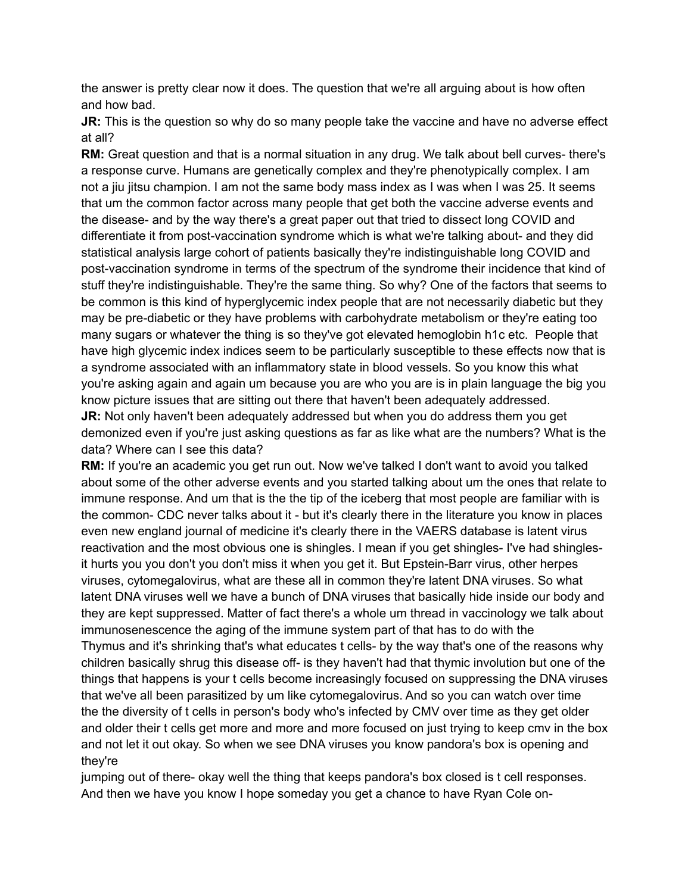the answer is pretty clear now it does. The question that we're all arguing about is how often and how bad.

**JR:** This is the question so why do so many people take the vaccine and have no adverse effect at all?

**RM:** Great question and that is a normal situation in any drug. We talk about bell curves- there's a response curve. Humans are genetically complex and they're phenotypically complex. I am not a jiu jitsu champion. I am not the same body mass index as I was when I was 25. It seems that um the common factor across many people that get both the vaccine adverse events and the disease- and by the way there's a great paper out that tried to dissect long COVID and differentiate it from post-vaccination syndrome which is what we're talking about- and they did statistical analysis large cohort of patients basically they're indistinguishable long COVID and post-vaccination syndrome in terms of the spectrum of the syndrome their incidence that kind of stuff they're indistinguishable. They're the same thing. So why? One of the factors that seems to be common is this kind of hyperglycemic index people that are not necessarily diabetic but they may be pre-diabetic or they have problems with carbohydrate metabolism or they're eating too many sugars or whatever the thing is so they've got elevated hemoglobin h1c etc. People that have high glycemic index indices seem to be particularly susceptible to these effects now that is a syndrome associated with an inflammatory state in blood vessels. So you know this what you're asking again and again um because you are who you are is in plain language the big you know picture issues that are sitting out there that haven't been adequately addressed.

**JR:** Not only haven't been adequately addressed but when you do address them you get demonized even if you're just asking questions as far as like what are the numbers? What is the data? Where can I see this data?

**RM:** If you're an academic you get run out. Now we've talked I don't want to avoid you talked about some of the other adverse events and you started talking about um the ones that relate to immune response. And um that is the the tip of the iceberg that most people are familiar with is the common- CDC never talks about it - but it's clearly there in the literature you know in places even new england journal of medicine it's clearly there in the VAERS database is latent virus reactivation and the most obvious one is shingles. I mean if you get shingles- I've had shingles- it hurts you you don't you don't miss it when you get it. But Epstein-Barr virus, other herpes viruses, cytomegalovirus, what are these all in common they're latent DNA viruses. So what latent DNA viruses well we have a bunch of DNA viruses that basically hide inside our body and they are kept suppressed. Matter of fact there's a whole um thread in vaccinology we talk about immunosenescence the aging of the immune system part of that has to do with the Thymus and it's shrinking that's what educates t cells- by the way that's one of the reasons why children basically shrug this disease off- is they haven't had that thymic involution but one of the things that happens is your t cells become increasingly focused on suppressing the DNA viruses that we've all been parasitized by um like cytomegalovirus. And so you can watch over time the the diversity of t cells in person's body who's infected by CMV over time as they get older and older their t cells get more and more and more focused on just trying to keep cmv in the box and not let it out okay. So when we see DNA viruses you know pandora's box is opening and they're jumping out of there- okay well the thing that keeps pandora's box closed is t cell responses. And then we have you know I hope someday you get a chance to have Ryan Cole on-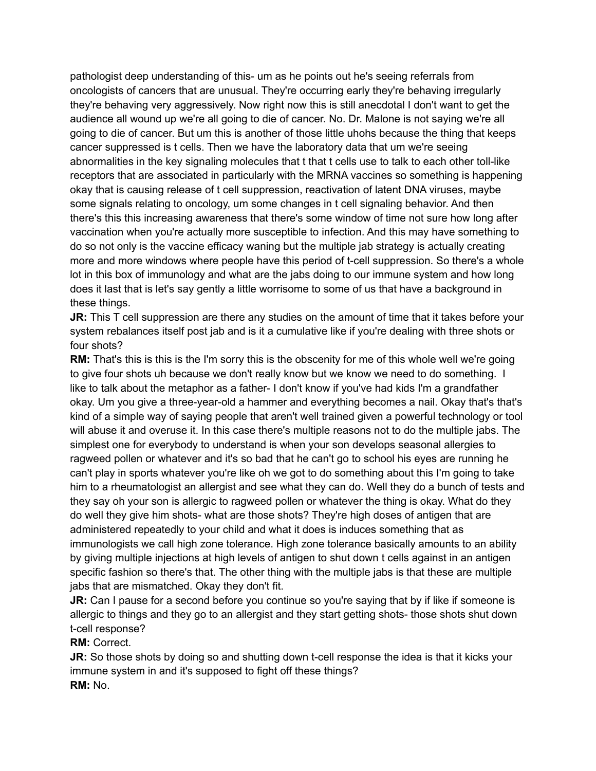pathologist deep understanding of this- um as he points out he's seeing referrals from oncologists of cancers that are unusual. They're occurring early they're behaving irregularly they're behaving very aggressively. Now right now this is still anecdotal I don't want to get the audience all wound up we're all going to die of cancer. No. Dr. Malone is not saying we're all going to die of cancer. But um this is another of those little uhohs because the thing that keeps cancer suppressed is t cells. Then we have the laboratory data that um we're seeing abnormalities in the key signaling molecules that t that t cells use to talk to each other toll-like receptors that are associated in particularly with the MRNA vaccines so something is happening okay that is causing release of t cell suppression, reactivation of latent DNA viruses, maybe some signals relating to oncology, um some changes in t cell signaling behavior. And then there's this this increasing awareness that there's some window of time not sure how long after vaccination when you're actually more susceptible to infection. And this may have something to do so not only is the vaccine efficacy waning but the multiple jab strategy is actually creating more and more windows where people have this period of t-cell suppression. So there's a whole lot in this box of immunology and what are the jabs doing to our immune system and how long does it last that is let's say gently a little worrisome to some of us that have a background in these things.

**JR:** This T cell suppression are there any studies on the amount of time that it takes before your system rebalances itself post jab and is it a cumulative like if you're dealing with three shots or four shots?

**RM:** That's this is this is the I'm sorry this is the obscenity for me of this whole well we're going to give four shots uh because we don't really know but we know we need to do something. I like to talk about the metaphor as a father- I don't know if you've had kids I'm a grandfather okay. Um you give a three-year-old a hammer and everything becomes a nail. Okay that's that's kind of a simple way of saying people that aren't well trained given a powerful technology or tool will abuse it and overuse it. In this case there's multiple reasons not to do the multiple jabs. The simplest one for everybody to understand is when your son develops seasonal allergies to ragweed pollen or whatever and it's so bad that he can't go to school his eyes are running he can't play in sports whatever you're like oh we got to do something about this I'm going to take him to a rheumatologist an allergist and see what they can do. Well they do a bunch of tests and they say oh your son is allergic to ragweed pollen or whatever the thing is okay. What do they do well they give him shots- what are those shots? They're high doses of antigen that are administered repeatedly to your child and what it does is induces something that as immunologists we call high zone tolerance. High zone tolerance basically amounts to an ability by giving multiple injections at high levels of antigen to shut down t cells against in an antigen specific fashion so there's that. The other thing with the multiple jabs is that these are multiple jabs that are mismatched. Okay they don't fit.

**JR:** Can I pause for a second before you continue so you're saying that by if like if someone is allergic to things and they go to an allergist and they start getting shots- those shots shut down t-cell response?

**RM:** Correct.

**JR:** So those shots by doing so and shutting down t-cell response the idea is that it kicks your immune system in and it's supposed to fight off these things?

**RM:** No.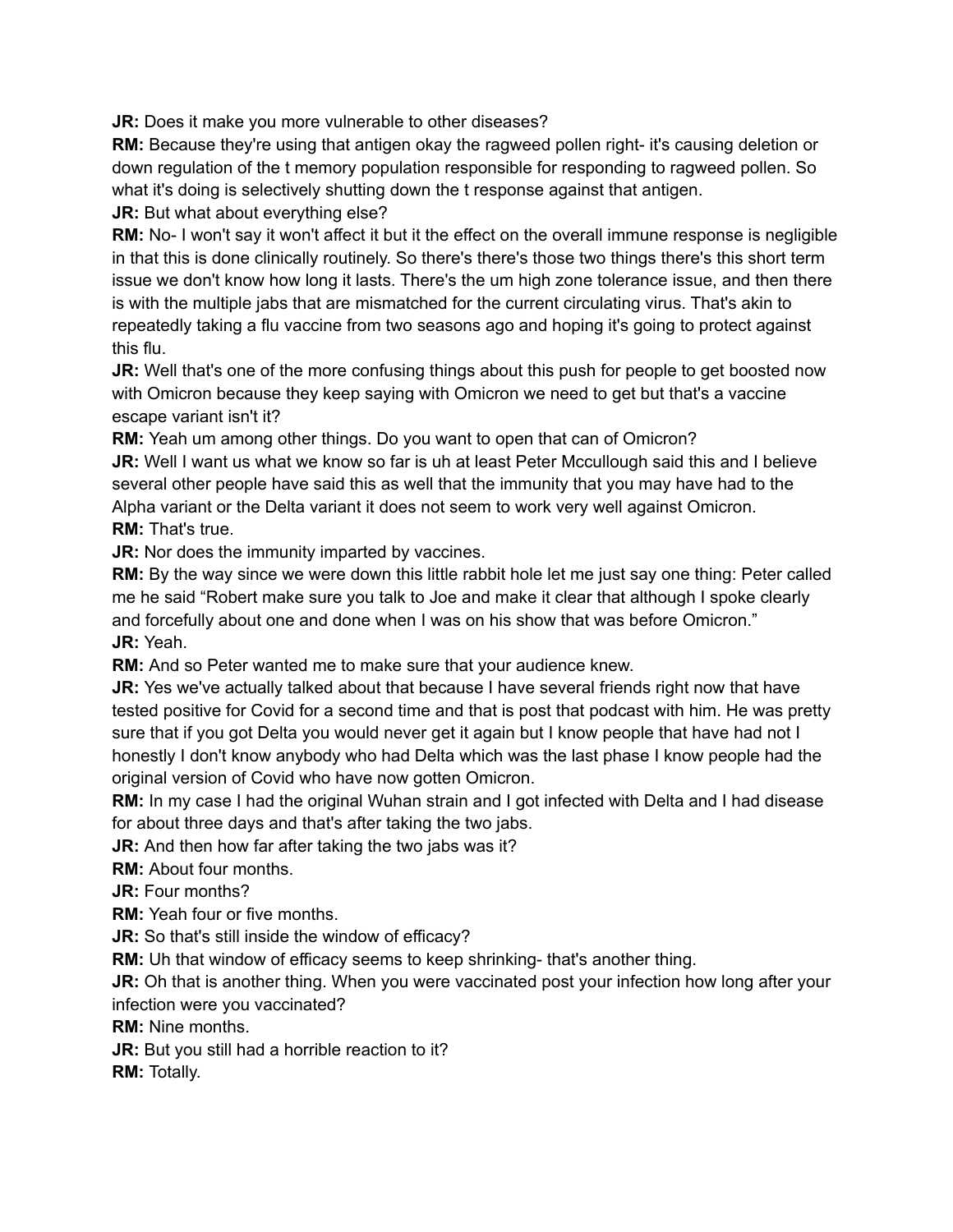**JR:** Does it make you more vulnerable to other diseases?

**RM:** Because they're using that antigen okay the ragweed pollen right- it's causing deletion or down regulation of the t memory population responsible for responding to ragweed pollen. So what it's doing is selectively shutting down the t response against that antigen.

**JR:** But what about everything else?

**RM:** No- I won't say it won't affect it but it the effect on the overall immune response is negligible in that this is done clinically routinely. So there's there's those two things there's this short term issue we don't know how long it lasts. There's the um high zone tolerance issue, and then there is with the multiple jabs that are mismatched for the current circulating virus. That's akin to repeatedly taking a flu vaccine from two seasons ago and hoping it's going to protect against this flu.

**JR:** Well that's one of the more confusing things about this push for people to get boosted now with Omicron because they keep saying with Omicron we need to get but that's a vaccine escape variant isn't it?

**RM:** Yeah um among other things. Do you want to open that can of Omicron?

**JR:** Well I want us what we know so far is uh at least Peter Mccullough said this and I believe several other people have said this as well that the immunity that you may have had to the Alpha variant or the Delta variant it does not seem to work very well against Omicron.

**RM:** That's true.

**JR:** Nor does the immunity imparted by vaccines.

**RM:** By the way since we were down this little rabbit hole let me just say one thing: Peter called me he said "Robert make sure you talk to Joe and make it clear that although I spoke clearly and forcefully about one and done when I was on his show that was before Omicron."

**JR:** Yeah.

**RM:** And so Peter wanted me to make sure that your audience knew.

**JR:** Yes we've actually talked about that because I have several friends right now that have tested positive for Covid for a second time and that is post that podcast with him. He was pretty sure that if you got Delta you would never get it again but I know people that have had not I honestly I don't know anybody who had Delta which was the last phase I know people had the original version of Covid who have now gotten Omicron.

**RM:** In my case I had the original Wuhan strain and I got infected with Delta and I had disease for about three days and that's after taking the two jabs.

**JR:** And then how far after taking the two jabs was it?

**RM:** About four months.

**JR:** Four months?

**RM:** Yeah four or five months.

**JR:** So that's still inside the window of efficacy?

**RM:** Uh that window of efficacy seems to keep shrinking- that's another thing.

**JR:** Oh that is another thing. When you were vaccinated post your infection how long after your infection were you vaccinated?

**RM:** Nine months.

**JR:** But you still had a horrible reaction to it?

**RM:** Totally.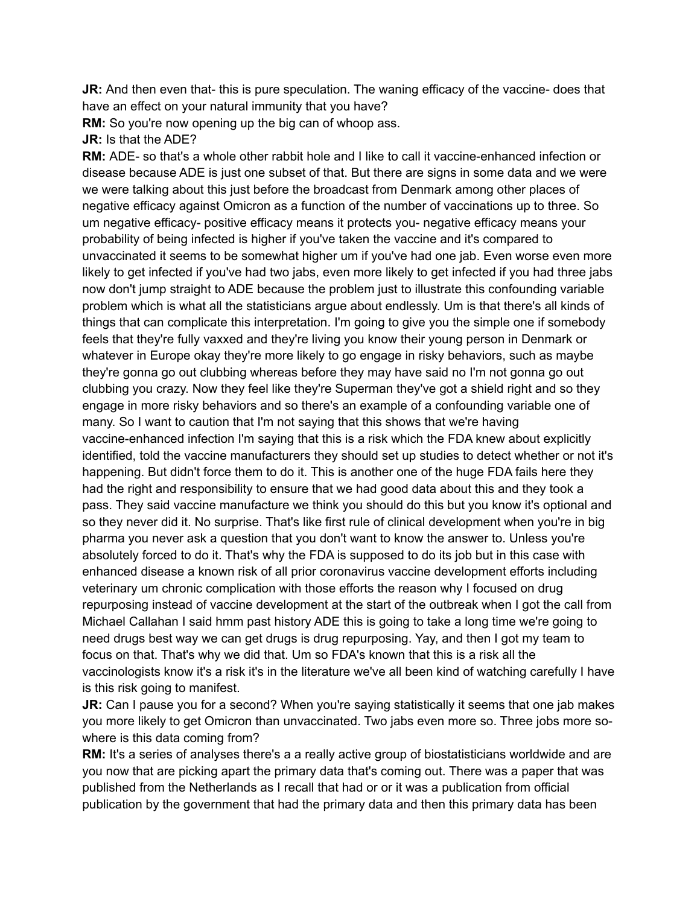**JR:** And then even that- this is pure speculation. The waning efficacy of the vaccine- does that have an effect on your natural immunity that you have?

**RM:** So you're now opening up the big can of whoop ass.

**JR:** Is that the ADE?

**RM:** ADE- so that's a whole other rabbit hole and I like to call it vaccine-enhanced infection or disease because ADE is just one subset of that. But there are signs in some data and we were we were talking about this just before the broadcast from Denmark among other places of negative efficacy against Omicron as a function of the number of vaccinations up to three. So um negative efficacy- positive efficacy means it protects you- negative efficacy means your probability of being infected is higher if you've taken the vaccine and it's compared to unvaccinated it seems to be somewhat higher um if you've had one jab. Even worse even more likely to get infected if you've had two jabs, even more likely to get infected if you had three jabs now don't jump straight to ADE because the problem just to illustrate this confounding variable problem which is what all the statisticians argue about endlessly. Um is that there's all kinds of things that can complicate this interpretation. I'm going to give you the simple one if somebody feels that they're fully vaxxed and they're living you know their young person in Denmark or whatever in Europe okay they're more likely to go engage in risky behaviors, such as maybe they're gonna go out clubbing whereas before they may have said no I'm not gonna go out clubbing you crazy. Now they feel like they're Superman they've got a shield right and so they engage in more risky behaviors and so there's an example of a confounding variable one of many. So I want to caution that I'm not saying that this shows that we're having vaccine-enhanced infection I'm saying that this is a risk which the FDA knew about explicitly identified, told the vaccine manufacturers they should set up studies to detect whether or not it's happening. But didn't force them to do it. This is another one of the huge FDA fails here they had the right and responsibility to ensure that we had good data about this and they took a pass. They said vaccine manufacture we think you should do this but you know it's optional and so they never did it. No surprise. That's like first rule of clinical development when you're in big pharma you never ask a question that you don't want to know the answer to. Unless you're absolutely forced to do it. That's why the FDA is supposed to do its job but in this case with enhanced disease a known risk of all prior coronavirus vaccine development efforts including veterinary um chronic complication with those efforts the reason why I focused on drug repurposing instead of vaccine development at the start of the outbreak when I got the call from Michael Callahan I said hmm past history ADE this is going to take a long time we're going to need drugs best way we can get drugs is drug repurposing. Yay, and then I got my team to focus on that. That's why we did that. Um so FDA's known that this is a risk all the vaccinologists know it's a risk it's in the literature we've all been kind of watching carefully I have is this risk going to manifest.

**JR:** Can I pause you for a second? When you're saying statistically it seems that one jab makes you more likely to get Omicron than unvaccinated. Two jabs even more so. Three jobs more so- where is this data coming from?

**RM:** It's a series of analyses there's a a really active group of biostatisticians worldwide and are you now that are picking apart the primary data that's coming out. There was a paper that was published from the Netherlands as I recall that had or or it was a publication from official publication by the government that had the primary data and then this primary data has been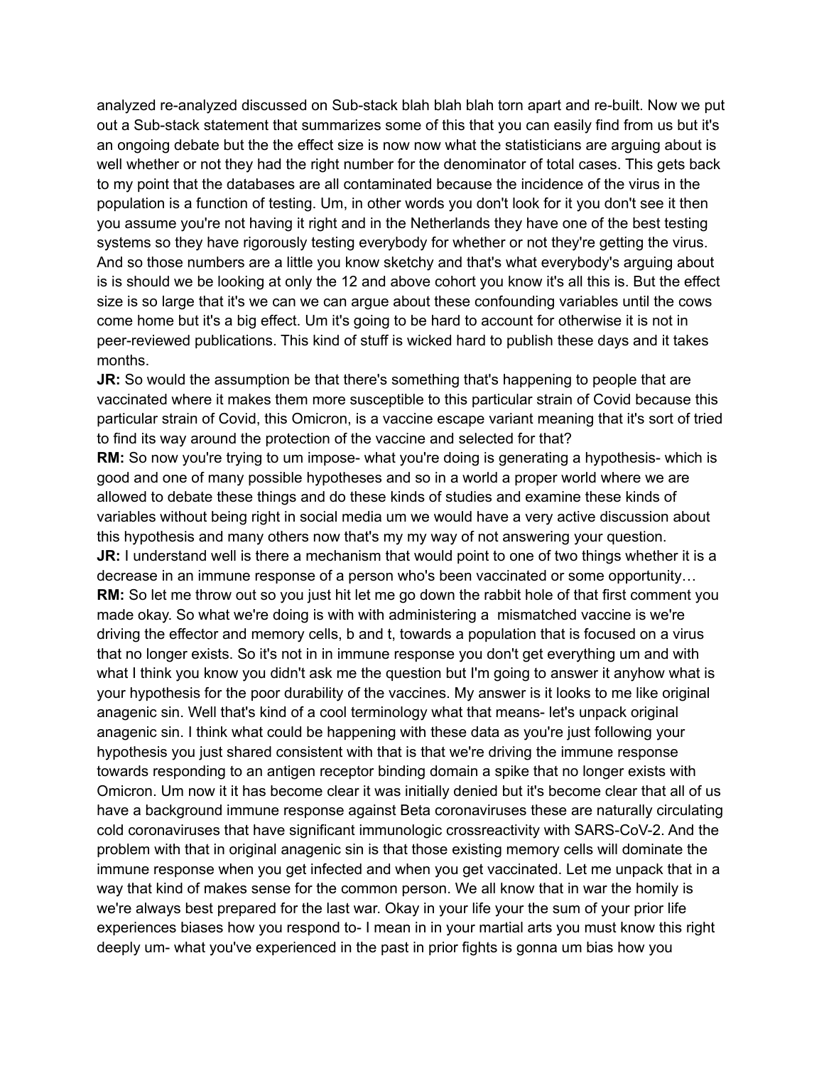analyzed re-analyzed discussed on Sub-stack blah blah blah torn apart and re-built. Now we put out a Sub-stack statement that summarizes some of this that you can easily find from us but it's an ongoing debate but the the effect size is now now what the statisticians are arguing about is well whether or not they had the right number for the denominator of total cases. This gets back to my point that the databases are all contaminated because the incidence of the virus in the population is a function of testing. Um, in other words you don't look for it you don't see it then you assume you're not having it right and in the Netherlands they have one of the best testing systems so they have rigorously testing everybody for whether or not they're getting the virus. And so those numbers are a little you know sketchy and that's what everybody's arguing about is is should we be looking at only the 12 and above cohort you know it's all this is. But the effect size is so large that it's we can we can argue about these confounding variables until the cows come home but it's a big effect. Um it's going to be hard to account for otherwise it is not in peer-reviewed publications. This kind of stuff is wicked hard to publish these days and it takes months.

**JR:** So would the assumption be that there's something that's happening to people that are vaccinated where it makes them more susceptible to this particular strain of Covid because this particular strain of Covid, this Omicron, is a vaccine escape variant meaning that it's sort of tried to find its way around the protection of the vaccine and selected for that?

**RM:** So now you're trying to um impose- what you're doing is generating a hypothesis- which is good and one of many possible hypotheses and so in a world a proper world where we are allowed to debate these things and do these kinds of studies and examine these kinds of variables without being right in social media um we would have a very active discussion about this hypothesis and many others now that's my my way of not answering your question.

**JR:** I understand well is there a mechanism that would point to one of two things whether it is a decrease in an immune response of a person who's been vaccinated or some opportunity…

**RM:** So let me throw out so you just hit let me go down the rabbit hole of that first comment you made okay. So what we're doing is with with administering a mismatched vaccine is we're driving the effector and memory cells, b and t, towards a population that is focused on a virus that no longer exists. So it's not in in immune response you don't get everything um and with what I think you know you didn't ask me the question but I'm going to answer it anyhow what is your hypothesis for the poor durability of the vaccines. My answer is it looks to me like original anagenic sin. Well that's kind of a cool terminology what that means- let's unpack original anagenic sin. I think what could be happening with these data as you're just following your hypothesis you just shared consistent with that is that we're driving the immune response towards responding to an antigen receptor binding domain a spike that no longer exists with Omicron. Um now it it has become clear it was initially denied but it's become clear that all of us have a background immune response against Beta coronaviruses these are naturally circulating cold coronaviruses that have significant immunologic crossreactivity with SARS-CoV-2. And the problem with that in original anagenic sin is that those existing memory cells will dominate the immune response when you get infected and when you get vaccinated. Let me unpack that in a way that kind of makes sense for the common person. We all know that in war the homily is we're always best prepared for the last war. Okay in your life your the sum of your prior life experiences biases how you respond to- I mean in in your martial arts you must know this right deeply um- what you've experienced in the past in prior fights is gonna um bias how you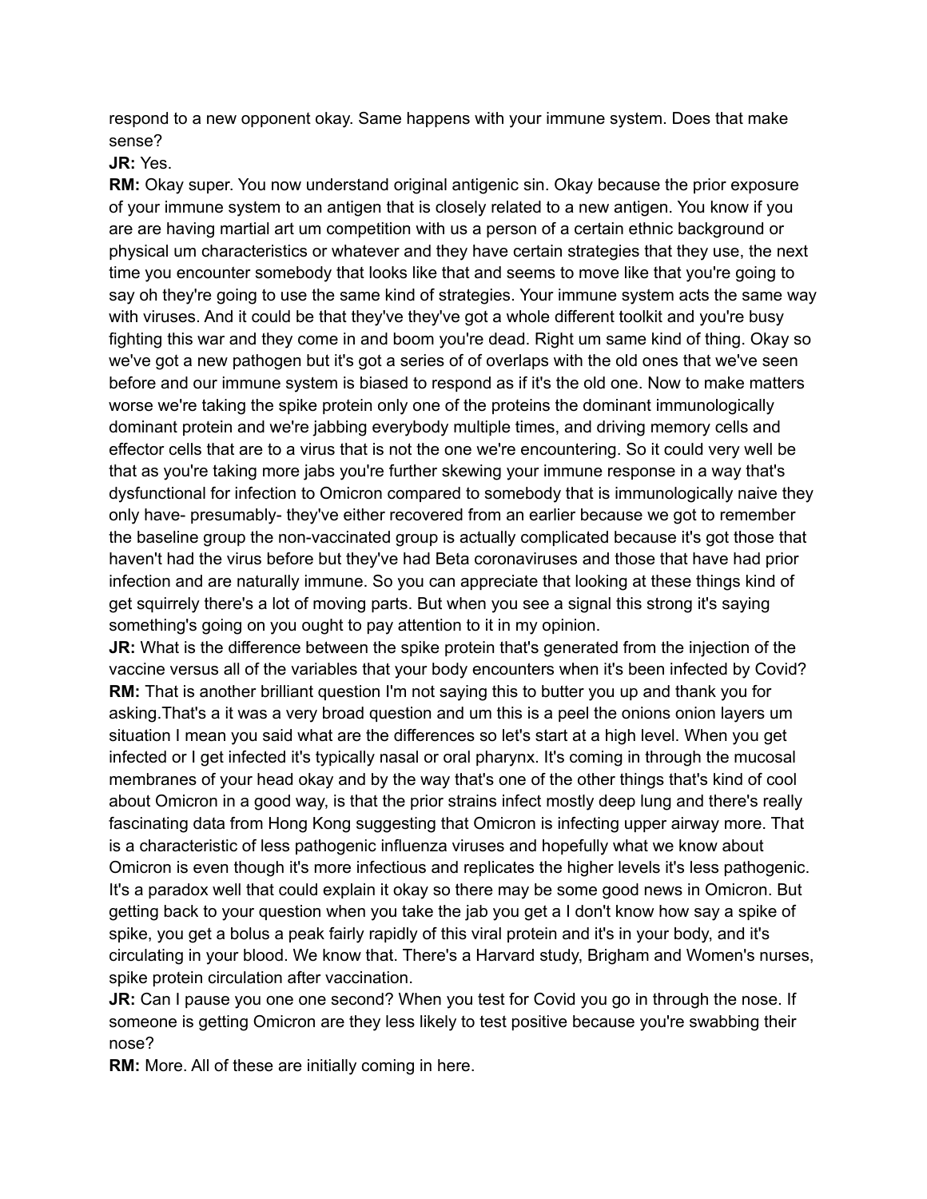respond to a new opponent okay. Same happens with your immune system. Does that make sense?

**JR:** Yes.

**RM:** Okay super. You now understand original antigenic sin. Okay because the prior exposure of your immune system to an antigen that is closely related to a new antigen. You know if you are are having martial art um competition with us a person of a certain ethnic background or physical um characteristics or whatever and they have certain strategies that they use, the next time you encounter somebody that looks like that and seems to move like that you're going to say oh they're going to use the same kind of strategies. Your immune system acts the same way with viruses. And it could be that they've they've got a whole different toolkit and you're busy fighting this war and they come in and boom you're dead. Right um same kind of thing. Okay so we've got a new pathogen but it's got a series of of overlaps with the old ones that we've seen before and our immune system is biased to respond as if it's the old one. Now to make matters worse we're taking the spike protein only one of the proteins the dominant immunologically dominant protein and we're jabbing everybody multiple times, and driving memory cells and effector cells that are to a virus that is not the one we're encountering. So it could very well be that as you're taking more jabs you're further skewing your immune response in a way that's dysfunctional for infection to Omicron compared to somebody that is immunologically naive they only have- presumably- they've either recovered from an earlier because we got to remember the baseline group the non-vaccinated group is actually complicated because it's got those that haven't had the virus before but they've had Beta coronaviruses and those that have had prior infection and are naturally immune. So you can appreciate that looking at these things kind of get squirrely there's a lot of moving parts. But when you see a signal this strong it's saying something's going on you ought to pay attention to it in my opinion.

**JR:** What is the difference between the spike protein that's generated from the injection of the vaccine versus all of the variables that your body encounters when it's been infected by Covid?

**RM:** That is another brilliant question I'm not saying this to butter you up and thank you for asking.That's a it was a very broad question and um this is a peel the onions onion layers um situation I mean you said what are the differences so let's start at a high level. When you get infected or I get infected it's typically nasal or oral pharynx. It's coming in through the mucosal membranes of your head okay and by the way that's one of the other things that's kind of cool about Omicron in a good way, is that the prior strains infect mostly deep lung and there's really fascinating data from Hong Kong suggesting that Omicron is infecting upper airway more. That is a characteristic of less pathogenic influenza viruses and hopefully what we know about Omicron is even though it's more infectious and replicates the higher levels it's less pathogenic. It's a paradox well that could explain it okay so there may be some good news in Omicron. But getting back to your question when you take the jab you get a I don't know how say a spike of spike, you get a bolus a peak fairly rapidly of this viral protein and it's in your body, and it's circulating in your blood. We know that. There's a Harvard study, Brigham and Women's nurses, spike protein circulation after vaccination.

**JR:** Can I pause you one one second? When you test for Covid you go in through the nose. If someone is getting Omicron are they less likely to test positive because you're swabbing their nose?

**RM:** More. All of these are initially coming in here.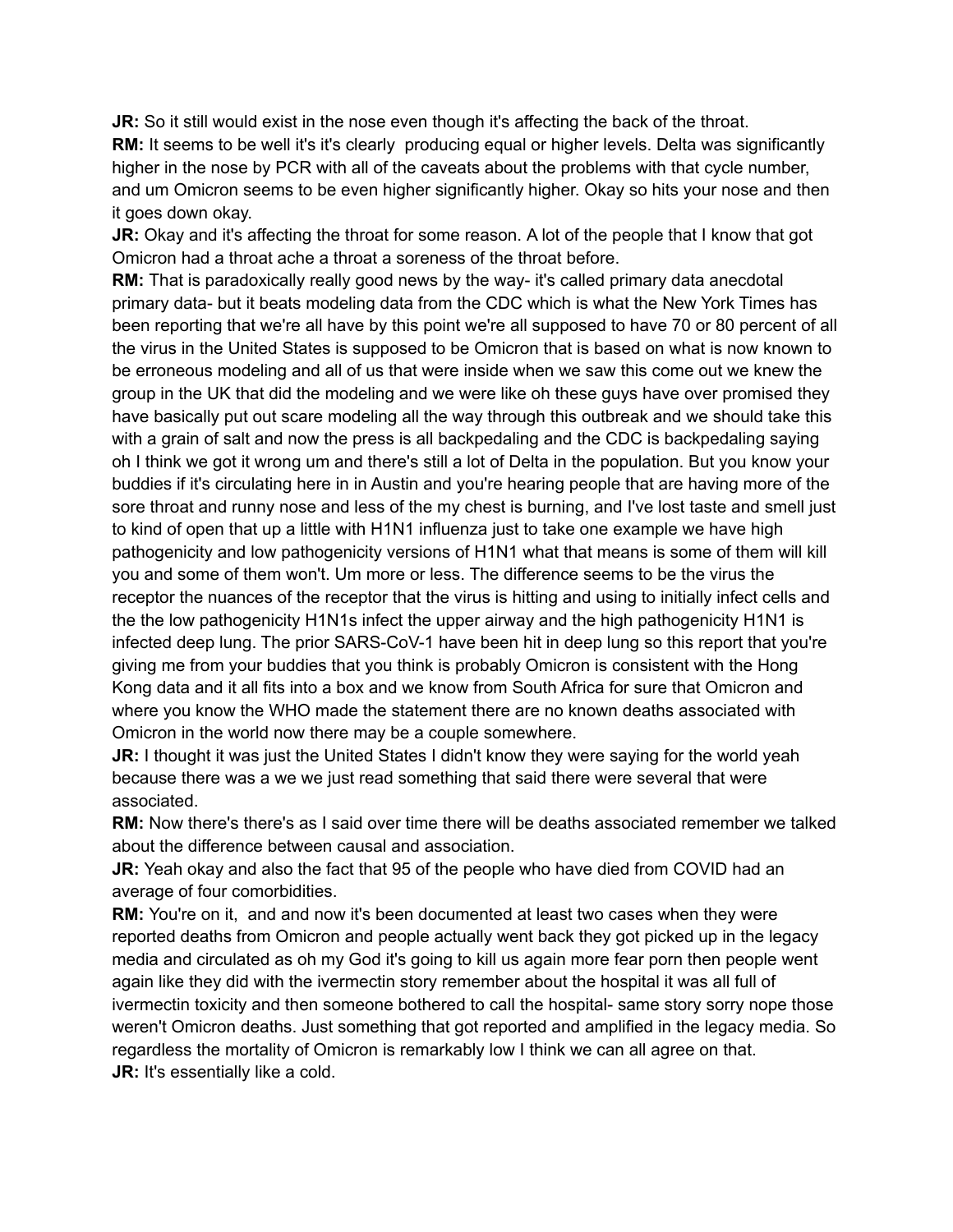**JR:** So it still would exist in the nose even though it's affecting the back of the throat.

**RM:** It seems to be well it's it's clearly producing equal or higher levels. Delta was significantly higher in the nose by PCR with all of the caveats about the problems with that cycle number, and um Omicron seems to be even higher significantly higher. Okay so hits your nose and then it goes down okay.

**JR:** Okay and it's affecting the throat for some reason. A lot of the people that I know that got Omicron had a throat ache a throat a soreness of the throat before.

**RM:** That is paradoxically really good news by the way- it's called primary data anecdotal primary data- but it beats modeling data from the CDC which is what the New York Times has been reporting that we're all have by this point we're all supposed to have 70 or 80 percent of all the virus in the United States is supposed to be Omicron that is based on what is now known to be erroneous modeling and all of us that were inside when we saw this come out we knew the group in the UK that did the modeling and we were like oh these guys have over promised they have basically put out scare modeling all the way through this outbreak and we should take this with a grain of salt and now the press is all backpedaling and the CDC is backpedaling saying oh I think we got it wrong um and there's still a lot of Delta in the population. But you know your buddies if it's circulating here in in Austin and you're hearing people that are having more of the sore throat and runny nose and less of the my chest is burning, and I've lost taste and smell just to kind of open that up a little with H1N1 influenza just to take one example we have high pathogenicity and low pathogenicity versions of H1N1 what that means is some of them will kill you and some of them won't. Um more or less. The difference seems to be the virus the receptor the nuances of the receptor that the virus is hitting and using to initially infect cells and the the low pathogenicity H1N1s infect the upper airway and the high pathogenicity H1N1 is infected deep lung. The prior SARS-CoV-1 have been hit in deep lung so this report that you're giving me from your buddies that you think is probably Omicron is consistent with the Hong Kong data and it all fits into a box and we know from South Africa for sure that Omicron and where you know the WHO made the statement there are no known deaths associated with Omicron in the world now there may be a couple somewhere.

**JR:** I thought it was just the United States I didn't know they were saying for the world yeah because there was a we we just read something that said there were several that were associated.

**RM:** Now there's there's as I said over time there will be deaths associated remember we talked about the difference between causal and association.

**JR:** Yeah okay and also the fact that 95 of the people who have died from COVID had an average of four comorbidities.

**RM:** You're on it, and and now it's been documented at least two cases when they were reported deaths from Omicron and people actually went back they got picked up in the legacy media and circulated as oh my God it's going to kill us again more fear porn then people went again like they did with the ivermectin story remember about the hospital it was all full of ivermectin toxicity and then someone bothered to call the hospital- same story sorry nope those weren't Omicron deaths. Just something that got reported and amplified in the legacy media. So regardless the mortality of Omicron is remarkably low I think we can all agree on that.

**JR:** It's essentially like a cold.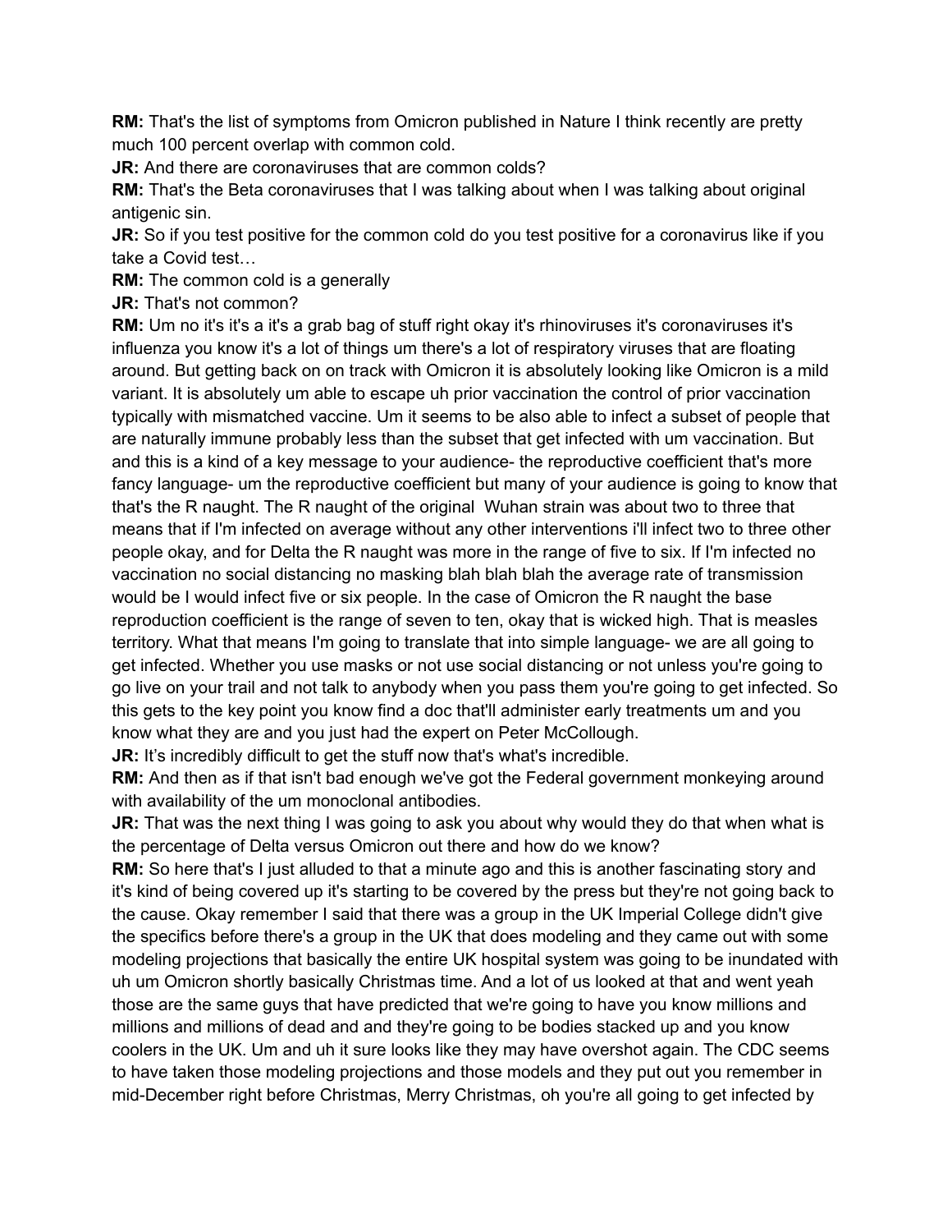**RM:** That's the list of symptoms from Omicron published in Nature I think recently are pretty much 100 percent overlap with common cold.

**JR:** And there are coronaviruses that are common colds?

**RM:** That's the Beta coronaviruses that I was talking about when I was talking about original antigenic sin.

**JR:** So if you test positive for the common cold do you test positive for a coronavirus like if you take a Covid test…

**RM:** The common cold is a generally

**JR:** That's not common?

**RM:** Um no it's it's a it's a grab bag of stuff right okay it's rhinoviruses it's coronaviruses it's influenza you know it's a lot of things um there's a lot of respiratory viruses that are floating around. But getting back on on track with Omicron it is absolutely looking like Omicron is a mild variant. It is absolutely um able to escape uh prior vaccination the control of prior vaccination typically with mismatched vaccine. Um it seems to be also able to infect a subset of people that are naturally immune probably less than the subset that get infected with um vaccination. But and this is a kind of a key message to your audience- the reproductive coefficient that's more fancy language- um the reproductive coefficient but many of your audience is going to know that that's the R naught. The R naught of the original Wuhan strain was about two to three that means that if I'm infected on average without any other interventions i'll infect two to three other people okay, and for Delta the R naught was more in the range of five to six. If I'm infected no vaccination no social distancing no masking blah blah blah the average rate of transmission would be I would infect five or six people. In the case of Omicron the R naught the base reproduction coefficient is the range of seven to ten, okay that is wicked high. That is measles territory. What that means I'm going to translate that into simple language- we are all going to get infected. Whether you use masks or not use social distancing or not unless you're going to go live on your trail and not talk to anybody when you pass them you're going to get infected. So this gets to the key point you know find a doc that'll administer early treatments um and you know what they are and you just had the expert on Peter McCollough.

**JR:** It's incredibly difficult to get the stuff now that's what's incredible.

**RM:** And then as if that isn't bad enough we've got the Federal government monkeying around with availability of the um monoclonal antibodies.

**JR:** That was the next thing I was going to ask you about why would they do that when what is the percentage of Delta versus Omicron out there and how do we know?

**RM:** So here that's I just alluded to that a minute ago and this is another fascinating story and it's kind of being covered up it's starting to be covered by the press but they're not going back to the cause. Okay remember I said that there was a group in the UK Imperial College didn't give the specifics before there's a group in the UK that does modeling and they came out with some modeling projections that basically the entire UK hospital system was going to be inundated with uh um Omicron shortly basically Christmas time. And a lot of us looked at that and went yeah those are the same guys that have predicted that we're going to have you know millions and millions and millions of dead and and they're going to be bodies stacked up and you know coolers in the UK. Um and uh it sure looks like they may have overshot again. The CDC seems to have taken those modeling projections and those models and they put out you remember in mid-December right before Christmas, Merry Christmas, oh you're all going to get infected by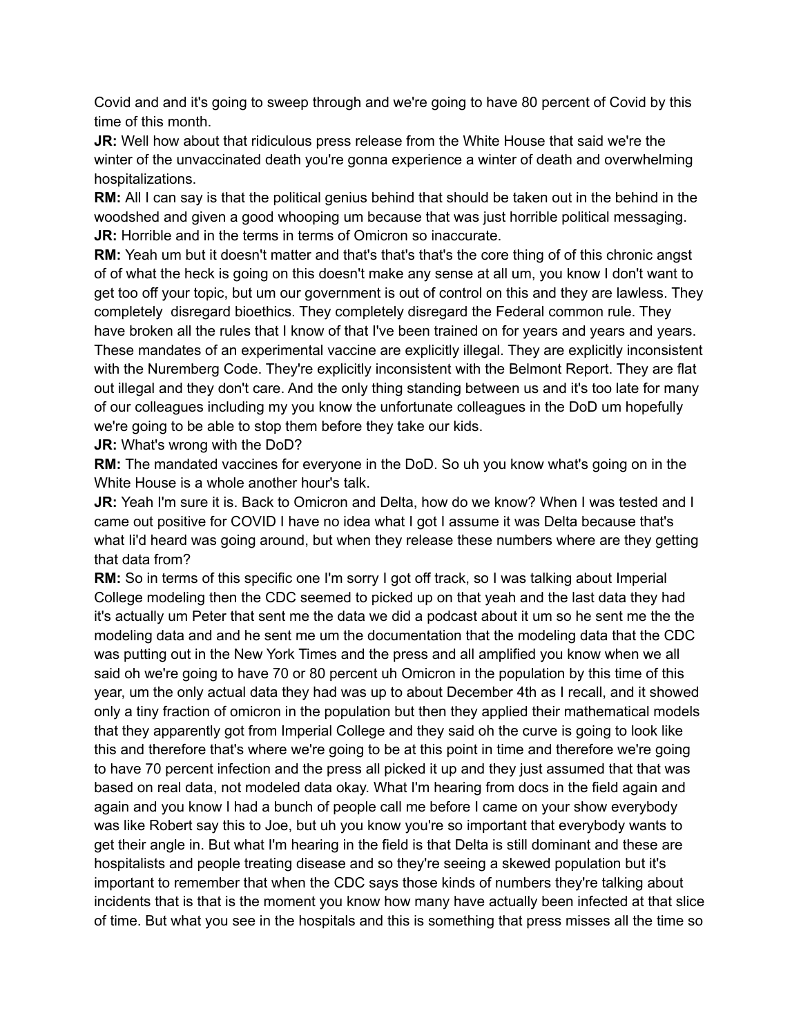Covid and and it's going to sweep through and we're going to have 80 percent of Covid by this time of this month.

**JR:** Well how about that ridiculous press release from the White House that said we're the winter of the unvaccinated death you're gonna experience a winter of death and overwhelming hospitalizations.

**RM:** All I can say is that the political genius behind that should be taken out in the behind in the woodshed and given a good whooping um because that was just horrible political messaging.

**JR:** Horrible and in the terms in terms of Omicron so inaccurate.

**RM:** Yeah um but it doesn't matter and that's that's that's the core thing of of this chronic angst of of what the heck is going on this doesn't make any sense at all um, you know I don't want to get too off your topic, but um our government is out of control on this and they are lawless. They completely disregard bioethics. They completely disregard the Federal common rule. They have broken all the rules that I know of that I've been trained on for years and years and years. These mandates of an experimental vaccine are explicitly illegal. They are explicitly inconsistent with the Nuremberg Code. They're explicitly inconsistent with the Belmont Report. They are flat out illegal and they don't care. And the only thing standing between us and it's too late for many of our colleagues including my you know the unfortunate colleagues in the DoD um hopefully we're going to be able to stop them before they take our kids.

**JR:** What's wrong with the DoD?

**RM:** The mandated vaccines for everyone in the DoD. So uh you know what's going on in the White House is a whole another hour's talk.

**JR:** Yeah I'm sure it is. Back to Omicron and Delta, how do we know? When I was tested and I came out positive for COVID I have no idea what I got I assume it was Delta because that's what Ii'd heard was going around, but when they release these numbers where are they getting that data from?

**RM:** So in terms of this specific one I'm sorry I got off track, so I was talking about Imperial College modeling then the CDC seemed to picked up on that yeah and the last data they had it's actually um Peter that sent me the data we did a podcast about it um so he sent me the the modeling data and and he sent me um the documentation that the modeling data that the CDC was putting out in the New York Times and the press and all amplified you know when we all said oh we're going to have 70 or 80 percent uh Omicron in the population by this time of this year, um the only actual data they had was up to about December 4th as I recall, and it showed only a tiny fraction of omicron in the population but then they applied their mathematical models that they apparently got from Imperial College and they said oh the curve is going to look like this and therefore that's where we're going to be at this point in time and therefore we're going to have 70 percent infection and the press all picked it up and they just assumed that that was based on real data, not modeled data okay. What I'm hearing from docs in the field again and again and you know I had a bunch of people call me before I came on your show everybody was like Robert say this to Joe, but uh you know you're so important that everybody wants to get their angle in. But what I'm hearing in the field is that Delta is still dominant and these are hospitalists and people treating disease and so they're seeing a skewed population but it's important to remember that when the CDC says those kinds of numbers they're talking about incidents that is that is the moment you know how many have actually been infected at that slice of time. But what you see in the hospitals and this is something that press misses all the time so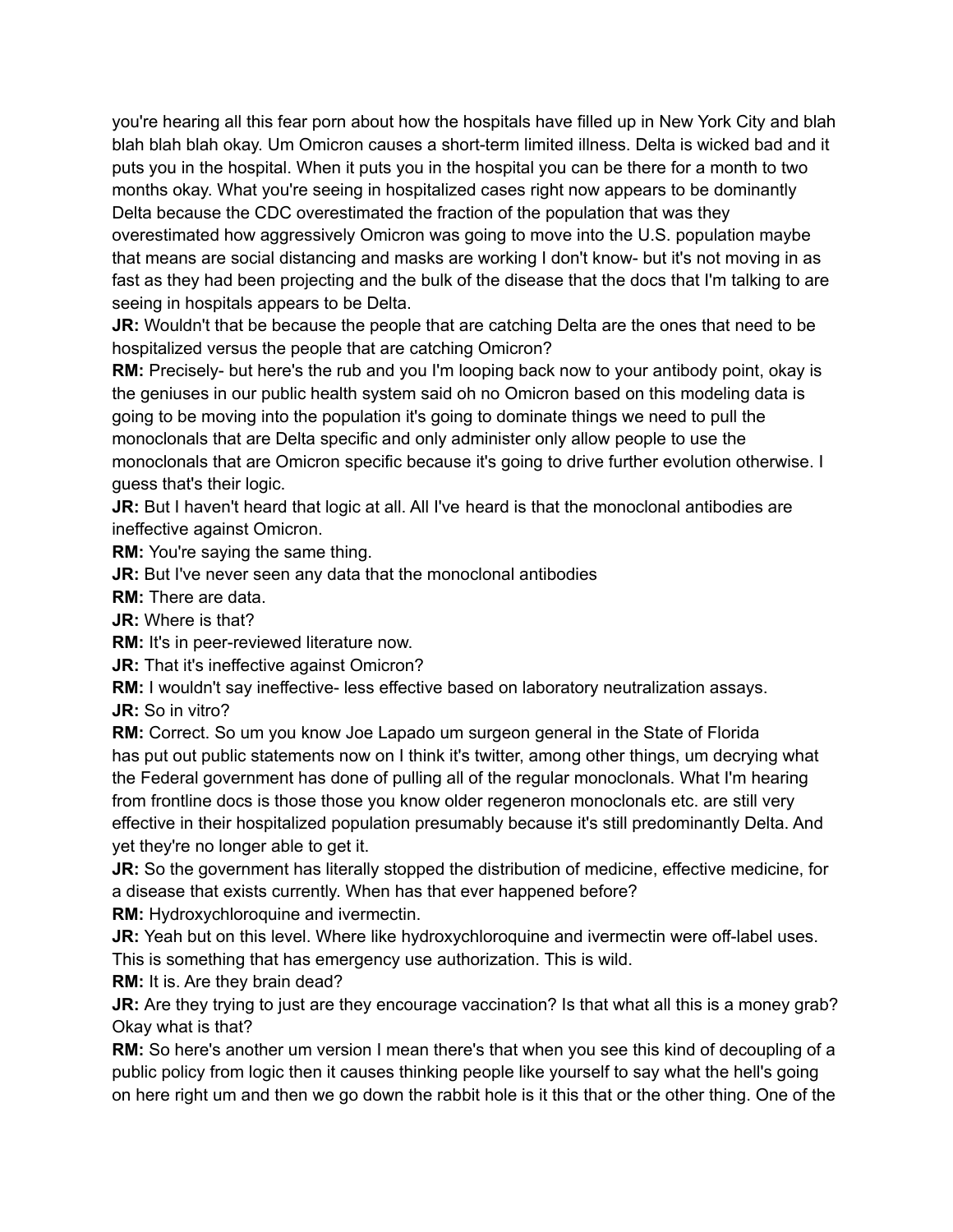you're hearing all this fear porn about how the hospitals have filled up in New York City and blah blah blah blah okay. Um Omicron causes a short-term limited illness. Delta is wicked bad and it puts you in the hospital. When it puts you in the hospital you can be there for a month to two months okay. What you're seeing in hospitalized cases right now appears to be dominantly Delta because the CDC overestimated the fraction of the population that was they overestimated how aggressively Omicron was going to move into the U.S. population maybe that means are social distancing and masks are working I don't know- but it's not moving in as fast as they had been projecting and the bulk of the disease that the docs that I'm talking to are seeing in hospitals appears to be Delta.

**JR:** Wouldn't that be because the people that are catching Delta are the ones that need to be hospitalized versus the people that are catching Omicron?

**RM:** Precisely- but here's the rub and you I'm looping back now to your antibody point, okay is the geniuses in our public health system said oh no Omicron based on this modeling data is going to be moving into the population it's going to dominate things we need to pull the monoclonals that are Delta specific and only administer only allow people to use the monoclonals that are Omicron specific because it's going to drive further evolution otherwise. I guess that's their logic.

**JR:** But I haven't heard that logic at all. All I've heard is that the monoclonal antibodies are ineffective against Omicron.

**RM:** You're saying the same thing.

**JR:** But I've never seen any data that the monoclonal antibodies

**RM:** There are data.

**JR:** Where is that?

**RM:** It's in peer-reviewed literature now.

**JR:** That it's ineffective against Omicron?

**RM:** I wouldn't say ineffective- less effective based on laboratory neutralization assays.

**JR:** So in vitro?

**RM:** Correct. So um you know Joe Lapado um surgeon general in the State of Florida has put out public statements now on I think it's twitter, among other things, um decrying what the Federal government has done of pulling all of the regular monoclonals. What I'm hearing from frontline docs is those those you know older regeneron monoclonals etc. are still very effective in their hospitalized population presumably because it's still predominantly Delta. And yet they're no longer able to get it.

**JR:** So the government has literally stopped the distribution of medicine, effective medicine, for a disease that exists currently. When has that ever happened before?

**RM:** Hydroxychloroquine and ivermectin.

**JR:** Yeah but on this level. Where like hydroxychloroquine and ivermectin were off-label uses. This is something that has emergency use authorization. This is wild.

**RM:** It is. Are they brain dead?

**JR:** Are they trying to just are they encourage vaccination? Is that what all this is a money grab? Okay what is that?

**RM:** So here's another um version I mean there's that when you see this kind of decoupling of a public policy from logic then it causes thinking people like yourself to say what the hell's going on here right um and then we go down the rabbit hole is it this that or the other thing. One of the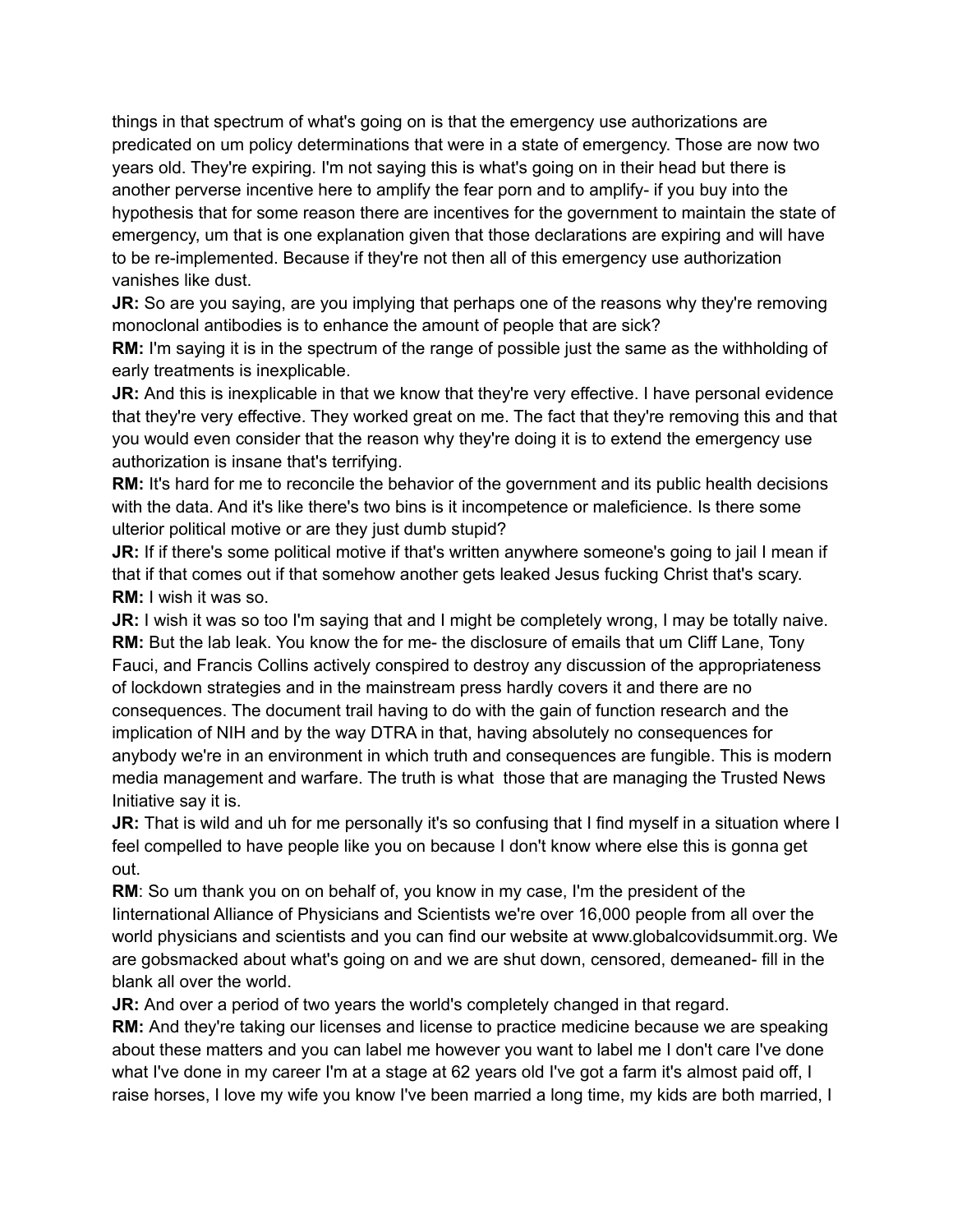things in that spectrum of what's going on is that the emergency use authorizations are predicated on um policy determinations that were in a state of emergency. Those are now two years old. They're expiring. I'm not saying this is what's going on in their head but there is another perverse incentive here to amplify the fear porn and to amplify- if you buy into the hypothesis that for some reason there are incentives for the government to maintain the state of emergency, um that is one explanation given that those declarations are expiring and will have to be re-implemented. Because if they're not then all of this emergency use authorization vanishes like dust.

**JR:** So are you saying, are you implying that perhaps one of the reasons why they're removing monoclonal antibodies is to enhance the amount of people that are sick?

**RM:** I'm saying it is in the spectrum of the range of possible just the same as the withholding of early treatments is inexplicable.

**JR:** And this is inexplicable in that we know that they're very effective. I have personal evidence that they're very effective. They worked great on me. The fact that they're removing this and that you would even consider that the reason why they're doing it is to extend the emergency use authorization is insane that's terrifying.

**RM:** It's hard for me to reconcile the behavior of the government and its public health decisions with the data. And it's like there's two bins is it incompetence or maleficience. Is there some ulterior political motive or are they just dumb stupid?

**JR:** If if there's some political motive if that's written anywhere someone's going to jail I mean if that if that comes out if that somehow another gets leaked Jesus fucking Christ that's scary.

**RM:** I wish it was so.

**JR:** I wish it was so too I'm saying that and I might be completely wrong, I may be totally naive.

**RM:** But the lab leak. You know the for me- the disclosure of emails that um Cliff Lane, Tony Fauci, and Francis Collins actively conspired to destroy any discussion of the appropriateness of lockdown strategies and in the mainstream press hardly covers it and there are no consequences. The document trail having to do with the gain of function research and the implication of NIH and by the way DTRA in that, having absolutely no consequences for anybody we're in an environment in which truth and consequences are fungible. This is modern media management and warfare. The truth is what those that are managing the Trusted News Initiative say it is.

**JR:** That is wild and uh for me personally it's so confusing that I find myself in a situation where I feel compelled to have people like you on because I don't know where else this is gonna get out.

**RM**: So um thank you on on behalf of, you know in my case, I'm the president of the Iinternational Alliance of Physicians and Scientists we're over 16,000 people from all over the world physicians and scientists and you can find our website at www.globalcovidsummit.org. We are gobsmacked about what's going on and we are shut down, censored, demeaned- fill in the blank all over the world.

**JR:** And over a period of two years the world's completely changed in that regard.

**RM:** And they're taking our licenses and license to practice medicine because we are speaking about these matters and you can label me however you want to label me I don't care I've done what I've done in my career I'm at a stage at 62 years old I've got a farm it's almost paid off, I raise horses, I love my wife you know I've been married a long time, my kids are both married, I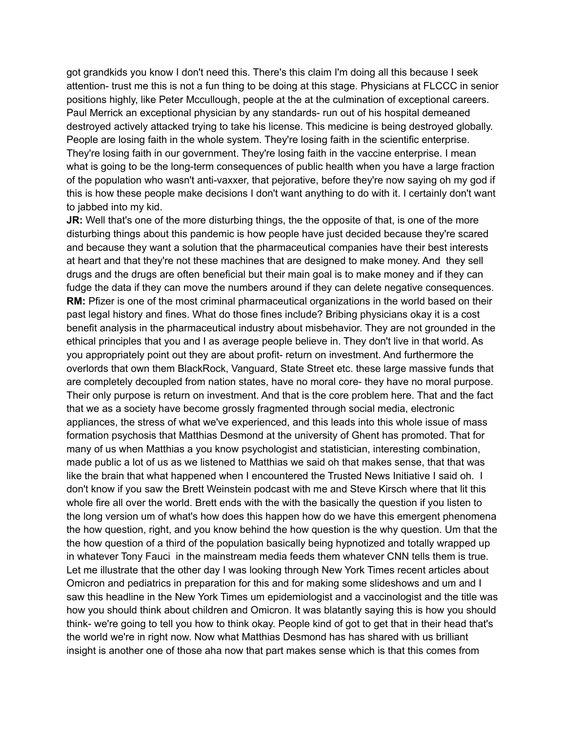got grandkids you know I don't need this. There's this claim I'm doing all this because I seek attention- trust me this is not a fun thing to be doing at this stage. Physicians at FLCCC in senior positions highly, like Peter Mccullough, people at the at the culmination of exceptional careers. Paul Merrick an exceptional physician by any standards- run out of his hospital demeaned destroyed actively attacked trying to take his license. This medicine is being destroyed globally. People are losing faith in the whole system. They're losing faith in the scientific enterprise. They're losing faith in our government. They're losing faith in the vaccine enterprise. I mean what is going to be the long-term consequences of public health when you have a large fraction of the population who wasn't anti-vaxxer, that pejorative, before they're now saying oh my god if this is how these people make decisions I don't want anything to do with it. I certainly don't want to jabbed into my kid.

**JR:** Well that's one of the more disturbing things, the the opposite of that, is one of the more disturbing things about this pandemic is how people have just decided because they're scared and because they want a solution that the pharmaceutical companies have their best interests at heart and that they're not these machines that are designed to make money. And they sell drugs and the drugs are often beneficial but their main goal is to make money and if they can fudge the data if they can move the numbers around if they can delete negative consequences.

**RM:** Pfizer is one of the most criminal pharmaceutical organizations in the world based on their past legal history and fines. What do those fines include? Bribing physicians okay it is a cost benefit analysis in the pharmaceutical industry about misbehavior. They are not grounded in the ethical principles that you and I as average people believe in. They don't live in that world. As you appropriately point out they are about profit- return on investment. And furthermore the overlords that own them BlackRock, Vanguard, State Street etc. these large massive funds that are completely decoupled from nation states, have no moral core- they have no moral purpose. Their only purpose is return on investment. And that is the core problem here. That and the fact that we as a society have become grossly fragmented through social media, electronic appliances, the stress of what we've experienced, and this leads into this whole issue of mass formation psychosis that Matthias Desmond at the university of Ghent has promoted. That for many of us when Matthias a you know psychologist and statistician, interesting combination, made public a lot of us as we listened to Matthias we said oh that makes sense, that that was like the brain that what happened when I encountered the Trusted News Initiative I said oh. I don't know if you saw the Brett Weinstein podcast with me and Steve Kirsch where that lit this whole fire all over the world. Brett ends with the with the basically the question if you listen to the long version um of what's how does this happen how do we have this emergent phenomena the how question, right, and you know behind the how question is the why question. Um that the the how question of a third of the population basically being hypnotized and totally wrapped up in whatever Tony Fauci in the mainstream media feeds them whatever CNN tells them is true. Let me illustrate that the other day I was looking through New York Times recent articles about Omicron and pediatrics in preparation for this and for making some slideshows and um and I saw this headline in the New York Times um epidemiologist and a vaccinologist and the title was how you should think about children and Omicron. It was blatantly saying this is how you should think- we're going to tell you how to think okay. People kind of got to get that in their head that's the world we're in right now. Now what Matthias Desmond has has shared with us brilliant insight is another one of those aha now that part makes sense which is that this comes from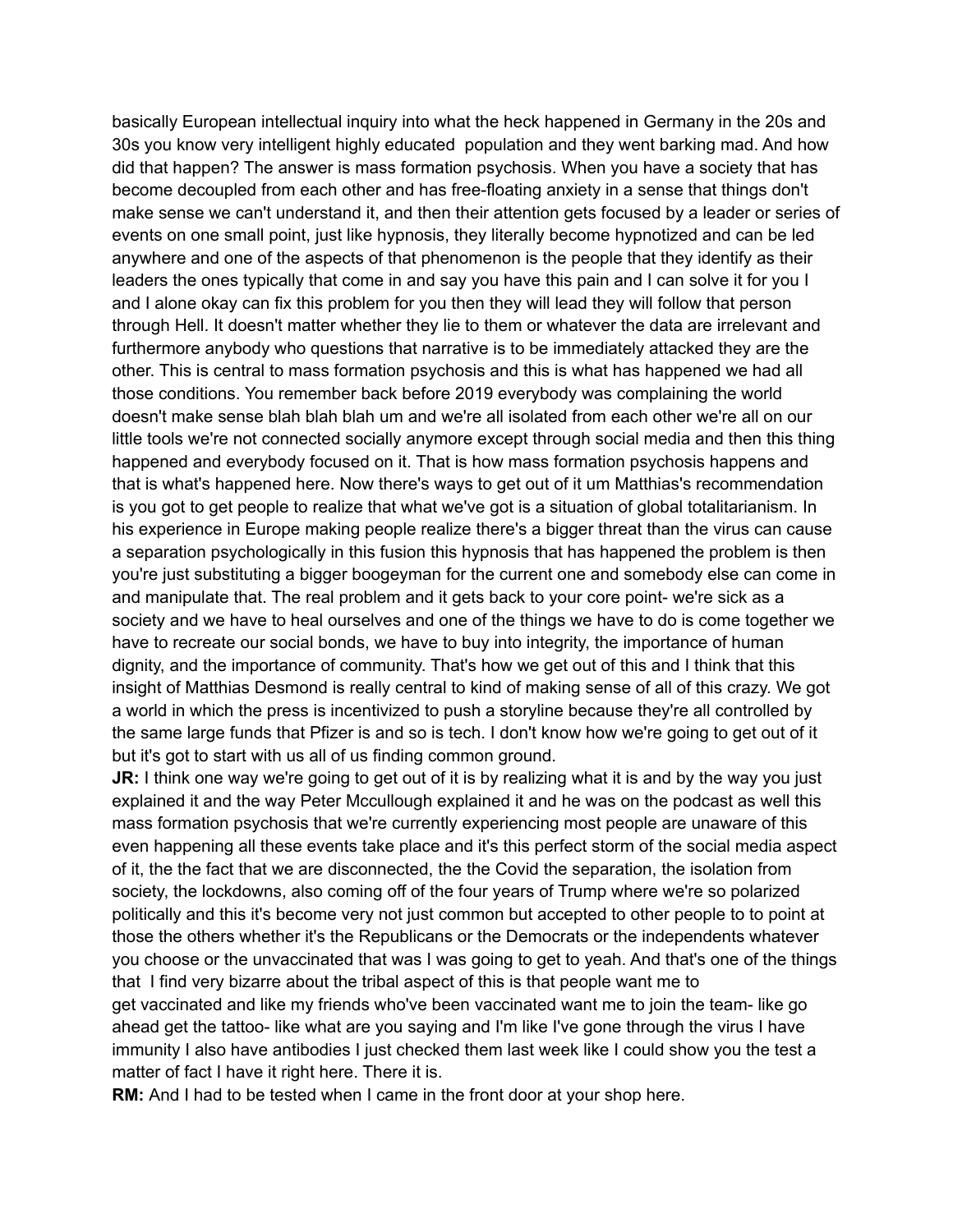basically European intellectual inquiry into what the heck happened in Germany in the 20s and 30s you know very intelligent highly educated population and they went barking mad. And how did that happen? The answer is mass formation psychosis. When you have a society that has become decoupled from each other and has free-floating anxiety in a sense that things don't make sense we can't understand it, and then their attention gets focused by a leader or series of events on one small point, just like hypnosis, they literally become hypnotized and can be led anywhere and one of the aspects of that phenomenon is the people that they identify as their leaders the ones typically that come in and say you have this pain and I can solve it for you I and I alone okay can fix this problem for you then they will lead they will follow that person through Hell. It doesn't matter whether they lie to them or whatever the data are irrelevant and furthermore anybody who questions that narrative is to be immediately attacked they are the other. This is central to mass formation psychosis and this is what has happened we had all those conditions. You remember back before 2019 everybody was complaining the world doesn't make sense blah blah blah um and we're all isolated from each other we're all on our little tools we're not connected socially anymore except through social media and then this thing happened and everybody focused on it. That is how mass formation psychosis happens and that is what's happened here. Now there's ways to get out of it um Matthias's recommendation is you got to get people to realize that what we've got is a situation of global totalitarianism. In his experience in Europe making people realize there's a bigger threat than the virus can cause a separation psychologically in this fusion this hypnosis that has happened the problem is then you're just substituting a bigger boogeyman for the current one and somebody else can come in and manipulate that. The real problem and it gets back to your core point- we're sick as a society and we have to heal ourselves and one of the things we have to do is come together we have to recreate our social bonds, we have to buy into integrity, the importance of human dignity, and the importance of community. That's how we get out of this and I think that this insight of Matthias Desmond is really central to kind of making sense of all of this crazy. We got a world in which the press is incentivized to push a storyline because they're all controlled by the same large funds that Pfizer is and so is tech. I don't know how we're going to get out of it but it's got to start with us all of us finding common ground.

**JR:** I think one way we're going to get out of it is by realizing what it is and by the way you just explained it and the way Peter Mccullough explained it and he was on the podcast as well this mass formation psychosis that we're currently experiencing most people are unaware of this even happening all these events take place and it's this perfect storm of the social media aspect of it, the the fact that we are disconnected, the the Covid the separation, the isolation from society, the lockdowns, also coming off of the four years of Trump where we're so polarized politically and this it's become very not just common but accepted to other people to to point at those the others whether it's the Republicans or the Democrats or the independents whatever you choose or the unvaccinated that was I was going to get to yeah. And that's one of the things that I find very bizarre about the tribal aspect of this is that people want me to get vaccinated and like my friends who've been vaccinated want me to join the team- like go ahead get the tattoo- like what are you saying and I'm like I've gone through the virus I have immunity I also have antibodies I just checked them last week like I could show you the test a matter of fact I have it right here. There it is.

**RM:** And I had to be tested when I came in the front door at your shop here.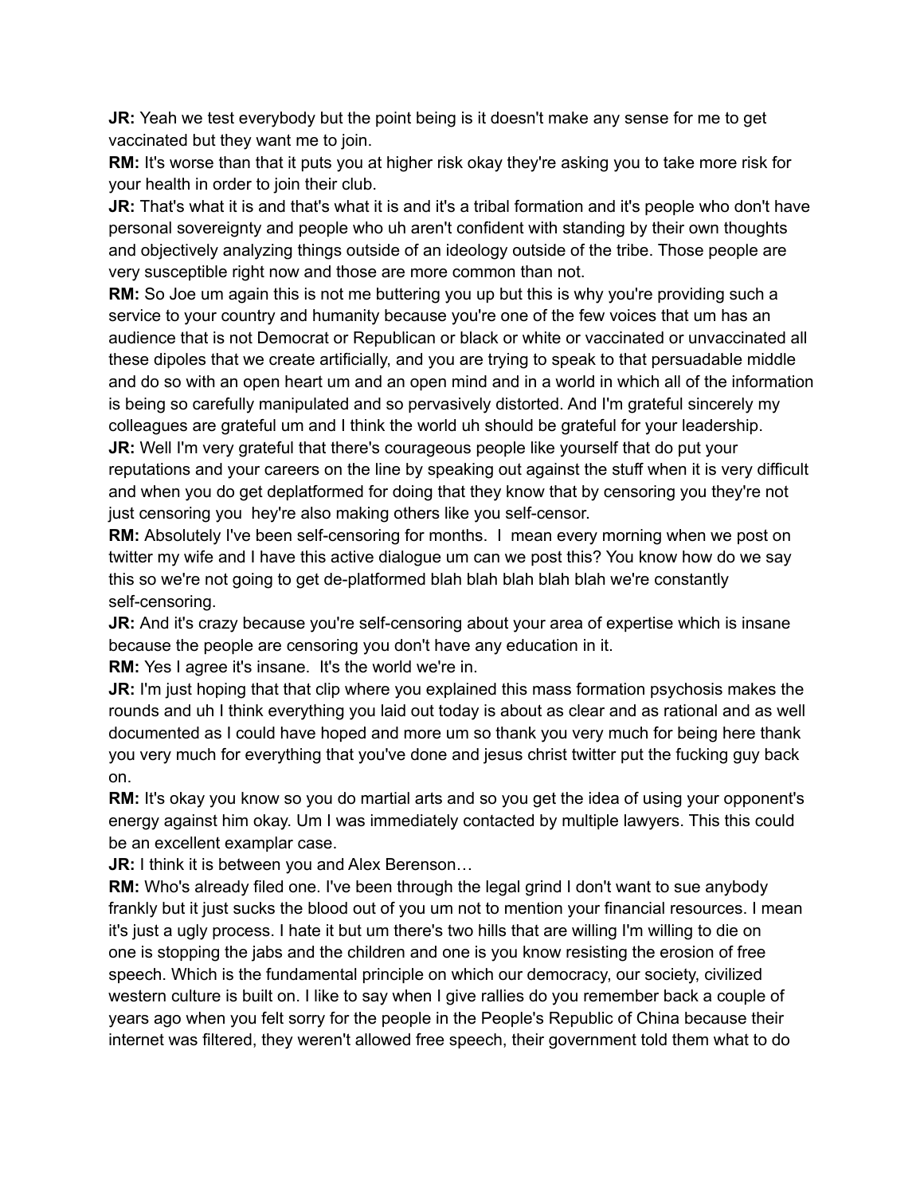**JR:** Yeah we test everybody but the point being is it doesn't make any sense for me to get vaccinated but they want me to join.

**RM:** It's worse than that it puts you at higher risk okay they're asking you to take more risk for your health in order to join their club.

**JR:** That's what it is and that's what it is and it's a tribal formation and it's people who don't have personal sovereignty and people who uh aren't confident with standing by their own thoughts and objectively analyzing things outside of an ideology outside of the tribe. Those people are very susceptible right now and those are more common than not.

**RM:** So Joe um again this is not me buttering you up but this is why you're providing such a service to your country and humanity because you're one of the few voices that um has an audience that is not Democrat or Republican or black or white or vaccinated or unvaccinated all these dipoles that we create artificially, and you are trying to speak to that persuadable middle and do so with an open heart um and an open mind and in a world in which all of the information is being so carefully manipulated and so pervasively distorted. And I'm grateful sincerely my colleagues are grateful um and I think the world uh should be grateful for your leadership.

**JR:** Well I'm very grateful that there's courageous people like yourself that do put your reputations and your careers on the line by speaking out against the stuff when it is very difficult and when you do get deplatformed for doing that they know that by censoring you they're not just censoring you hey're also making others like you self-censor.

**RM:** Absolutely I've been self-censoring for months. I mean every morning when we post on twitter my wife and I have this active dialogue um can we post this? You know how do we say this so we're not going to get de-platformed blah blah blah blah blah we're constantly self-censoring.

**JR:** And it's crazy because you're self-censoring about your area of expertise which is insane because the people are censoring you don't have any education in it.

**RM:** Yes I agree it's insane. It's the world we're in.

**JR:** I'm just hoping that that clip where you explained this mass formation psychosis makes the rounds and uh I think everything you laid out today is about as clear and as rational and as well documented as I could have hoped and more um so thank you very much for being here thank you very much for everything that you've done and jesus christ twitter put the fucking guy back on.

**RM:** It's okay you know so you do martial arts and so you get the idea of using your opponent's energy against him okay. Um I was immediately contacted by multiple lawyers. This this could be an excellent examplar case.

**JR:** I think it is between you and Alex Berenson…

**RM:** Who's already filed one. I've been through the legal grind I don't want to sue anybody frankly but it just sucks the blood out of you um not to mention your financial resources. I mean it's just a ugly process. I hate it but um there's two hills that are willing I'm willing to die on one is stopping the jabs and the children and one is you know resisting the erosion of free speech. Which is the fundamental principle on which our democracy, our society, civilized western culture is built on. I like to say when I give rallies do you remember back a couple of years ago when you felt sorry for the people in the People's Republic of China because their internet was filtered, they weren't allowed free speech, their government told them what to do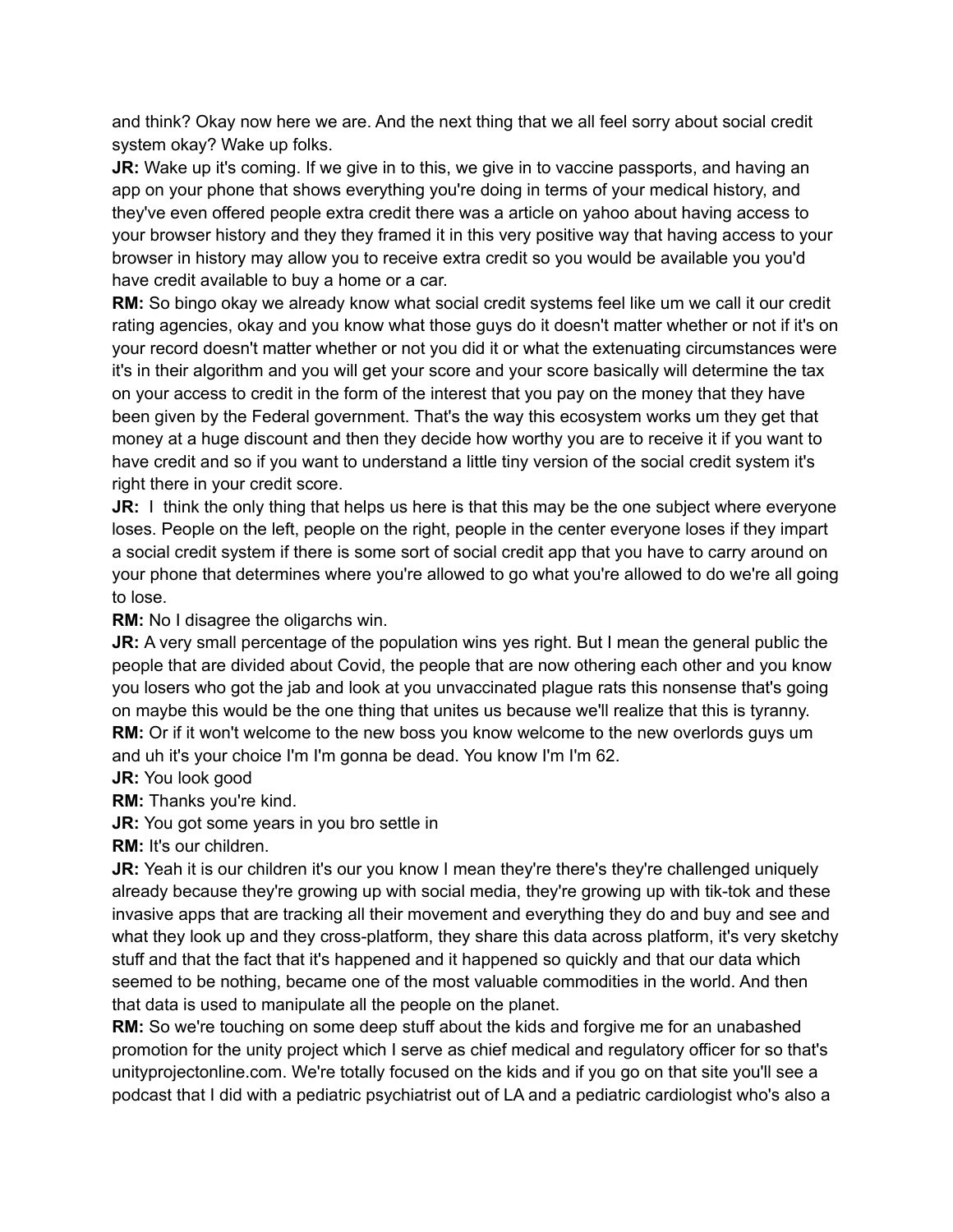and think? Okay now here we are. And the next thing that we all feel sorry about social credit system okay? Wake up folks.

**JR:** Wake up it's coming. If we give in to this, we give in to vaccine passports, and having an app on your phone that shows everything you're doing in terms of your medical history, and they've even offered people extra credit there was a article on yahoo about having access to your browser history and they they framed it in this very positive way that having access to your browser in history may allow you to receive extra credit so you would be available you you'd have credit available to buy a home or a car.

**RM:** So bingo okay we already know what social credit systems feel like um we call it our credit rating agencies, okay and you know what those guys do it doesn't matter whether or not if it's on your record doesn't matter whether or not you did it or what the extenuating circumstances were it's in their algorithm and you will get your score and your score basically will determine the tax on your access to credit in the form of the interest that you pay on the money that they have been given by the Federal government. That's the way this ecosystem works um they get that money at a huge discount and then they decide how worthy you are to receive it if you want to have credit and so if you want to understand a little tiny version of the social credit system it's right there in your credit score.

**JR:** I think the only thing that helps us here is that this may be the one subject where everyone loses. People on the left, people on the right, people in the center everyone loses if they impart a social credit system if there is some sort of social credit app that you have to carry around on your phone that determines where you're allowed to go what you're allowed to do we're all going to lose.

**RM:** No I disagree the oligarchs win.

**JR:** A very small percentage of the population wins yes right. But I mean the general public the people that are divided about Covid, the people that are now othering each other and you know you losers who got the jab and look at you unvaccinated plague rats this nonsense that's going on maybe this would be the one thing that unites us because we'll realize that this is tyranny.

**RM:** Or if it won't welcome to the new boss you know welcome to the new overlords guys um and uh it's your choice I'm I'm gonna be dead. You know I'm I'm 62.

**JR:** You look good

**RM:** Thanks you're kind.

**JR:** You got some years in you bro settle in

**RM:** It's our children.

**JR:** Yeah it is our children it's our you know I mean they're there's they're challenged uniquely already because they're growing up with social media, they're growing up with tik-tok and these invasive apps that are tracking all their movement and everything they do and buy and see and what they look up and they cross-platform, they share this data across platform, it's very sketchy stuff and that the fact that it's happened and it happened so quickly and that our data which seemed to be nothing, became one of the most valuable commodities in the world. And then that data is used to manipulate all the people on the planet.

**RM:** So we're touching on some deep stuff about the kids and forgive me for an unabashed promotion for the unity project which I serve as chief medical and regulatory officer for so that's unityprojectonline.com. We're totally focused on the kids and if you go on that site you'll see a podcast that I did with a pediatric psychiatrist out of LA and a pediatric cardiologist who's also a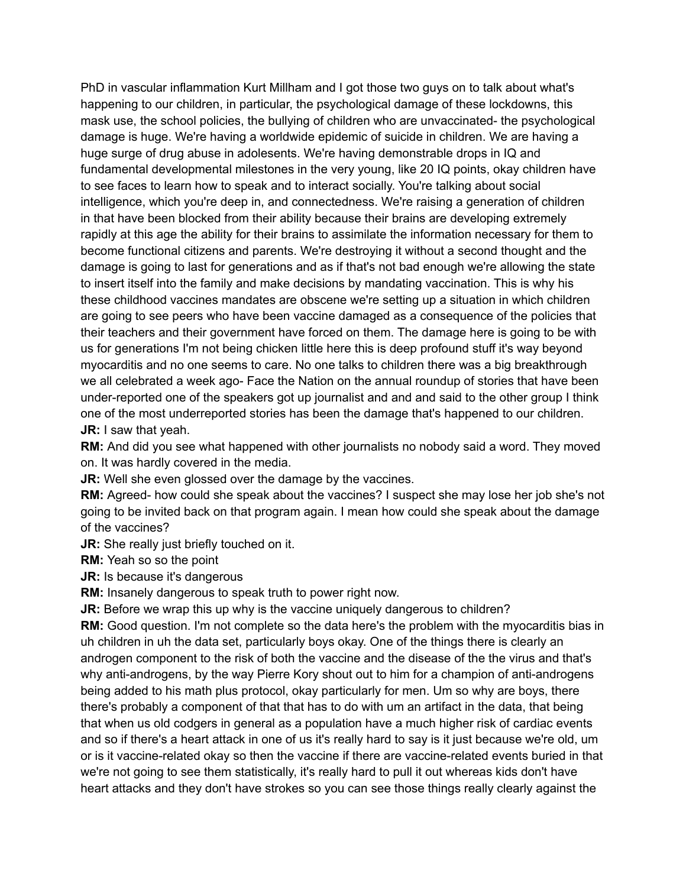PhD in vascular inflammation Kurt Millham and I got those two guys on to talk about what's happening to our children, in particular, the psychological damage of these lockdowns, this mask use, the school policies, the bullying of children who are unvaccinated- the psychological damage is huge. We're having a worldwide epidemic of suicide in children. We are having a huge surge of drug abuse in adolesents. We're having demonstrable drops in IQ and fundamental developmental milestones in the very young, like 20 IQ points, okay children have to see faces to learn how to speak and to interact socially. You're talking about social intelligence, which you're deep in, and connectedness. We're raising a generation of children in that have been blocked from their ability because their brains are developing extremely rapidly at this age the ability for their brains to assimilate the information necessary for them to become functional citizens and parents. We're destroying it without a second thought and the damage is going to last for generations and as if that's not bad enough we're allowing the state to insert itself into the family and make decisions by mandating vaccination. This is why his these childhood vaccines mandates are obscene we're setting up a situation in which children are going to see peers who have been vaccine damaged as a consequence of the policies that their teachers and their government have forced on them. The damage here is going to be with us for generations I'm not being chicken little here this is deep profound stuff it's way beyond myocarditis and no one seems to care. No one talks to children there was a big breakthrough we all celebrated a week ago- Face the Nation on the annual roundup of stories that have been under-reported one of the speakers got up journalist and and and said to the other group I think one of the most underreported stories has been the damage that's happened to our children.

**JR:** I saw that yeah.

**RM:** And did you see what happened with other journalists no nobody said a word. They moved on. It was hardly covered in the media.

**JR:** Well she even glossed over the damage by the vaccines.

**RM:** Agreed- how could she speak about the vaccines? I suspect she may lose her job she's not going to be invited back on that program again. I mean how could she speak about the damage of the vaccines?

**JR:** She really just briefly touched on it.

**RM:** Yeah so so the point

**JR:** Is because it's dangerous

**RM:** Insanely dangerous to speak truth to power right now.

**JR:** Before we wrap this up why is the vaccine uniquely dangerous to children?

**RM:** Good question. I'm not complete so the data here's the problem with the myocarditis bias in uh children in uh the data set, particularly boys okay. One of the things there is clearly an androgen component to the risk of both the vaccine and the disease of the the virus and that's why anti-androgens, by the way Pierre Kory shout out to him for a champion of anti-androgens being added to his math plus protocol, okay particularly for men. Um so why are boys, there there's probably a component of that that has to do with um an artifact in the data, that being that when us old codgers in general as a population have a much higher risk of cardiac events and so if there's a heart attack in one of us it's really hard to say is it just because we're old, um or is it vaccine-related okay so then the vaccine if there are vaccine-related events buried in that we're not going to see them statistically, it's really hard to pull it out whereas kids don't have heart attacks and they don't have strokes so you can see those things really clearly against the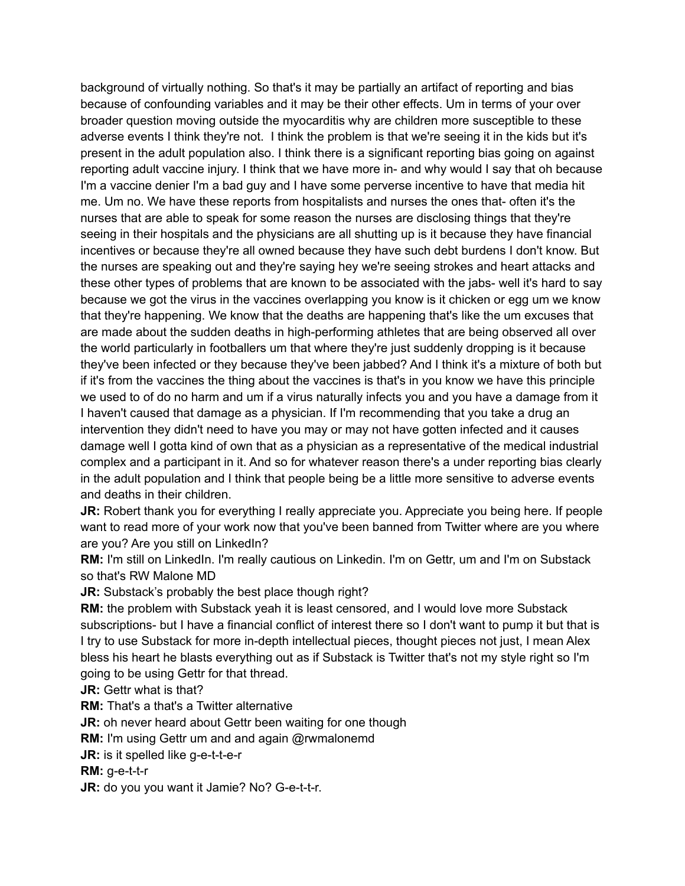background of virtually nothing. So that's it may be partially an artifact of reporting and bias because of confounding variables and it may be their other effects. Um in terms of your over broader question moving outside the myocarditis why are children more susceptible to these adverse events I think they're not.  I think the problem is that we're seeing it in the kids but it's present in the adult population also. I think there is a significant reporting bias going on against reporting adult vaccine injury. I think that we have more in- and why would I say that oh because I'm a vaccine denier I'm a bad guy and I have some perverse incentive to have that media hit me. Um no. We have these reports from hospitalists and nurses the ones that- often it's the nurses that are able to speak for some reason the nurses are disclosing things that they're seeing in their hospitals and the physicians are all shutting up is it because they have financial incentives or because they're all owned because they have such debt burdens I don't know. But the nurses are speaking out and they're saying hey we're seeing strokes and heart attacks and these other types of problems that are known to be associated with the jabs- well it's hard to say because we got the virus in the vaccines overlapping you know is it chicken or egg um we know that they're happening. We know that the deaths are happening that's like the um excuses that are made about the sudden deaths in high-performing athletes that are being observed all over the world particularly in footballers um that where they're just suddenly dropping is it because they've been infected or they because they've been jabbed? And I think it's a mixture of both but if it's from the vaccines the thing about the vaccines is that's in you know we have this principle we used to of do no harm and um if a virus naturally infects you and you have a damage from it I haven't caused that damage as a physician. If I'm recommending that you take a drug an intervention they didn't need to have you may or may not have gotten infected and it causes damage well I gotta kind of own that as a physician as a representative of the medical industrial complex and a participant in it. And so for whatever reason there's a under reporting bias clearly in the adult population and I think that people being be a little more sensitive to adverse events and deaths in their children.

**JR:** Robert thank you for everything I really appreciate you. Appreciate you being here. If people want to read more of your work now that you've been banned from Twitter where are you where are you? Are you still on LinkedIn?

**RM:** I'm still on LinkedIn. I'm really cautious on Linkedin. I'm on Gettr, um and I'm on Substack so that's RW Malone MD

**JR:** Substack's probably the best place though right?

**RM:** the problem with Substack yeah it is least censored, and I would love more Substack subscriptions- but I have a financial conflict of interest there so I don't want to pump it but that is I try to use Substack for more in-depth intellectual pieces, thought pieces not just, I mean Alex bless his heart he blasts everything out as if Substack is Twitter that's not my style right so I'm going to be using Gettr for that thread.

**JR:** Gettr what is that?

**RM:** That's a that's a Twitter alternative

**JR:** oh never heard about Gettr been waiting for one though

**RM:** I'm using Gettr um and and again @rwmalonemd

**JR:** is it spelled like g-e-t-t-e-r

**RM:** g-e-t-t-r

**JR:** do you you want it Jamie? No? G-e-t-t-r.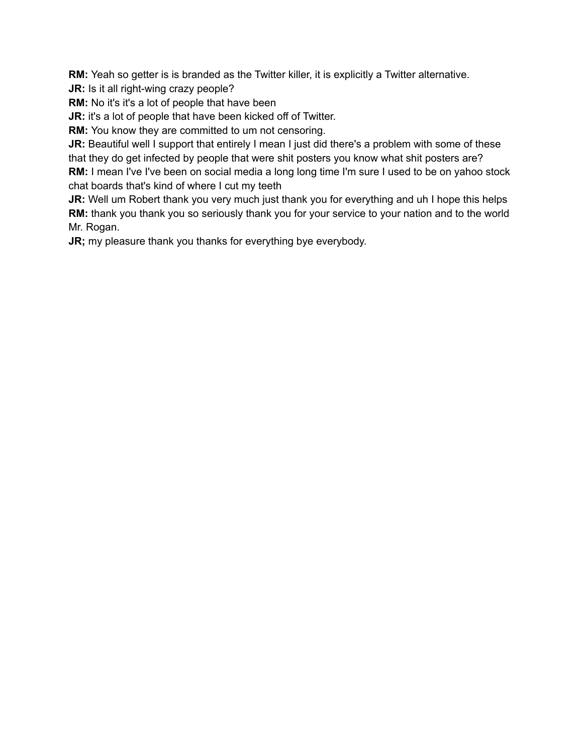**RM:** Yeah so getter is is branded as the Twitter killer, it is explicitly a Twitter alternative.
**JR:** Is it all right-wing crazy people?
**RM:** No it's it's a lot of people that have been
**JR:** it's a lot of people that have been kicked off of Twitter.
**RM:** You know they are committed to um not censoring.
**JR:** Beautiful well I support that entirely I mean I just did there's a problem with some of these that they do get infected by people that were shit posters you know what shit posters are?
**RM:** I mean I've I've been on social media a long long time I'm sure I used to be on yahoo stock chat boards that's kind of where I cut my teeth
**JR:** Well um Robert thank you very much just thank you for everything and uh I hope this helps
**RM:** thank you thank you so seriously thank you for your service to your nation and to the world Mr. Rogan.
**JR;** my pleasure thank you thanks for everything bye everybody.